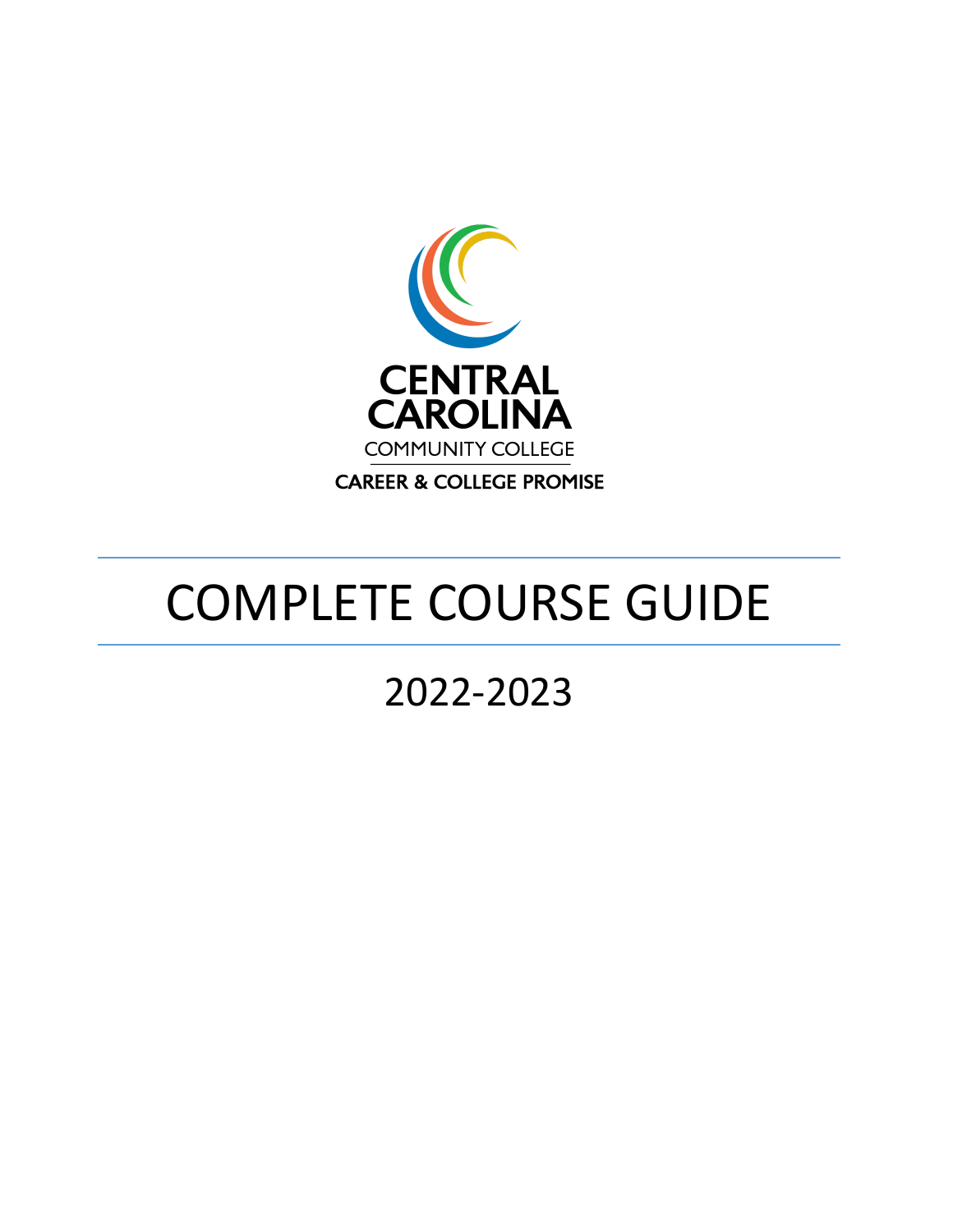CENTRAL CAROLINA
COMMUNITY COLLEGE

CAREER & COLLEGE PROMISE

# COMPLETE COURSE GUIDE

## 2022-2023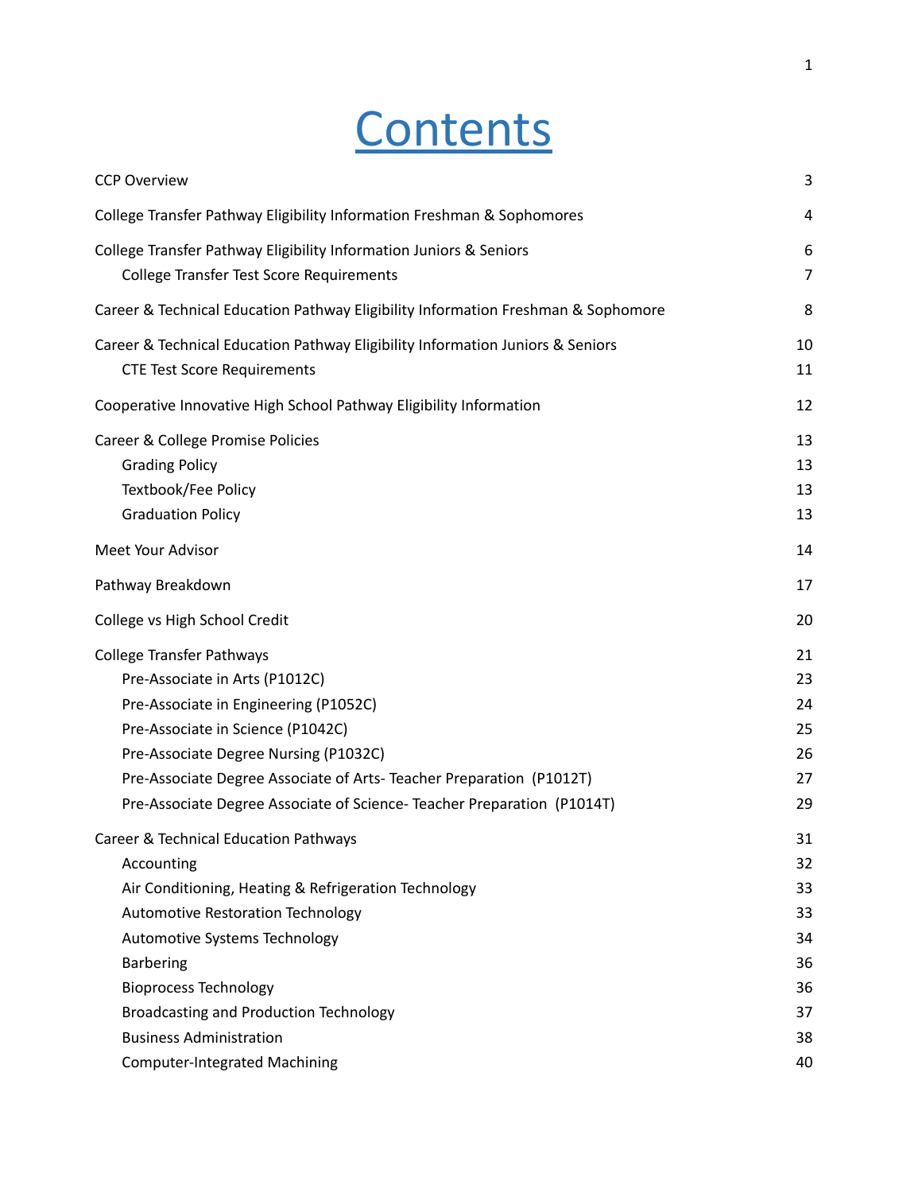# Contents

| | |
|---|---|
| CCP Overview | 3 |
| College Transfer Pathway Eligibility Information Freshman & Sophomores | 4 |
| College Transfer Pathway Eligibility Information Juniors & Seniors | 6 |
| &nbsp;&nbsp;&nbsp;&nbsp;College Transfer Test Score Requirements | 7 |
| Career & Technical Education Pathway Eligibility Information Freshman & Sophomore | 8 |
| Career & Technical Education Pathway Eligibility Information Juniors & Seniors | 10 |
| &nbsp;&nbsp;&nbsp;&nbsp;CTE Test Score Requirements | 11 |
| Cooperative Innovative High School Pathway Eligibility Information | 12 |
| Career & College Promise Policies | 13 |
| &nbsp;&nbsp;&nbsp;&nbsp;Grading Policy | 13 |
| &nbsp;&nbsp;&nbsp;&nbsp;Textbook/Fee Policy | 13 |
| &nbsp;&nbsp;&nbsp;&nbsp;Graduation Policy | 13 |
| Meet Your Advisor | 14 |
| Pathway Breakdown | 17 |
| College vs High School Credit | 20 |
| College Transfer Pathways | 21 |
| &nbsp;&nbsp;&nbsp;&nbsp;Pre-Associate in Arts (P1012C) | 23 |
| &nbsp;&nbsp;&nbsp;&nbsp;Pre-Associate in Engineering (P1052C) | 24 |
| &nbsp;&nbsp;&nbsp;&nbsp;Pre-Associate in Science (P1042C) | 25 |
| &nbsp;&nbsp;&nbsp;&nbsp;Pre-Associate Degree Nursing (P1032C) | 26 |
| &nbsp;&nbsp;&nbsp;&nbsp;Pre-Associate Degree Associate of Arts- Teacher Preparation (P1012T) | 27 |
| &nbsp;&nbsp;&nbsp;&nbsp;Pre-Associate Degree Associate of Science- Teacher Preparation (P1014T) | 29 |
| Career & Technical Education Pathways | 31 |
| &nbsp;&nbsp;&nbsp;&nbsp;Accounting | 32 |
| &nbsp;&nbsp;&nbsp;&nbsp;Air Conditioning, Heating & Refrigeration Technology | 33 |
| &nbsp;&nbsp;&nbsp;&nbsp;Automotive Restoration Technology | 33 |
| &nbsp;&nbsp;&nbsp;&nbsp;Automotive Systems Technology | 34 |
| &nbsp;&nbsp;&nbsp;&nbsp;Barbering | 36 |
| &nbsp;&nbsp;&nbsp;&nbsp;Bioprocess Technology | 36 |
| &nbsp;&nbsp;&nbsp;&nbsp;Broadcasting and Production Technology | 37 |
| &nbsp;&nbsp;&nbsp;&nbsp;Business Administration | 38 |
| &nbsp;&nbsp;&nbsp;&nbsp;Computer-Integrated Machining | 40 |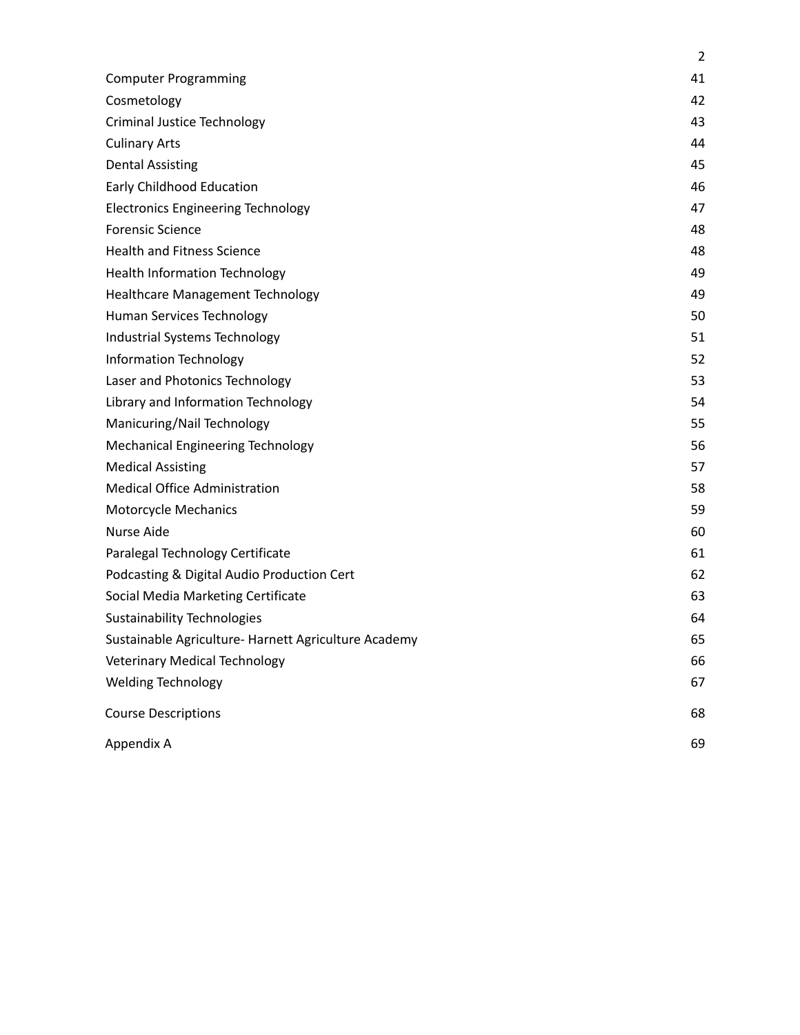| | |
|---|---|
| Computer Programming | 41 |
| Cosmetology | 42 |
| Criminal Justice Technology | 43 |
| Culinary Arts | 44 |
| Dental Assisting | 45 |
| Early Childhood Education | 46 |
| Electronics Engineering Technology | 47 |
| Forensic Science | 48 |
| Health and Fitness Science | 48 |
| Health Information Technology | 49 |
| Healthcare Management Technology | 49 |
| Human Services Technology | 50 |
| Industrial Systems Technology | 51 |
| Information Technology | 52 |
| Laser and Photonics Technology | 53 |
| Library and Information Technology | 54 |
| Manicuring/Nail Technology | 55 |
| Mechanical Engineering Technology | 56 |
| Medical Assisting | 57 |
| Medical Office Administration | 58 |
| Motorcycle Mechanics | 59 |
| Nurse Aide | 60 |
| Paralegal Technology Certificate | 61 |
| Podcasting & Digital Audio Production Cert | 62 |
| Social Media Marketing Certificate | 63 |
| Sustainability Technologies | 64 |
| Sustainable Agriculture- Harnett Agriculture Academy | 65 |
| Veterinary Medical Technology | 66 |
| Welding Technology | 67 |
| Course Descriptions | 68 |
| Appendix A | 69 |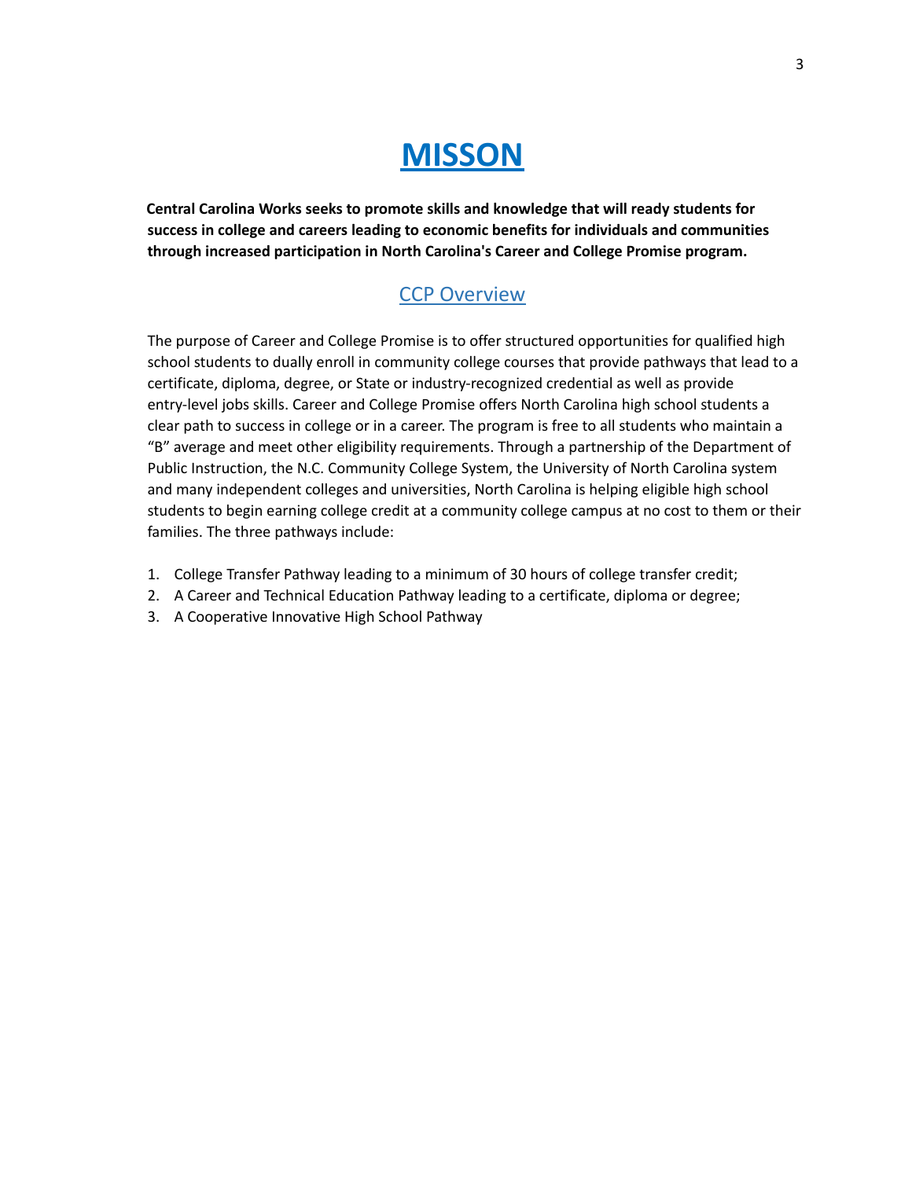# MISSON

**Central Carolina Works seeks to promote skills and knowledge that will ready students for success in college and careers leading to economic benefits for individuals and communities through increased participation in North Carolina's Career and College Promise program.**

## CCP Overview

The purpose of Career and College Promise is to offer structured opportunities for qualified high school students to dually enroll in community college courses that provide pathways that lead to a certificate, diploma, degree, or State or industry-recognized credential as well as provide entry-level jobs skills. Career and College Promise offers North Carolina high school students a clear path to success in college or in a career. The program is free to all students who maintain a "B" average and meet other eligibility requirements. Through a partnership of the Department of Public Instruction, the N.C. Community College System, the University of North Carolina system and many independent colleges and universities, North Carolina is helping eligible high school students to begin earning college credit at a community college campus at no cost to them or their families. The three pathways include:

1. College Transfer Pathway leading to a minimum of 30 hours of college transfer credit;
2. A Career and Technical Education Pathway leading to a certificate, diploma or degree;
3. A Cooperative Innovative High School Pathway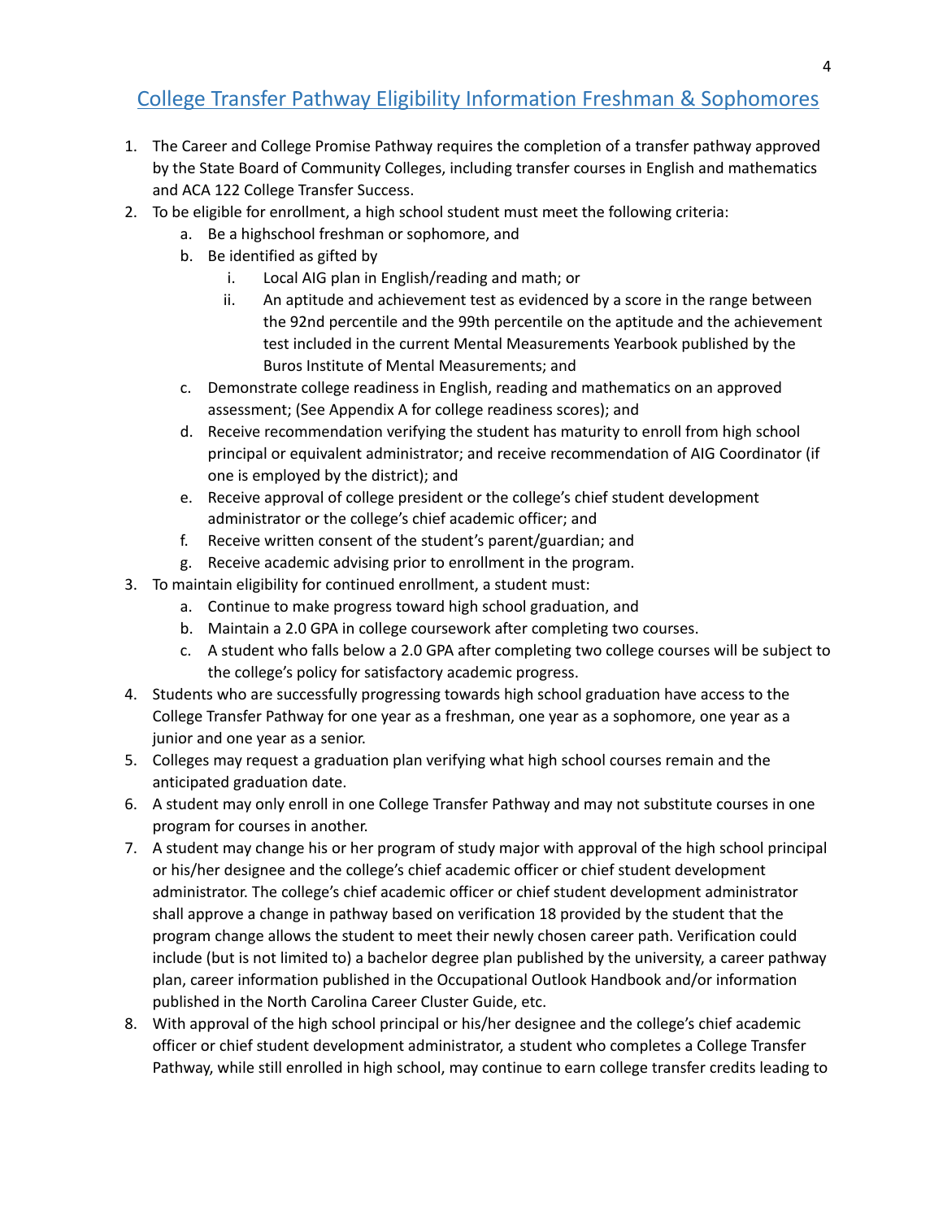## College Transfer Pathway Eligibility Information Freshman & Sophomores

1. The Career and College Promise Pathway requires the completion of a transfer pathway approved by the State Board of Community Colleges, including transfer courses in English and mathematics and ACA 122 College Transfer Success.
2. To be eligible for enrollment, a high school student must meet the following criteria:
   a. Be a highschool freshman or sophomore, and
   b. Be identified as gifted by
      i. Local AIG plan in English/reading and math; or
      ii. An aptitude and achievement test as evidenced by a score in the range between the 92nd percentile and the 99th percentile on the aptitude and the achievement test included in the current Mental Measurements Yearbook published by the Buros Institute of Mental Measurements; and
   c. Demonstrate college readiness in English, reading and mathematics on an approved assessment; (See Appendix A for college readiness scores); and
   d. Receive recommendation verifying the student has maturity to enroll from high school principal or equivalent administrator; and receive recommendation of AIG Coordinator (if one is employed by the district); and
   e. Receive approval of college president or the college's chief student development administrator or the college's chief academic officer; and
   f. Receive written consent of the student's parent/guardian; and
   g. Receive academic advising prior to enrollment in the program.
3. To maintain eligibility for continued enrollment, a student must:
   a. Continue to make progress toward high school graduation, and
   b. Maintain a 2.0 GPA in college coursework after completing two courses.
   c. A student who falls below a 2.0 GPA after completing two college courses will be subject to the college's policy for satisfactory academic progress.
4. Students who are successfully progressing towards high school graduation have access to the College Transfer Pathway for one year as a freshman, one year as a sophomore, one year as a junior and one year as a senior.
5. Colleges may request a graduation plan verifying what high school courses remain and the anticipated graduation date.
6. A student may only enroll in one College Transfer Pathway and may not substitute courses in one program for courses in another.
7. A student may change his or her program of study major with approval of the high school principal or his/her designee and the college's chief academic officer or chief student development administrator. The college's chief academic officer or chief student development administrator shall approve a change in pathway based on verification 18 provided by the student that the program change allows the student to meet their newly chosen career path. Verification could include (but is not limited to) a bachelor degree plan published by the university, a career pathway plan, career information published in the Occupational Outlook Handbook and/or information published in the North Carolina Career Cluster Guide, etc.
8. With approval of the high school principal or his/her designee and the college's chief academic officer or chief student development administrator, a student who completes a College Transfer Pathway, while still enrolled in high school, may continue to earn college transfer credits leading to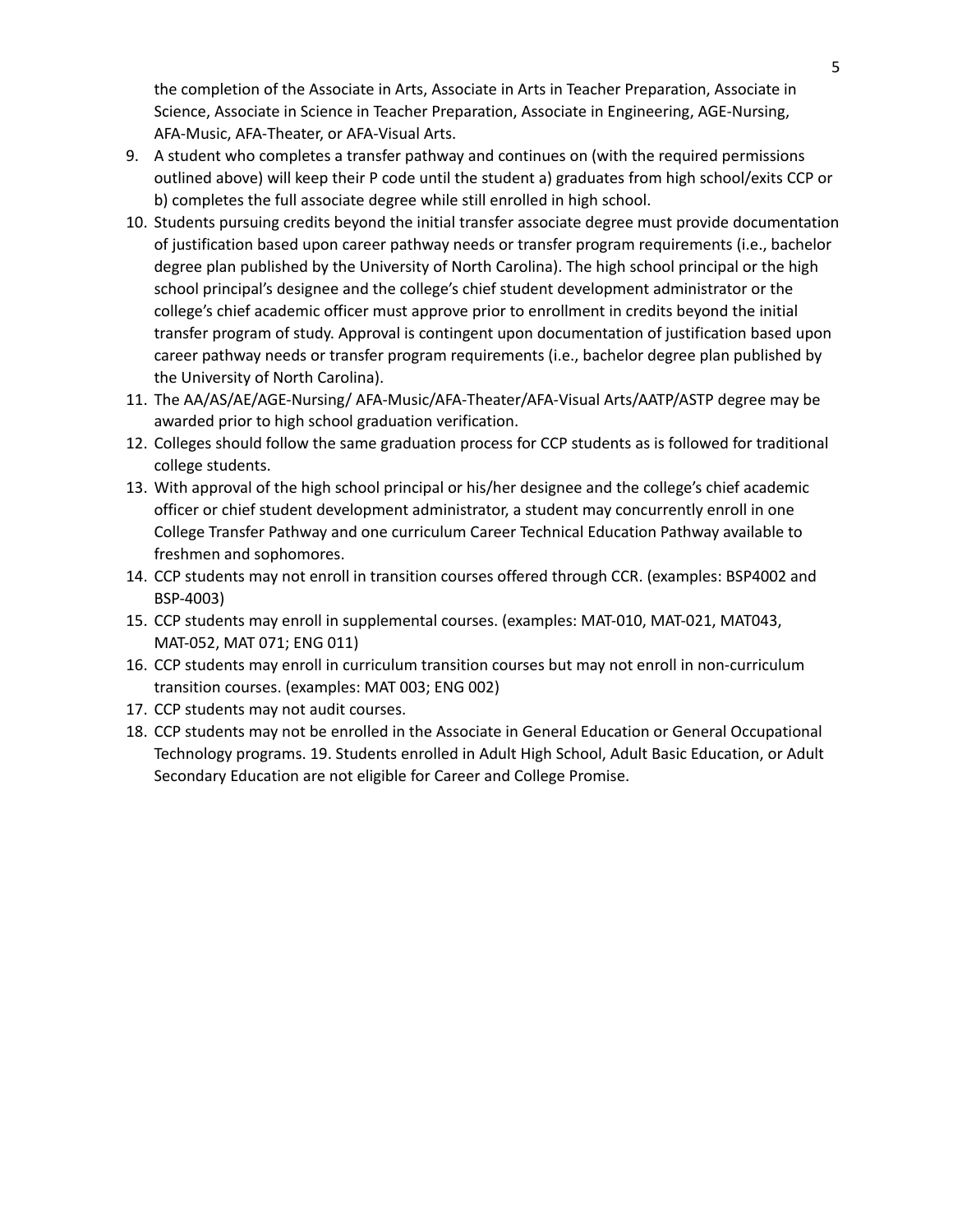the completion of the Associate in Arts, Associate in Arts in Teacher Preparation, Associate in Science, Associate in Science in Teacher Preparation, Associate in Engineering, AGE-Nursing, AFA-Music, AFA-Theater, or AFA-Visual Arts.

9. A student who completes a transfer pathway and continues on (with the required permissions outlined above) will keep their P code until the student a) graduates from high school/exits CCP or b) completes the full associate degree while still enrolled in high school.
10. Students pursuing credits beyond the initial transfer associate degree must provide documentation of justification based upon career pathway needs or transfer program requirements (i.e., bachelor degree plan published by the University of North Carolina). The high school principal or the high school principal's designee and the college's chief student development administrator or the college's chief academic officer must approve prior to enrollment in credits beyond the initial transfer program of study. Approval is contingent upon documentation of justification based upon career pathway needs or transfer program requirements (i.e., bachelor degree plan published by the University of North Carolina).
11. The AA/AS/AE/AGE-Nursing/ AFA-Music/AFA-Theater/AFA-Visual Arts/AATP/ASTP degree may be awarded prior to high school graduation verification.
12. Colleges should follow the same graduation process for CCP students as is followed for traditional college students.
13. With approval of the high school principal or his/her designee and the college's chief academic officer or chief student development administrator, a student may concurrently enroll in one College Transfer Pathway and one curriculum Career Technical Education Pathway available to freshmen and sophomores.
14. CCP students may not enroll in transition courses offered through CCR. (examples: BSP4002 and BSP-4003)
15. CCP students may enroll in supplemental courses. (examples: MAT-010, MAT-021, MAT043, MAT-052, MAT 071; ENG 011)
16. CCP students may enroll in curriculum transition courses but may not enroll in non-curriculum transition courses. (examples: MAT 003; ENG 002)
17. CCP students may not audit courses.
18. CCP students may not be enrolled in the Associate in General Education or General Occupational Technology programs. 19. Students enrolled in Adult High School, Adult Basic Education, or Adult Secondary Education are not eligible for Career and College Promise.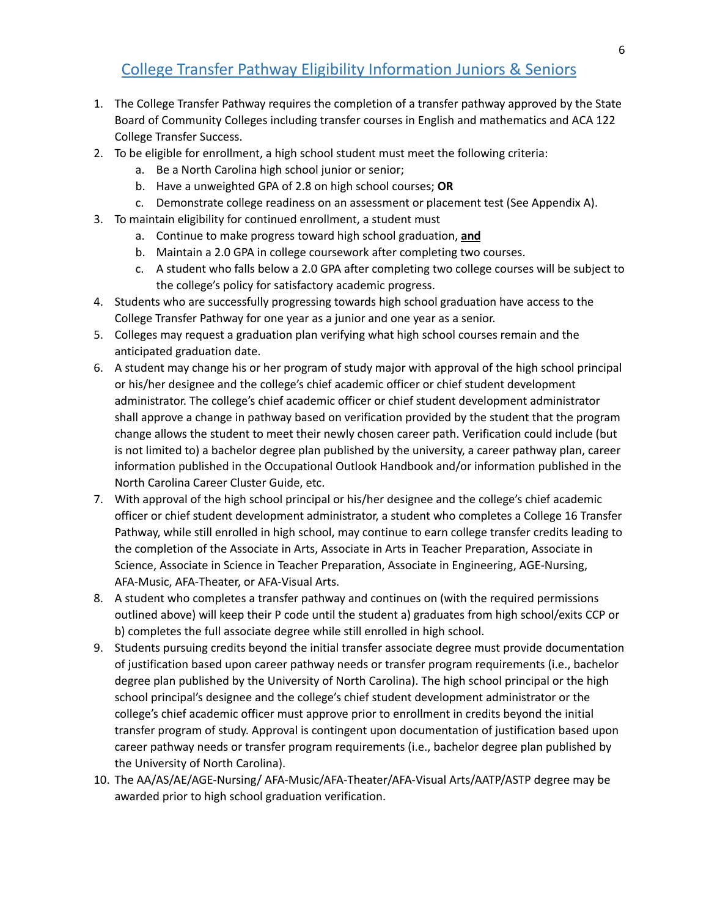## College Transfer Pathway Eligibility Information Juniors & Seniors

1. The College Transfer Pathway requires the completion of a transfer pathway approved by the State Board of Community Colleges including transfer courses in English and mathematics and ACA 122 College Transfer Success.
2. To be eligible for enrollment, a high school student must meet the following criteria:
   a. Be a North Carolina high school junior or senior;
   b. Have a unweighted GPA of 2.8 on high school courses; **OR**
   c. Demonstrate college readiness on an assessment or placement test (See Appendix A).
3. To maintain eligibility for continued enrollment, a student must
   a. Continue to make progress toward high school graduation, **and**
   b. Maintain a 2.0 GPA in college coursework after completing two courses.
   c. A student who falls below a 2.0 GPA after completing two college courses will be subject to the college's policy for satisfactory academic progress.
4. Students who are successfully progressing towards high school graduation have access to the College Transfer Pathway for one year as a junior and one year as a senior.
5. Colleges may request a graduation plan verifying what high school courses remain and the anticipated graduation date.
6. A student may change his or her program of study major with approval of the high school principal or his/her designee and the college's chief academic officer or chief student development administrator. The college's chief academic officer or chief student development administrator shall approve a change in pathway based on verification provided by the student that the program change allows the student to meet their newly chosen career path. Verification could include (but is not limited to) a bachelor degree plan published by the university, a career pathway plan, career information published in the Occupational Outlook Handbook and/or information published in the North Carolina Career Cluster Guide, etc.
7. With approval of the high school principal or his/her designee and the college's chief academic officer or chief student development administrator, a student who completes a College 16 Transfer Pathway, while still enrolled in high school, may continue to earn college transfer credits leading to the completion of the Associate in Arts, Associate in Arts in Teacher Preparation, Associate in Science, Associate in Science in Teacher Preparation, Associate in Engineering, AGE-Nursing, AFA-Music, AFA-Theater, or AFA-Visual Arts.
8. A student who completes a transfer pathway and continues on (with the required permissions outlined above) will keep their P code until the student a) graduates from high school/exits CCP or b) completes the full associate degree while still enrolled in high school.
9. Students pursuing credits beyond the initial transfer associate degree must provide documentation of justification based upon career pathway needs or transfer program requirements (i.e., bachelor degree plan published by the University of North Carolina). The high school principal or the high school principal's designee and the college's chief student development administrator or the college's chief academic officer must approve prior to enrollment in credits beyond the initial transfer program of study. Approval is contingent upon documentation of justification based upon career pathway needs or transfer program requirements (i.e., bachelor degree plan published by the University of North Carolina).
10. The AA/AS/AE/AGE-Nursing/ AFA-Music/AFA-Theater/AFA-Visual Arts/AATP/ASTP degree may be awarded prior to high school graduation verification.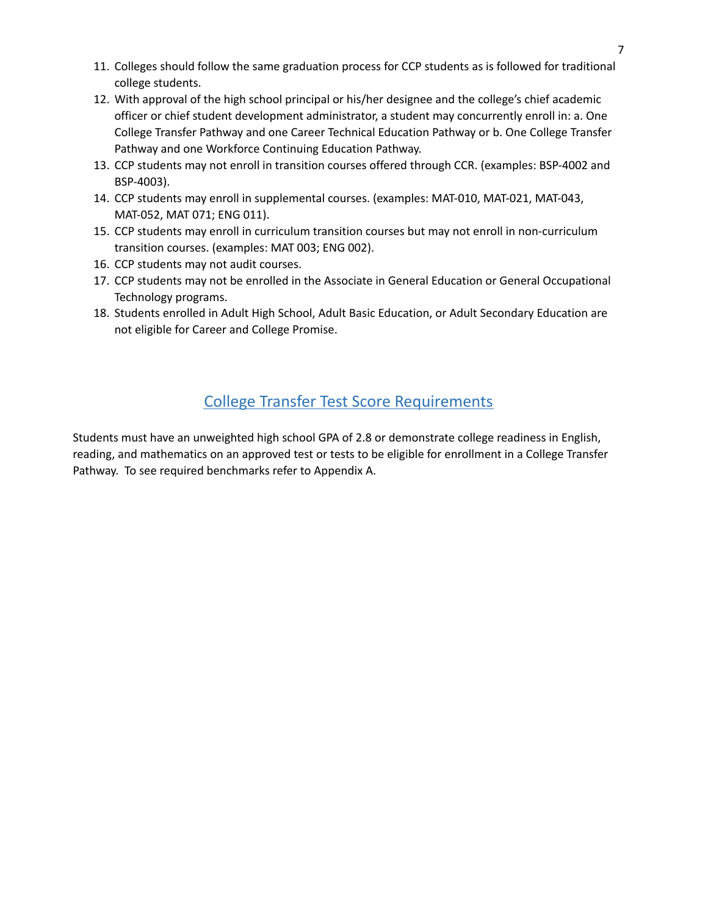11. Colleges should follow the same graduation process for CCP students as is followed for traditional college students.
12. With approval of the high school principal or his/her designee and the college's chief academic officer or chief student development administrator, a student may concurrently enroll in: a. One College Transfer Pathway and one Career Technical Education Pathway or b. One College Transfer Pathway and one Workforce Continuing Education Pathway.
13. CCP students may not enroll in transition courses offered through CCR. (examples: BSP-4002 and BSP-4003).
14. CCP students may enroll in supplemental courses. (examples: MAT-010, MAT-021, MAT-043, MAT-052, MAT 071; ENG 011).
15. CCP students may enroll in curriculum transition courses but may not enroll in non-curriculum transition courses. (examples: MAT 003; ENG 002).
16. CCP students may not audit courses.
17. CCP students may not be enrolled in the Associate in General Education or General Occupational Technology programs.
18. Students enrolled in Adult High School, Adult Basic Education, or Adult Secondary Education are not eligible for Career and College Promise.

## College Transfer Test Score Requirements

Students must have an unweighted high school GPA of 2.8 or demonstrate college readiness in English, reading, and mathematics on an approved test or tests to be eligible for enrollment in a College Transfer Pathway. To see required benchmarks refer to Appendix A.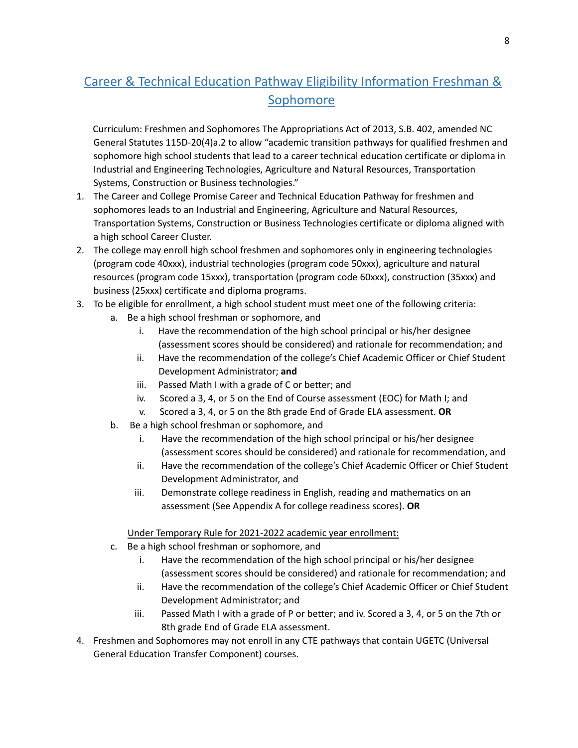## Career & Technical Education Pathway Eligibility Information Freshman & Sophomore

Curriculum: Freshmen and Sophomores The Appropriations Act of 2013, S.B. 402, amended NC General Statutes 115D-20(4)a.2 to allow "academic transition pathways for qualified freshmen and sophomore high school students that lead to a career technical education certificate or diploma in Industrial and Engineering Technologies, Agriculture and Natural Resources, Transportation Systems, Construction or Business technologies."

1. The Career and College Promise Career and Technical Education Pathway for freshmen and sophomores leads to an Industrial and Engineering, Agriculture and Natural Resources, Transportation Systems, Construction or Business Technologies certificate or diploma aligned with a high school Career Cluster.
2. The college may enroll high school freshmen and sophomores only in engineering technologies (program code 40xxx), industrial technologies (program code 50xxx), agriculture and natural resources (program code 15xxx), transportation (program code 60xxx), construction (35xxx) and business (25xxx) certificate and diploma programs.
3. To be eligible for enrollment, a high school student must meet one of the following criteria:
   a. Be a high school freshman or sophomore, and
      i. Have the recommendation of the high school principal or his/her designee (assessment scores should be considered) and rationale for recommendation; and
      ii. Have the recommendation of the college's Chief Academic Officer or Chief Student Development Administrator; **and**
      iii. Passed Math I with a grade of C or better; and
      iv. Scored a 3, 4, or 5 on the End of Course assessment (EOC) for Math I; and
      v. Scored a 3, 4, or 5 on the 8th grade End of Grade ELA assessment. **OR**
   b. Be a high school freshman or sophomore, and
      i. Have the recommendation of the high school principal or his/her designee (assessment scores should be considered) and rationale for recommendation, and
      ii. Have the recommendation of the college's Chief Academic Officer or Chief Student Development Administrator, and
      iii. Demonstrate college readiness in English, reading and mathematics on an assessment (See Appendix A for college readiness scores). **OR**

   Under Temporary Rule for 2021-2022 academic year enrollment:

   c. Be a high school freshman or sophomore, and
      i. Have the recommendation of the high school principal or his/her designee (assessment scores should be considered) and rationale for recommendation; and
      ii. Have the recommendation of the college's Chief Academic Officer or Chief Student Development Administrator; and
      iii. Passed Math I with a grade of P or better; and iv. Scored a 3, 4, or 5 on the 7th or 8th grade End of Grade ELA assessment.
4. Freshmen and Sophomores may not enroll in any CTE pathways that contain UGETC (Universal General Education Transfer Component) courses.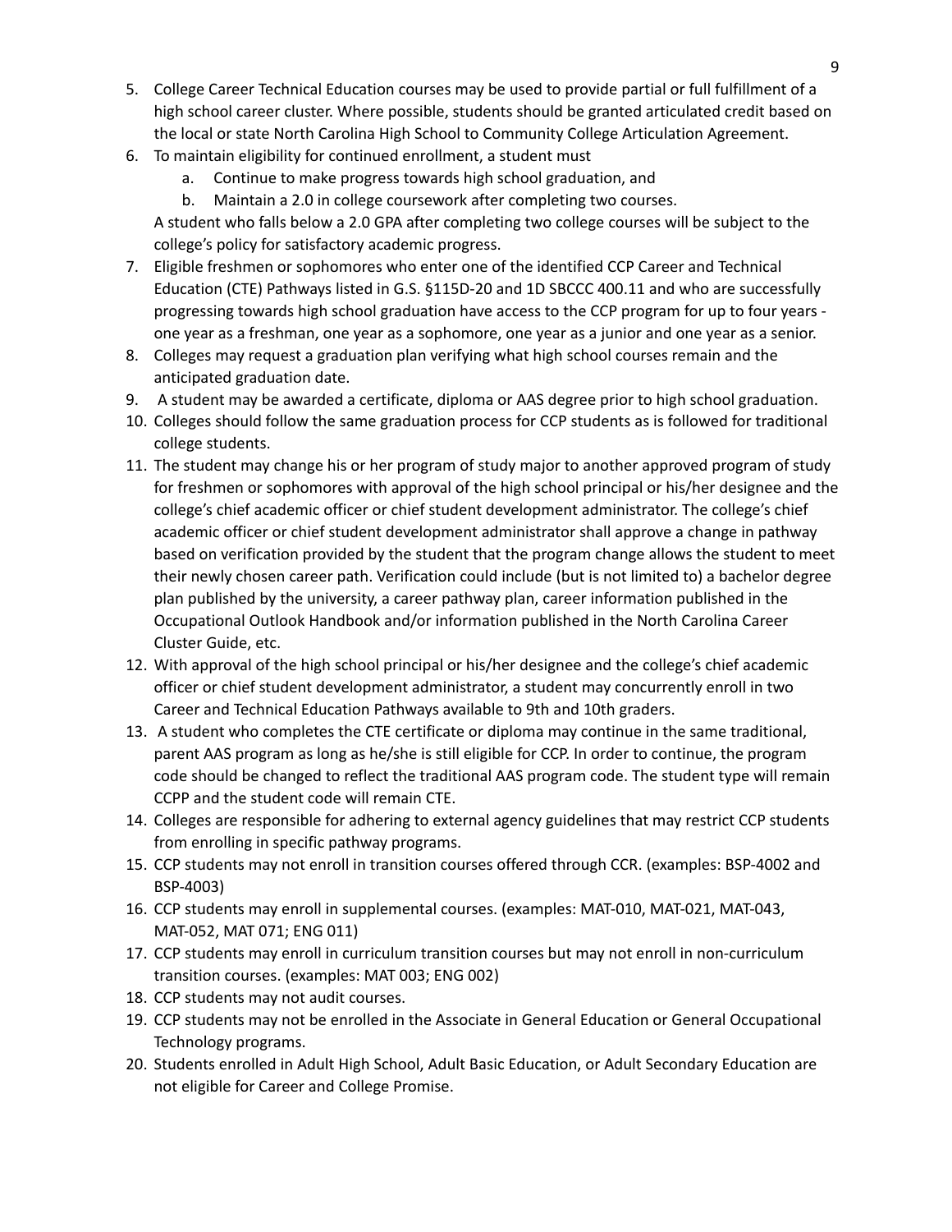5. College Career Technical Education courses may be used to provide partial or full fulfillment of a high school career cluster. Where possible, students should be granted articulated credit based on the local or state North Carolina High School to Community College Articulation Agreement.
6. To maintain eligibility for continued enrollment, a student must
    a. Continue to make progress towards high school graduation, and
    b. Maintain a 2.0 in college coursework after completing two courses.

   A student who falls below a 2.0 GPA after completing two college courses will be subject to the college's policy for satisfactory academic progress.
7. Eligible freshmen or sophomores who enter one of the identified CCP Career and Technical Education (CTE) Pathways listed in G.S. §115D-20 and 1D SBCCC 400.11 and who are successfully progressing towards high school graduation have access to the CCP program for up to four years - one year as a freshman, one year as a sophomore, one year as a junior and one year as a senior.
8. Colleges may request a graduation plan verifying what high school courses remain and the anticipated graduation date.
9. A student may be awarded a certificate, diploma or AAS degree prior to high school graduation.
10. Colleges should follow the same graduation process for CCP students as is followed for traditional college students.
11. The student may change his or her program of study major to another approved program of study for freshmen or sophomores with approval of the high school principal or his/her designee and the college's chief academic officer or chief student development administrator. The college's chief academic officer or chief student development administrator shall approve a change in pathway based on verification provided by the student that the program change allows the student to meet their newly chosen career path. Verification could include (but is not limited to) a bachelor degree plan published by the university, a career pathway plan, career information published in the Occupational Outlook Handbook and/or information published in the North Carolina Career Cluster Guide, etc.
12. With approval of the high school principal or his/her designee and the college's chief academic officer or chief student development administrator, a student may concurrently enroll in two Career and Technical Education Pathways available to 9th and 10th graders.
13. A student who completes the CTE certificate or diploma may continue in the same traditional, parent AAS program as long as he/she is still eligible for CCP. In order to continue, the program code should be changed to reflect the traditional AAS program code. The student type will remain CCPP and the student code will remain CTE.
14. Colleges are responsible for adhering to external agency guidelines that may restrict CCP students from enrolling in specific pathway programs.
15. CCP students may not enroll in transition courses offered through CCR. (examples: BSP-4002 and BSP-4003)
16. CCP students may enroll in supplemental courses. (examples: MAT-010, MAT-021, MAT-043, MAT-052, MAT 071; ENG 011)
17. CCP students may enroll in curriculum transition courses but may not enroll in non-curriculum transition courses. (examples: MAT 003; ENG 002)
18. CCP students may not audit courses.
19. CCP students may not be enrolled in the Associate in General Education or General Occupational Technology programs.
20. Students enrolled in Adult High School, Adult Basic Education, or Adult Secondary Education are not eligible for Career and College Promise.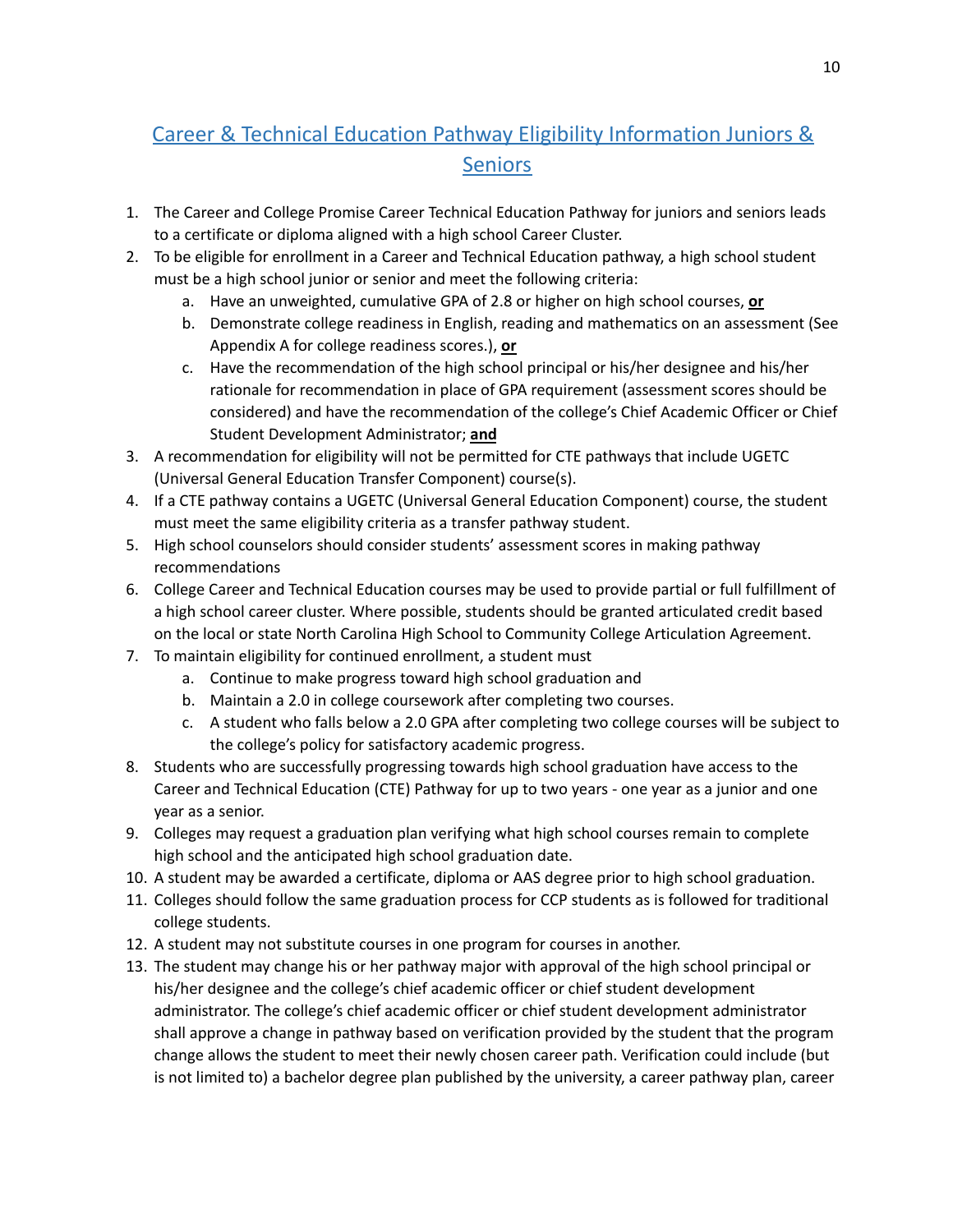## Career & Technical Education Pathway Eligibility Information Juniors & Seniors

1. The Career and College Promise Career Technical Education Pathway for juniors and seniors leads to a certificate or diploma aligned with a high school Career Cluster.
2. To be eligible for enrollment in a Career and Technical Education pathway, a high school student must be a high school junior or senior and meet the following criteria:
   a. Have an unweighted, cumulative GPA of 2.8 or higher on high school courses, **or**
   b. Demonstrate college readiness in English, reading and mathematics on an assessment (See Appendix A for college readiness scores.), **or**
   c. Have the recommendation of the high school principal or his/her designee and his/her rationale for recommendation in place of GPA requirement (assessment scores should be considered) and have the recommendation of the college's Chief Academic Officer or Chief Student Development Administrator; **and**
3. A recommendation for eligibility will not be permitted for CTE pathways that include UGETC (Universal General Education Transfer Component) course(s).
4. If a CTE pathway contains a UGETC (Universal General Education Component) course, the student must meet the same eligibility criteria as a transfer pathway student.
5. High school counselors should consider students' assessment scores in making pathway recommendations
6. College Career and Technical Education courses may be used to provide partial or full fulfillment of a high school career cluster. Where possible, students should be granted articulated credit based on the local or state North Carolina High School to Community College Articulation Agreement.
7. To maintain eligibility for continued enrollment, a student must
   a. Continue to make progress toward high school graduation and
   b. Maintain a 2.0 in college coursework after completing two courses.
   c. A student who falls below a 2.0 GPA after completing two college courses will be subject to the college's policy for satisfactory academic progress.
8. Students who are successfully progressing towards high school graduation have access to the Career and Technical Education (CTE) Pathway for up to two years - one year as a junior and one year as a senior.
9. Colleges may request a graduation plan verifying what high school courses remain to complete high school and the anticipated high school graduation date.
10. A student may be awarded a certificate, diploma or AAS degree prior to high school graduation.
11. Colleges should follow the same graduation process for CCP students as is followed for traditional college students.
12. A student may not substitute courses in one program for courses in another.
13. The student may change his or her pathway major with approval of the high school principal or his/her designee and the college's chief academic officer or chief student development administrator. The college's chief academic officer or chief student development administrator shall approve a change in pathway based on verification provided by the student that the program change allows the student to meet their newly chosen career path. Verification could include (but is not limited to) a bachelor degree plan published by the university, a career pathway plan, career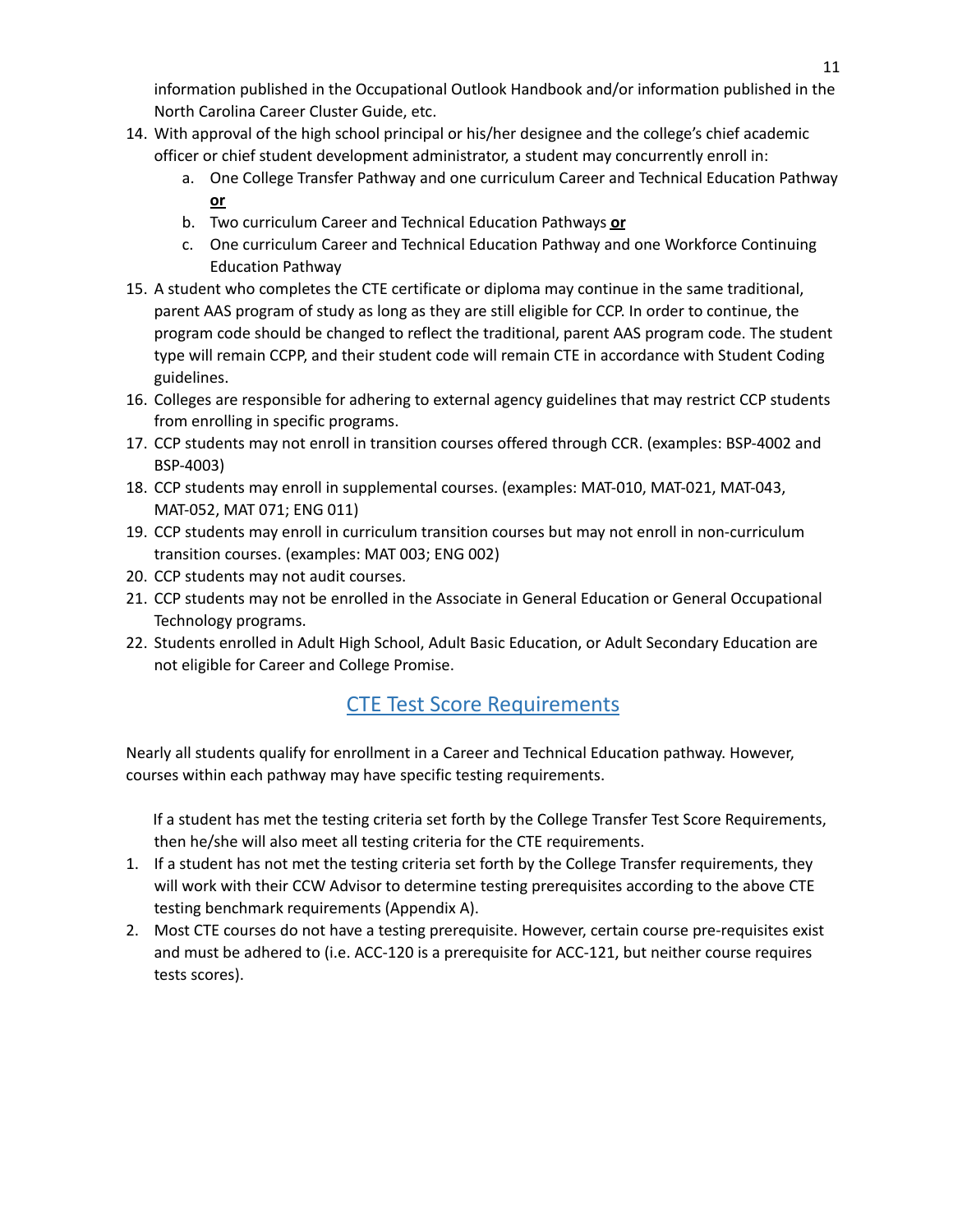information published in the Occupational Outlook Handbook and/or information published in the North Carolina Career Cluster Guide, etc.

14. With approval of the high school principal or his/her designee and the college's chief academic officer or chief student development administrator, a student may concurrently enroll in:
    a. One College Transfer Pathway and one curriculum Career and Technical Education Pathway **or**
    b. Two curriculum Career and Technical Education Pathways **or**
    c. One curriculum Career and Technical Education Pathway and one Workforce Continuing Education Pathway
15. A student who completes the CTE certificate or diploma may continue in the same traditional, parent AAS program of study as long as they are still eligible for CCP. In order to continue, the program code should be changed to reflect the traditional, parent AAS program code. The student type will remain CCPP, and their student code will remain CTE in accordance with Student Coding guidelines.
16. Colleges are responsible for adhering to external agency guidelines that may restrict CCP students from enrolling in specific programs.
17. CCP students may not enroll in transition courses offered through CCR. (examples: BSP-4002 and BSP-4003)
18. CCP students may enroll in supplemental courses. (examples: MAT-010, MAT-021, MAT-043, MAT-052, MAT 071; ENG 011)
19. CCP students may enroll in curriculum transition courses but may not enroll in non-curriculum transition courses. (examples: MAT 003; ENG 002)
20. CCP students may not audit courses.
21. CCP students may not be enrolled in the Associate in General Education or General Occupational Technology programs.
22. Students enrolled in Adult High School, Adult Basic Education, or Adult Secondary Education are not eligible for Career and College Promise.

## CTE Test Score Requirements

Nearly all students qualify for enrollment in a Career and Technical Education pathway. However, courses within each pathway may have specific testing requirements.

If a student has met the testing criteria set forth by the College Transfer Test Score Requirements, then he/she will also meet all testing criteria for the CTE requirements.

1. If a student has not met the testing criteria set forth by the College Transfer requirements, they will work with their CCW Advisor to determine testing prerequisites according to the above CTE testing benchmark requirements (Appendix A).
2. Most CTE courses do not have a testing prerequisite. However, certain course pre-requisites exist and must be adhered to (i.e. ACC-120 is a prerequisite for ACC-121, but neither course requires tests scores).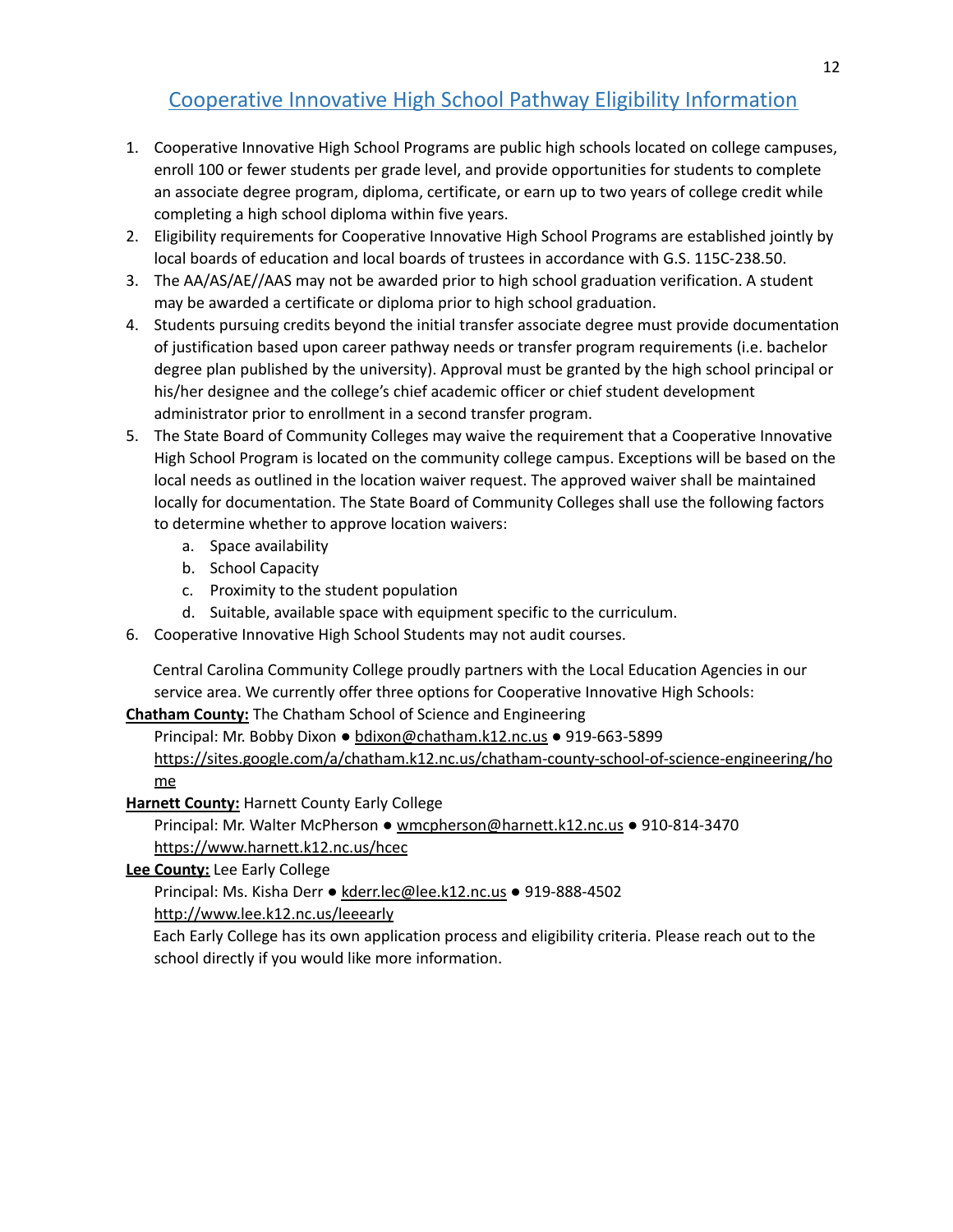## Cooperative Innovative High School Pathway Eligibility Information

1. Cooperative Innovative High School Programs are public high schools located on college campuses, enroll 100 or fewer students per grade level, and provide opportunities for students to complete an associate degree program, diploma, certificate, or earn up to two years of college credit while completing a high school diploma within five years.
2. Eligibility requirements for Cooperative Innovative High School Programs are established jointly by local boards of education and local boards of trustees in accordance with G.S. 115C-238.50.
3. The AA/AS/AE//AAS may not be awarded prior to high school graduation verification. A student may be awarded a certificate or diploma prior to high school graduation.
4. Students pursuing credits beyond the initial transfer associate degree must provide documentation of justification based upon career pathway needs or transfer program requirements (i.e. bachelor degree plan published by the university). Approval must be granted by the high school principal or his/her designee and the college's chief academic officer or chief student development administrator prior to enrollment in a second transfer program.
5. The State Board of Community Colleges may waive the requirement that a Cooperative Innovative High School Program is located on the community college campus. Exceptions will be based on the local needs as outlined in the location waiver request. The approved waiver shall be maintained locally for documentation. The State Board of Community Colleges shall use the following factors to determine whether to approve location waivers:
   a. Space availability
   b. School Capacity
   c. Proximity to the student population
   d. Suitable, available space with equipment specific to the curriculum.
6. Cooperative Innovative High School Students may not audit courses.

Central Carolina Community College proudly partners with the Local Education Agencies in our service area. We currently offer three options for Cooperative Innovative High Schools:

**Chatham County:** The Chatham School of Science and Engineering
Principal: Mr. Bobby Dixon ● bdixon@chatham.k12.nc.us ● 919-663-5899
https://sites.google.com/a/chatham.k12.nc.us/chatham-county-school-of-science-engineering/home

**Harnett County:** Harnett County Early College
Principal: Mr. Walter McPherson ● wmcpherson@harnett.k12.nc.us ● 910-814-3470
https://www.harnett.k12.nc.us/hcec

**Lee County:** Lee Early College
Principal: Ms. Kisha Derr ● kderr.lec@lee.k12.nc.us ● 919-888-4502
http://www.lee.k12.nc.us/leeearly

Each Early College has its own application process and eligibility criteria. Please reach out to the school directly if you would like more information.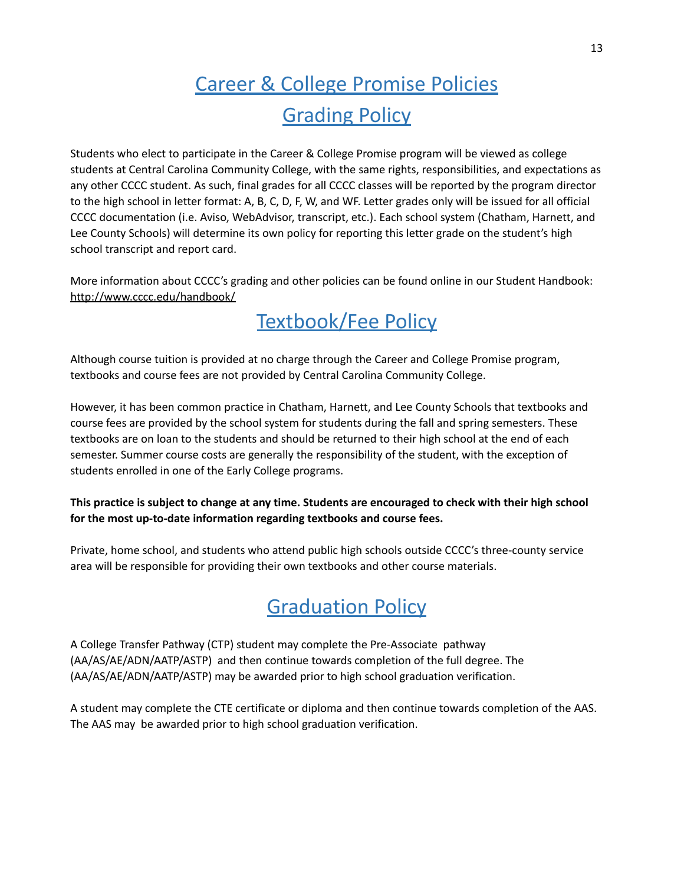# Career & College Promise Policies

## Grading Policy

Students who elect to participate in the Career & College Promise program will be viewed as college students at Central Carolina Community College, with the same rights, responsibilities, and expectations as any other CCCC student. As such, final grades for all CCCC classes will be reported by the program director to the high school in letter format: A, B, C, D, F, W, and WF. Letter grades only will be issued for all official CCCC documentation (i.e. Aviso, WebAdvisor, transcript, etc.). Each school system (Chatham, Harnett, and Lee County Schools) will determine its own policy for reporting this letter grade on the student's high school transcript and report card.

More information about CCCC's grading and other policies can be found online in our Student Handbook: http://www.cccc.edu/handbook/

## Textbook/Fee Policy

Although course tuition is provided at no charge through the Career and College Promise program, textbooks and course fees are not provided by Central Carolina Community College.

However, it has been common practice in Chatham, Harnett, and Lee County Schools that textbooks and course fees are provided by the school system for students during the fall and spring semesters. These textbooks are on loan to the students and should be returned to their high school at the end of each semester. Summer course costs are generally the responsibility of the student, with the exception of students enrolled in one of the Early College programs.

**This practice is subject to change at any time. Students are encouraged to check with their high school for the most up-to-date information regarding textbooks and course fees.**

Private, home school, and students who attend public high schools outside CCCC's three-county service area will be responsible for providing their own textbooks and other course materials.

## Graduation Policy

A College Transfer Pathway (CTP) student may complete the Pre-Associate pathway (AA/AS/AE/ADN/AATP/ASTP) and then continue towards completion of the full degree. The (AA/AS/AE/ADN/AATP/ASTP) may be awarded prior to high school graduation verification.

A student may complete the CTE certificate or diploma and then continue towards completion of the AAS. The AAS may be awarded prior to high school graduation verification.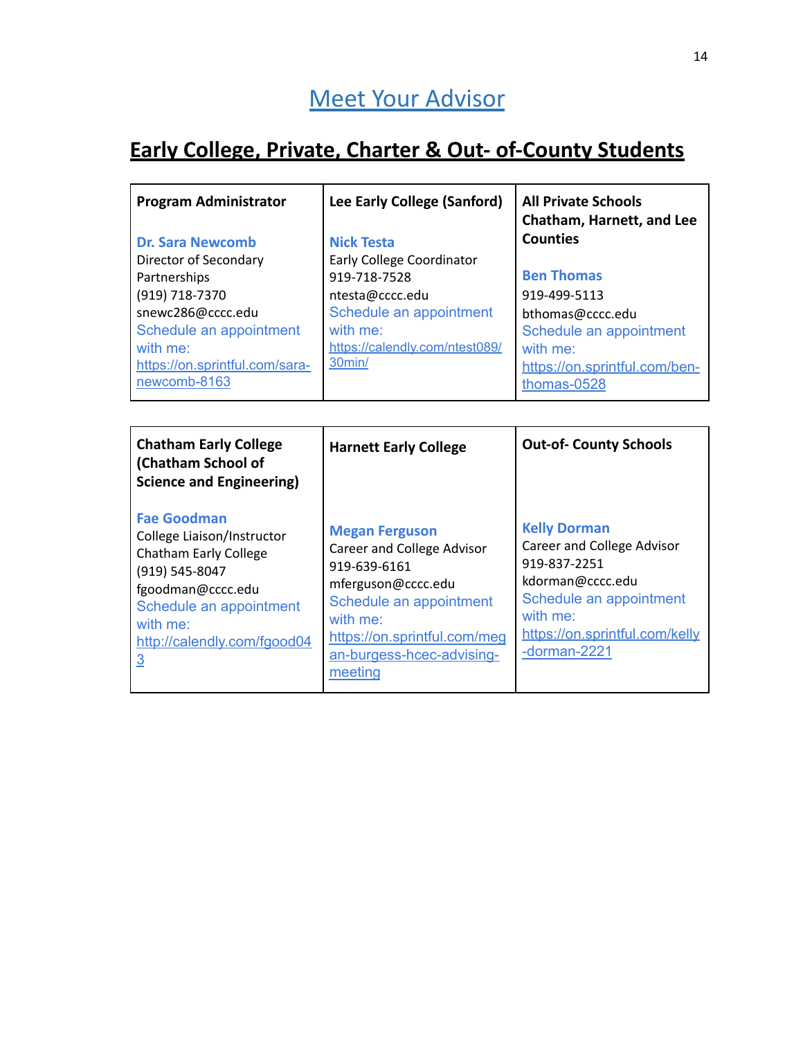# Meet Your Advisor

## Early College, Private, Charter & Out- of-County Students

| Program Administrator | Lee Early College (Sanford) | All Private Schools Chatham, Harnett, and Lee Counties |
|---|---|---|
| **Dr. Sara Newcomb**<br>Director of Secondary Partnerships<br>(919) 718-7370<br>snewc286@cccc.edu<br>Schedule an appointment with me: https://on.sprintful.com/sara-newcomb-8163 | **Nick Testa**<br>Early College Coordinator<br>919-718-7528<br>ntesta@cccc.edu<br>Schedule an appointment with me: https://calendly.com/ntest089/30min/ | **Ben Thomas**<br>919-499-5113<br>bthomas@cccc.edu<br>Schedule an appointment with me: https://on.sprintful.com/ben-thomas-0528 |

| Chatham Early College (Chatham School of Science and Engineering) | Harnett Early College | Out-of- County Schools |
|---|---|---|
| **Fae Goodman**<br>College Liaison/Instructor<br>Chatham Early College<br>(919) 545-8047<br>fgoodman@cccc.edu<br>Schedule an appointment with me: http://calendly.com/fgood043 | **Megan Ferguson**<br>Career and College Advisor<br>919-639-6161<br>mferguson@cccc.edu<br>Schedule an appointment with me: https://on.sprintful.com/megan-burgess-hcec-advising-meeting | **Kelly Dorman**<br>Career and College Advisor<br>919-837-2251<br>kdorman@cccc.edu<br>Schedule an appointment with me: https://on.sprintful.com/kelly-dorman-2221 |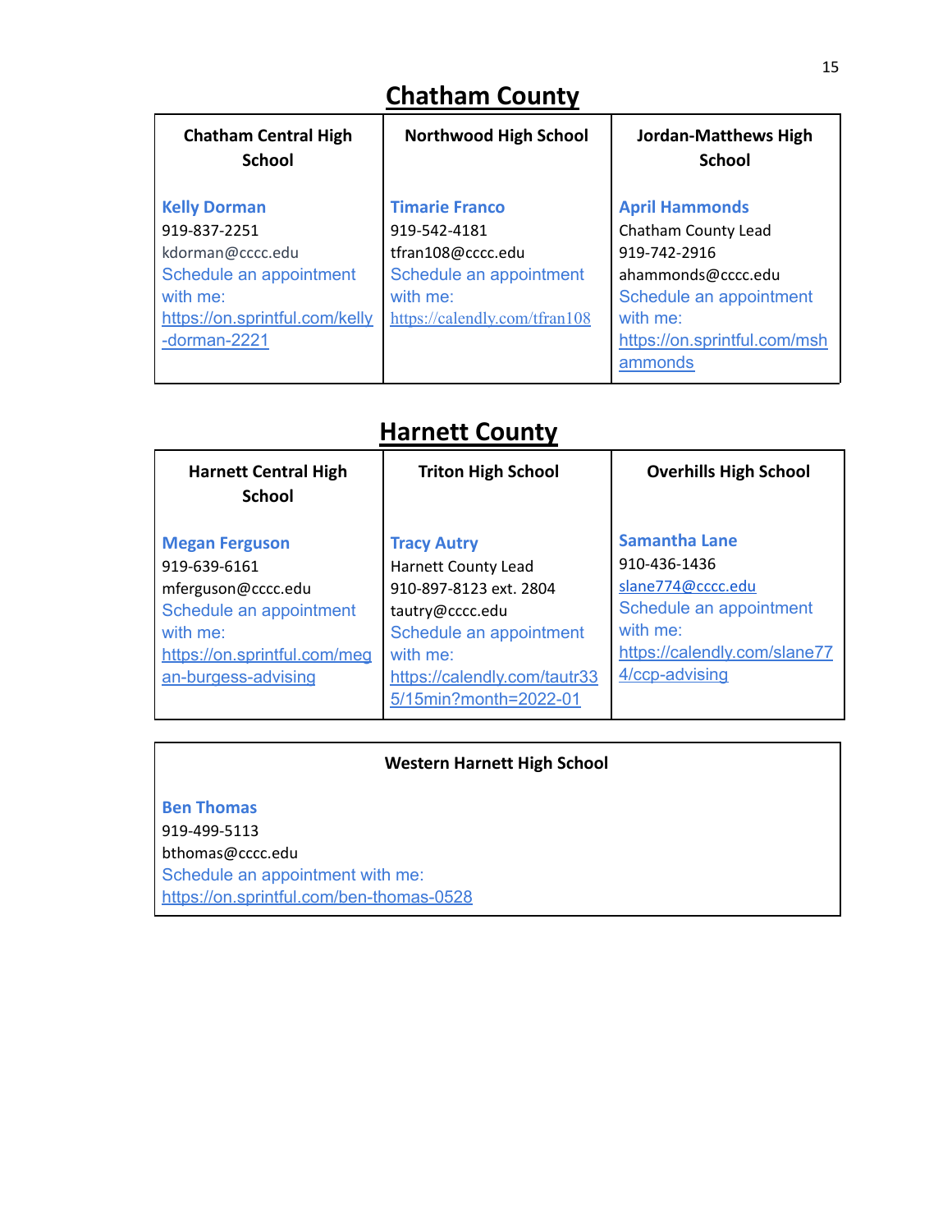## Chatham County

| Chatham Central High School | Northwood High School | Jordan-Matthews High School |
|---|---|---|
| **Kelly Dorman**<br>919-837-2251<br>kdorman@cccc.edu<br>Schedule an appointment with me:<br>https://on.sprintful.com/kelly-dorman-2221 | **Timarie Franco**<br>919-542-4181<br>tfran108@cccc.edu<br>Schedule an appointment with me:<br>https://calendly.com/tfran108 | **April Hammonds**<br>Chatham County Lead<br>919-742-2916<br>ahammonds@cccc.edu<br>Schedule an appointment with me:<br>https://on.sprintful.com/mshammonds |

## Harnett County

| Harnett Central High School | Triton High School | Overhills High School |
|---|---|---|
| **Megan Ferguson**<br>919-639-6161<br>mferguson@cccc.edu<br>Schedule an appointment with me:<br>https://on.sprintful.com/megan-burgess-advising | **Tracy Autry**<br>Harnett County Lead<br>910-897-8123 ext. 2804<br>tautry@cccc.edu<br>Schedule an appointment with me:<br>https://calendly.com/tautr335/15min?month=2022-01 | **Samantha Lane**<br>910-436-1436<br>slane774@cccc.edu<br>Schedule an appointment with me:<br>https://calendly.com/slane774/ccp-advising |

| Western Harnett High School |
|---|
| **Ben Thomas**<br>919-499-5113<br>bthomas@cccc.edu<br>Schedule an appointment with me:<br>https://on.sprintful.com/ben-thomas-0528 |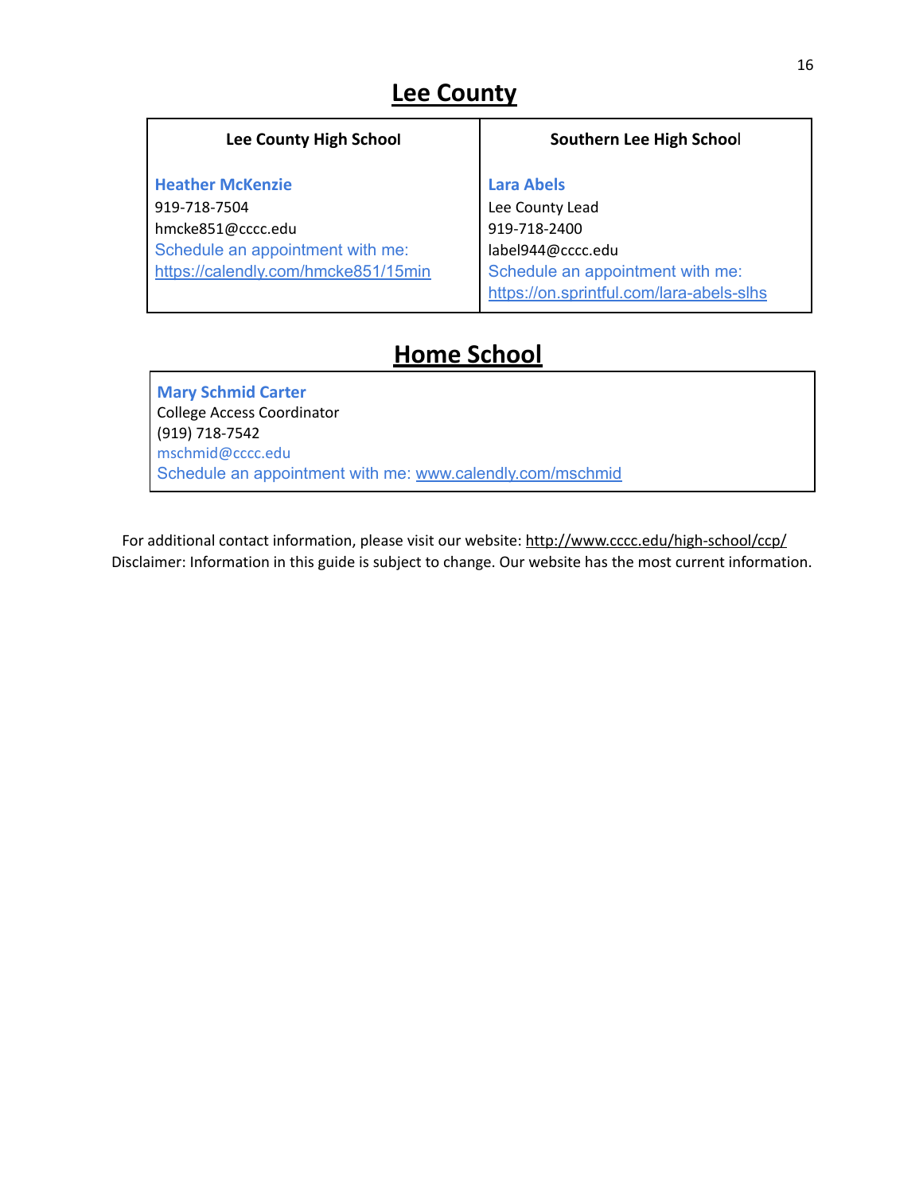## Lee County

| Lee County High School | Southern Lee High School |
|---|---|
| **Heather McKenzie**<br>919-718-7504<br>hmcke851@cccc.edu<br>Schedule an appointment with me:<br>https://calendly.com/hmcke851/15min | **Lara Abels**<br>Lee County Lead<br>919-718-2400<br>label944@cccc.edu<br>Schedule an appointment with me:<br>https://on.sprintful.com/lara-abels-slhs |

## Home School

| **Mary Schmid Carter**<br>College Access Coordinator<br>(919) 718-7542<br>mschmid@cccc.edu<br>Schedule an appointment with me: www.calendly.com/mschmid |
|---|

For additional contact information, please visit our website: http://www.cccc.edu/high-school/ccp/
Disclaimer: Information in this guide is subject to change. Our website has the most current information.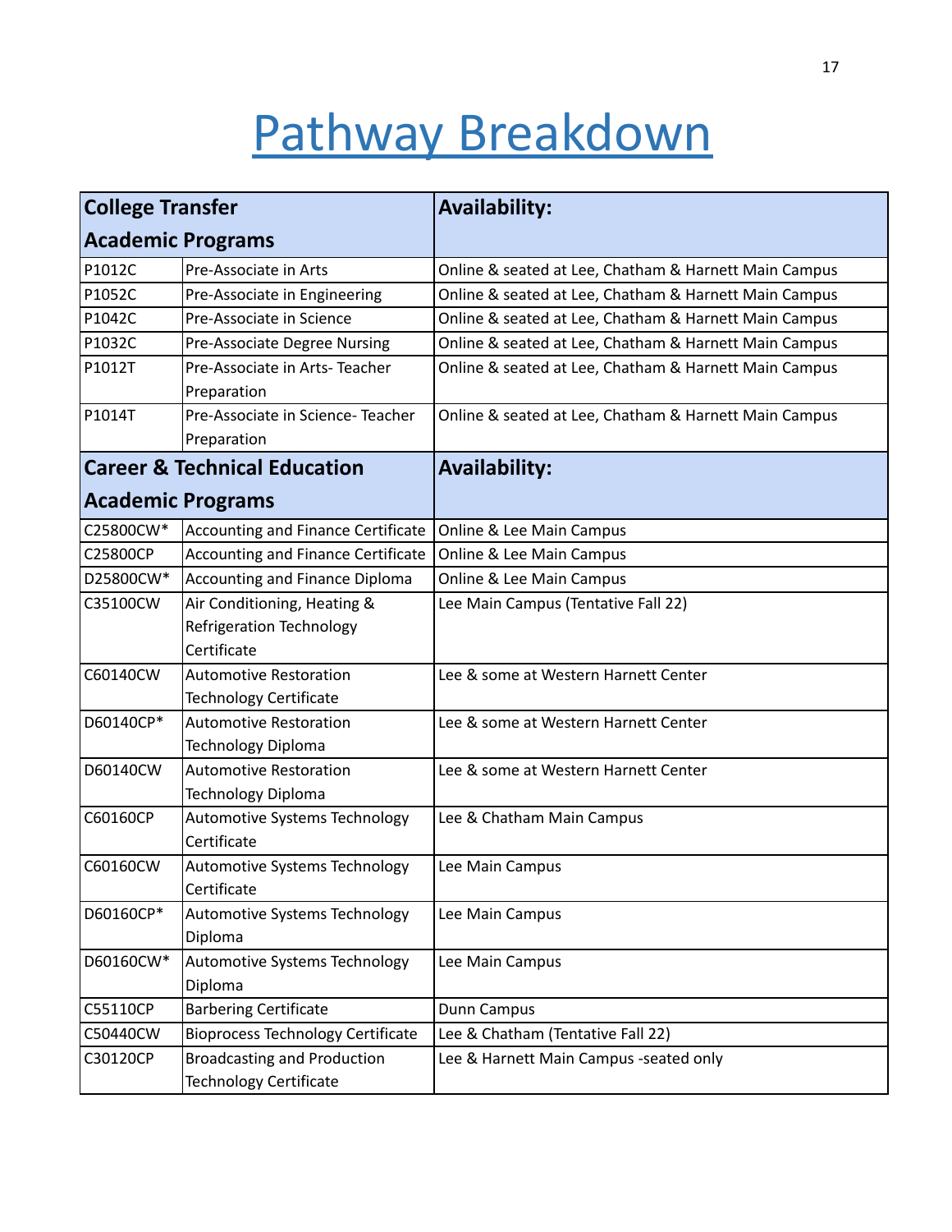# Pathway Breakdown

| College Transfer Academic Programs | | Availability: |
|---|---|---|
| P1012C | Pre-Associate in Arts | Online & seated at Lee, Chatham & Harnett Main Campus |
| P1052C | Pre-Associate in Engineering | Online & seated at Lee, Chatham & Harnett Main Campus |
| P1042C | Pre-Associate in Science | Online & seated at Lee, Chatham & Harnett Main Campus |
| P1032C | Pre-Associate Degree Nursing | Online & seated at Lee, Chatham & Harnett Main Campus |
| P1012T | Pre-Associate in Arts- Teacher Preparation | Online & seated at Lee, Chatham & Harnett Main Campus |
| P1014T | Pre-Associate in Science- Teacher Preparation | Online & seated at Lee, Chatham & Harnett Main Campus |
| **Career & Technical Education Academic Programs** | | **Availability:** |
| C25800CW* | Accounting and Finance Certificate | Online & Lee Main Campus |
| C25800CP | Accounting and Finance Certificate | Online & Lee Main Campus |
| D25800CW* | Accounting and Finance Diploma | Online & Lee Main Campus |
| C35100CW | Air Conditioning, Heating & Refrigeration Technology Certificate | Lee Main Campus (Tentative Fall 22) |
| C60140CW | Automotive Restoration Technology Certificate | Lee & some at Western Harnett Center |
| D60140CP* | Automotive Restoration Technology Diploma | Lee & some at Western Harnett Center |
| D60140CW | Automotive Restoration Technology Diploma | Lee & some at Western Harnett Center |
| C60160CP | Automotive Systems Technology Certificate | Lee & Chatham Main Campus |
| C60160CW | Automotive Systems Technology Certificate | Lee Main Campus |
| D60160CP* | Automotive Systems Technology Diploma | Lee Main Campus |
| D60160CW* | Automotive Systems Technology Diploma | Lee Main Campus |
| C55110CP | Barbering Certificate | Dunn Campus |
| C50440CW | Bioprocess Technology Certificate | Lee & Chatham (Tentative Fall 22) |
| C30120CP | Broadcasting and Production Technology Certificate | Lee & Harnett Main Campus -seated only |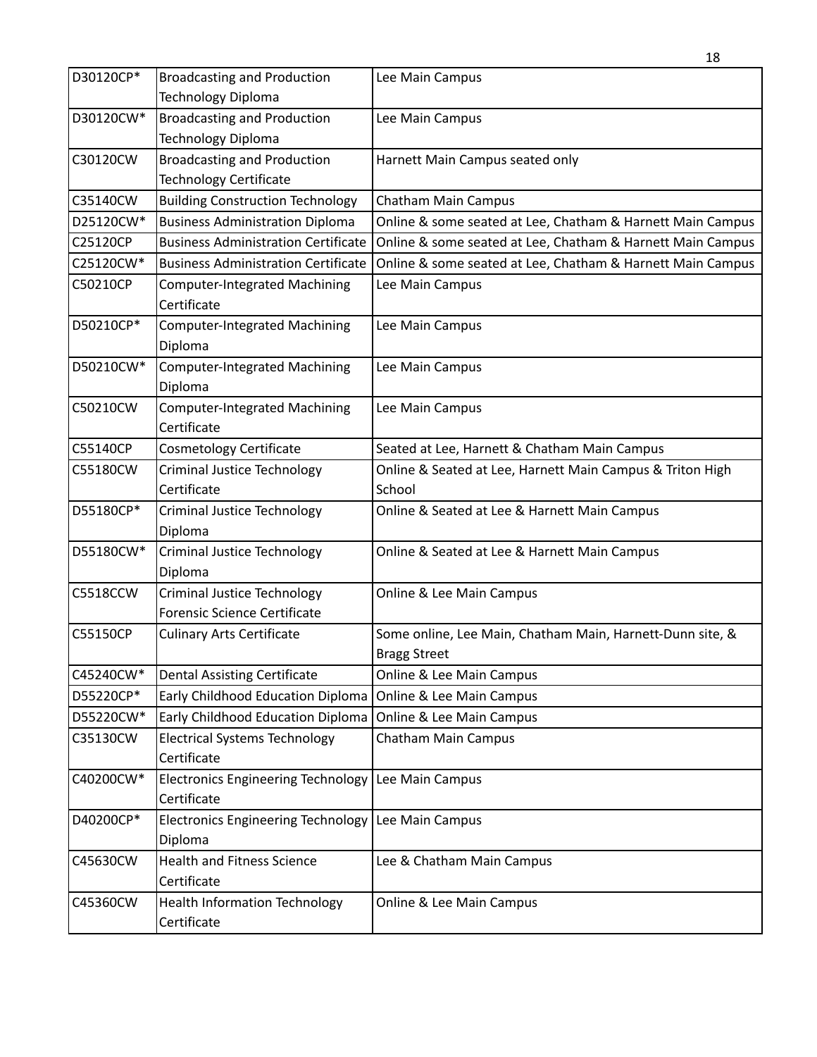| | | |
|---|---|---|
| D30120CP* | Broadcasting and Production Technology Diploma | Lee Main Campus |
| D30120CW* | Broadcasting and Production Technology Diploma | Lee Main Campus |
| C30120CW | Broadcasting and Production Technology Certificate | Harnett Main Campus seated only |
| C35140CW | Building Construction Technology | Chatham Main Campus |
| D25120CW* | Business Administration Diploma | Online & some seated at Lee, Chatham & Harnett Main Campus |
| C25120CP | Business Administration Certificate | Online & some seated at Lee, Chatham & Harnett Main Campus |
| C25120CW* | Business Administration Certificate | Online & some seated at Lee, Chatham & Harnett Main Campus |
| C50210CP | Computer-Integrated Machining Certificate | Lee Main Campus |
| D50210CP* | Computer-Integrated Machining Diploma | Lee Main Campus |
| D50210CW* | Computer-Integrated Machining Diploma | Lee Main Campus |
| C50210CW | Computer-Integrated Machining Certificate | Lee Main Campus |
| C55140CP | Cosmetology Certificate | Seated at Lee, Harnett & Chatham Main Campus |
| C55180CW | Criminal Justice Technology Certificate | Online & Seated at Lee, Harnett Main Campus & Triton High School |
| D55180CP* | Criminal Justice Technology Diploma | Online & Seated at Lee & Harnett Main Campus |
| D55180CW* | Criminal Justice Technology Diploma | Online & Seated at Lee & Harnett Main Campus |
| C5518CCW | Criminal Justice Technology Forensic Science Certificate | Online & Lee Main Campus |
| C55150CP | Culinary Arts Certificate | Some online, Lee Main, Chatham Main, Harnett-Dunn site, & Bragg Street |
| C45240CW* | Dental Assisting Certificate | Online & Lee Main Campus |
| D55220CP* | Early Childhood Education Diploma | Online & Lee Main Campus |
| D55220CW* | Early Childhood Education Diploma | Online & Lee Main Campus |
| C35130CW | Electrical Systems Technology Certificate | Chatham Main Campus |
| C40200CW* | Electronics Engineering Technology Certificate | Lee Main Campus |
| D40200CP* | Electronics Engineering Technology Diploma | Lee Main Campus |
| C45630CW | Health and Fitness Science Certificate | Lee & Chatham Main Campus |
| C45360CW | Health Information Technology Certificate | Online & Lee Main Campus |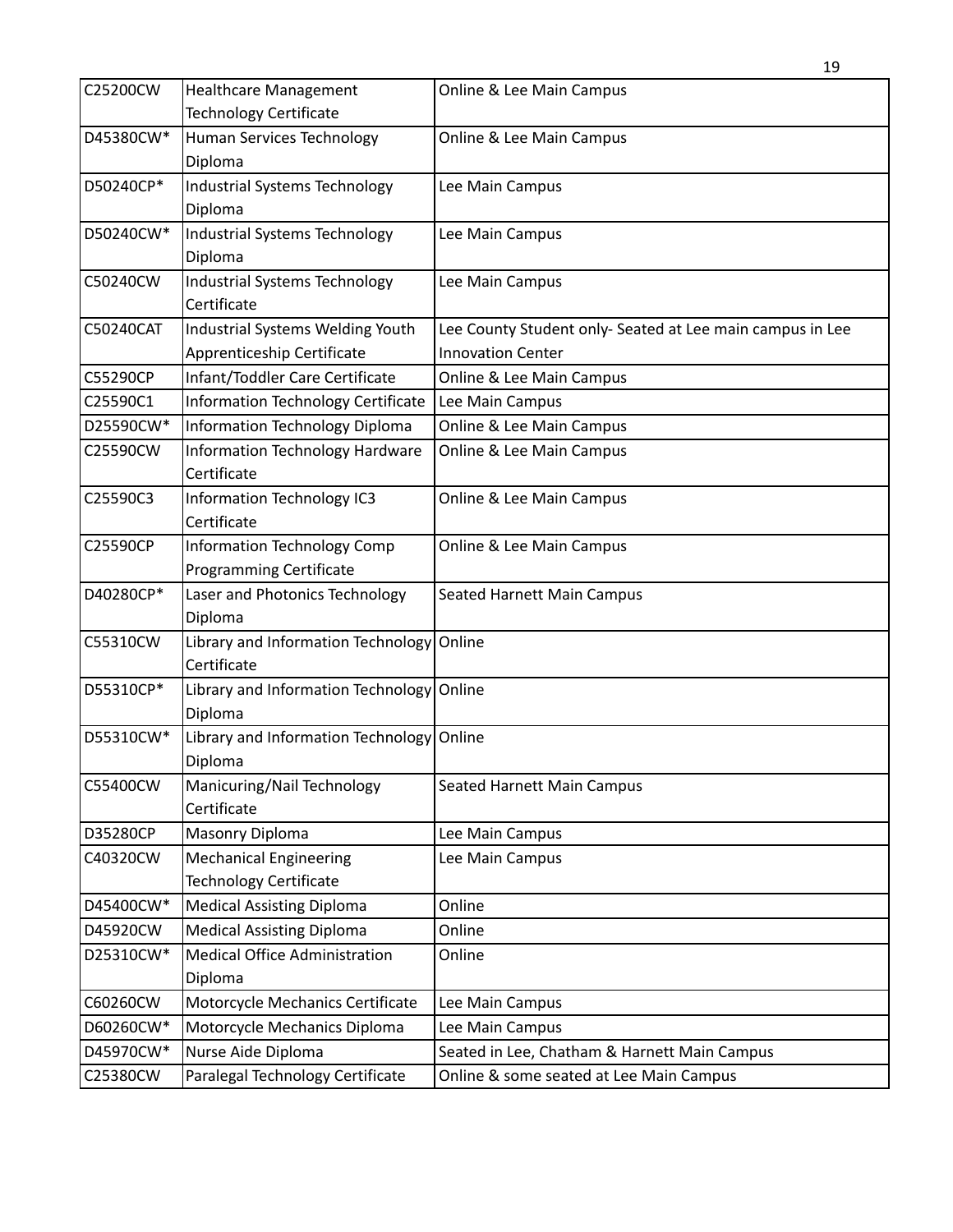| C25200CW | Healthcare Management Technology Certificate | Online & Lee Main Campus |
|---|---|---|
| D45380CW* | Human Services Technology Diploma | Online & Lee Main Campus |
| D50240CP* | Industrial Systems Technology Diploma | Lee Main Campus |
| D50240CW* | Industrial Systems Technology Diploma | Lee Main Campus |
| C50240CW | Industrial Systems Technology Certificate | Lee Main Campus |
| C50240CAT | Industrial Systems Welding Youth Apprenticeship Certificate | Lee County Student only- Seated at Lee main campus in Lee Innovation Center |
| C55290CP | Infant/Toddler Care Certificate | Online & Lee Main Campus |
| C25590C1 | Information Technology Certificate | Lee Main Campus |
| D25590CW* | Information Technology Diploma | Online & Lee Main Campus |
| C25590CW | Information Technology Hardware Certificate | Online & Lee Main Campus |
| C25590C3 | Information Technology IC3 Certificate | Online & Lee Main Campus |
| C25590CP | Information Technology Comp Programming Certificate | Online & Lee Main Campus |
| D40280CP* | Laser and Photonics Technology Diploma | Seated Harnett Main Campus |
| C55310CW | Library and Information Technology Certificate | Online |
| D55310CP* | Library and Information Technology Diploma | Online |
| D55310CW* | Library and Information Technology Diploma | Online |
| C55400CW | Manicuring/Nail Technology Certificate | Seated Harnett Main Campus |
| D35280CP | Masonry Diploma | Lee Main Campus |
| C40320CW | Mechanical Engineering Technology Certificate | Lee Main Campus |
| D45400CW* | Medical Assisting Diploma | Online |
| D45920CW | Medical Assisting Diploma | Online |
| D25310CW* | Medical Office Administration Diploma | Online |
| C60260CW | Motorcycle Mechanics Certificate | Lee Main Campus |
| D60260CW* | Motorcycle Mechanics Diploma | Lee Main Campus |
| D45970CW* | Nurse Aide Diploma | Seated in Lee, Chatham & Harnett Main Campus |
| C25380CW | Paralegal Technology Certificate | Online & some seated at Lee Main Campus |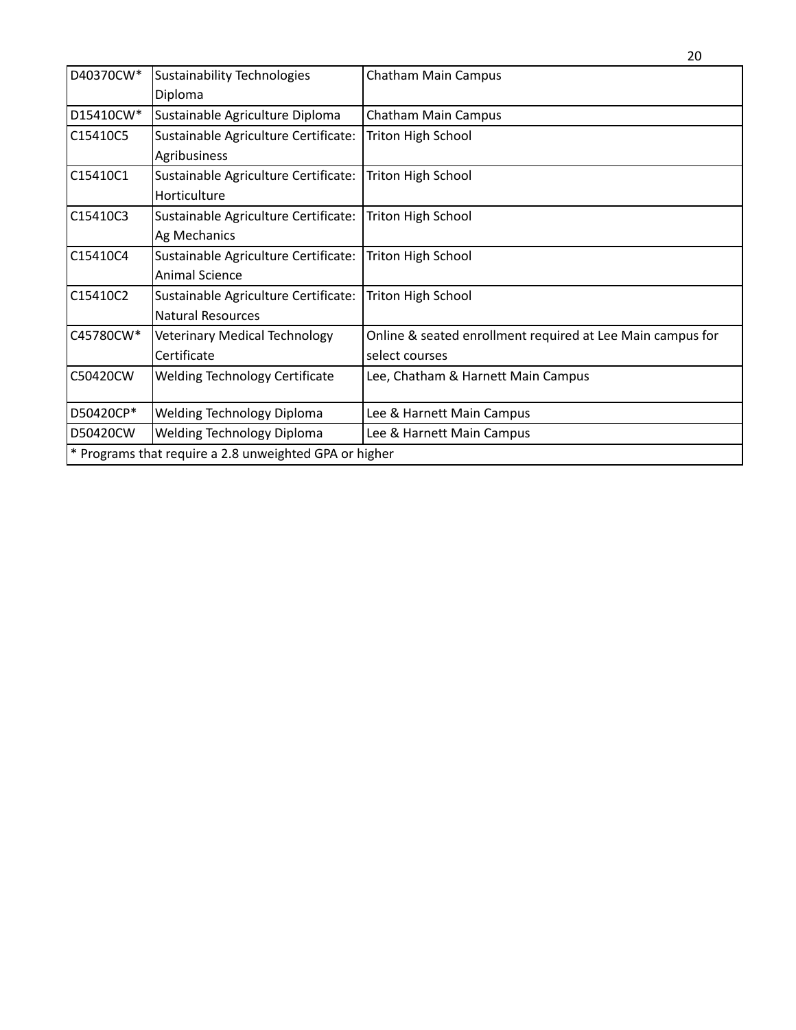| | | |
|---|---|---|
| D40370CW* | Sustainability Technologies Diploma | Chatham Main Campus |
| D15410CW* | Sustainable Agriculture Diploma | Chatham Main Campus |
| C15410C5 | Sustainable Agriculture Certificate: Agribusiness | Triton High School |
| C15410C1 | Sustainable Agriculture Certificate: Horticulture | Triton High School |
| C15410C3 | Sustainable Agriculture Certificate: Ag Mechanics | Triton High School |
| C15410C4 | Sustainable Agriculture Certificate: Animal Science | Triton High School |
| C15410C2 | Sustainable Agriculture Certificate: Natural Resources | Triton High School |
| C45780CW* | Veterinary Medical Technology Certificate | Online & seated enrollment required at Lee Main campus for select courses |
| C50420CW | Welding Technology Certificate | Lee, Chatham & Harnett Main Campus |
| D50420CP* | Welding Technology Diploma | Lee & Harnett Main Campus |
| D50420CW | Welding Technology Diploma | Lee & Harnett Main Campus |
| * Programs that require a 2.8 unweighted GPA or higher | | |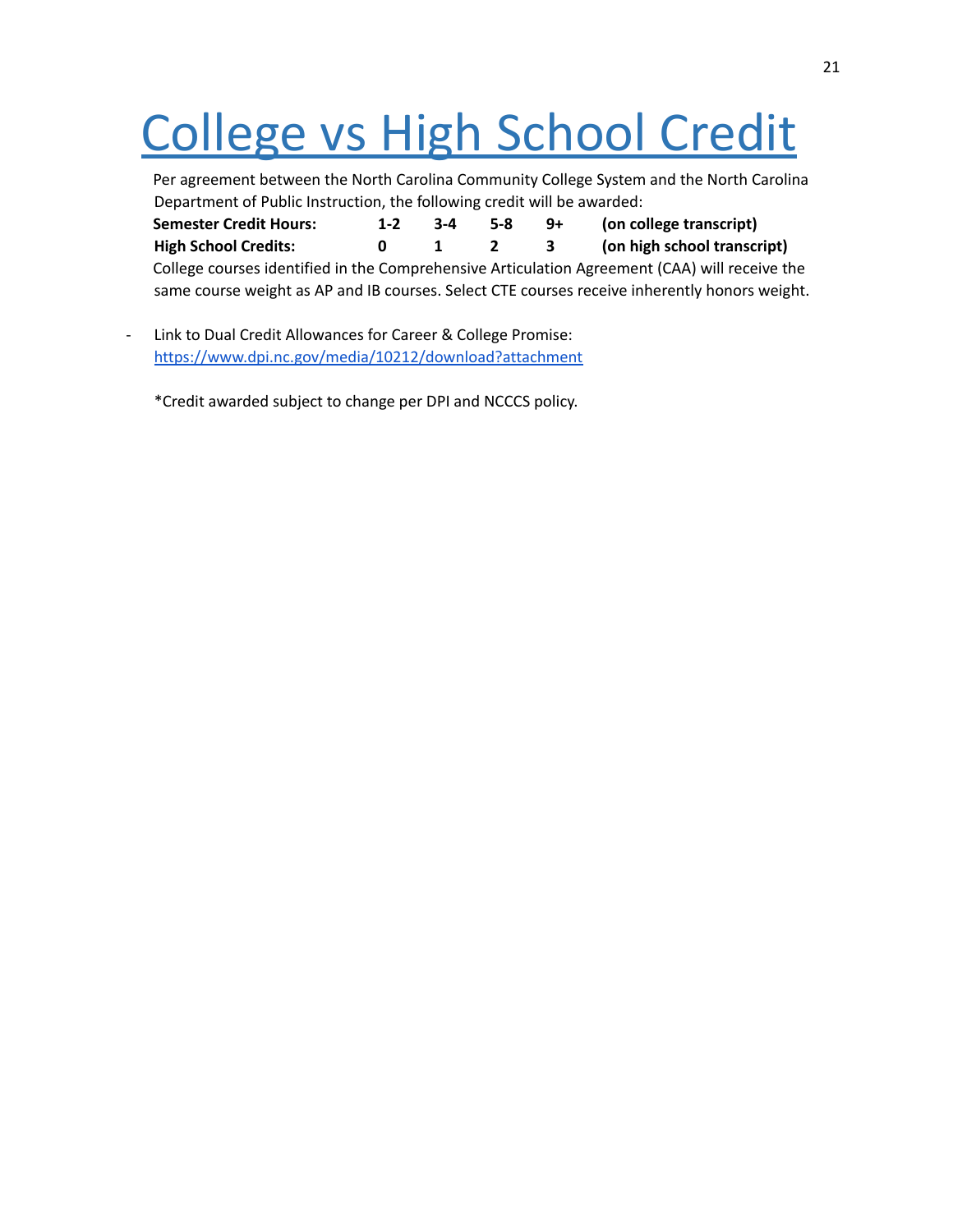# College vs High School Credit

Per agreement between the North Carolina Community College System and the North Carolina Department of Public Instruction, the following credit will be awarded:

| **Semester Credit Hours:** | **1-2** | **3-4** | **5-8** | **9+** | **(on college transcript)** |
|---|---|---|---|---|---|
| **High School Credits:** | **0** | **1** | **2** | **3** | **(on high school transcript)** |

College courses identified in the Comprehensive Articulation Agreement (CAA) will receive the same course weight as AP and IB courses. Select CTE courses receive inherently honors weight.

- Link to Dual Credit Allowances for Career & College Promise: https://www.dpi.nc.gov/media/10212/download?attachment

*Credit awarded subject to change per DPI and NCCCS policy.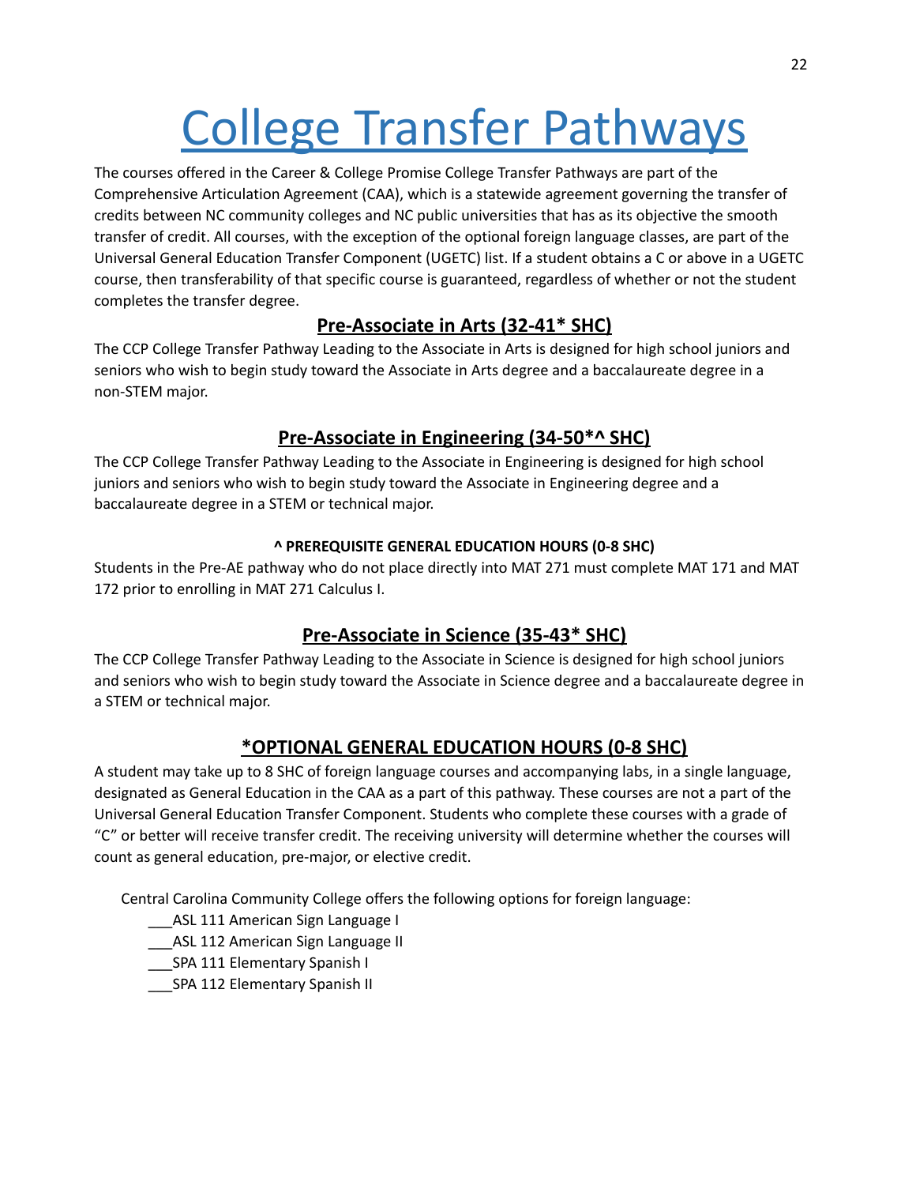# College Transfer Pathways

The courses offered in the Career & College Promise College Transfer Pathways are part of the Comprehensive Articulation Agreement (CAA), which is a statewide agreement governing the transfer of credits between NC community colleges and NC public universities that has as its objective the smooth transfer of credit. All courses, with the exception of the optional foreign language classes, are part of the Universal General Education Transfer Component (UGETC) list. If a student obtains a C or above in a UGETC course, then transferability of that specific course is guaranteed, regardless of whether or not the student completes the transfer degree.

## Pre-Associate in Arts (32-41* SHC)

The CCP College Transfer Pathway Leading to the Associate in Arts is designed for high school juniors and seniors who wish to begin study toward the Associate in Arts degree and a baccalaureate degree in a non-STEM major.

## Pre-Associate in Engineering (34-50*^ SHC)

The CCP College Transfer Pathway Leading to the Associate in Engineering is designed for high school juniors and seniors who wish to begin study toward the Associate in Engineering degree and a baccalaureate degree in a STEM or technical major.

#### ^ PREREQUISITE GENERAL EDUCATION HOURS (0-8 SHC)

Students in the Pre-AE pathway who do not place directly into MAT 271 must complete MAT 171 and MAT 172 prior to enrolling in MAT 271 Calculus I.

## Pre-Associate in Science (35-43* SHC)

The CCP College Transfer Pathway Leading to the Associate in Science is designed for high school juniors and seniors who wish to begin study toward the Associate in Science degree and a baccalaureate degree in a STEM or technical major.

## *OPTIONAL GENERAL EDUCATION HOURS (0-8 SHC)

A student may take up to 8 SHC of foreign language courses and accompanying labs, in a single language, designated as General Education in the CAA as a part of this pathway. These courses are not a part of the Universal General Education Transfer Component. Students who complete these courses with a grade of "C" or better will receive transfer credit. The receiving university will determine whether the courses will count as general education, pre-major, or elective credit.

Central Carolina Community College offers the following options for foreign language:

___ASL 111 American Sign Language I
___ASL 112 American Sign Language II
___SPA 111 Elementary Spanish I
___SPA 112 Elementary Spanish II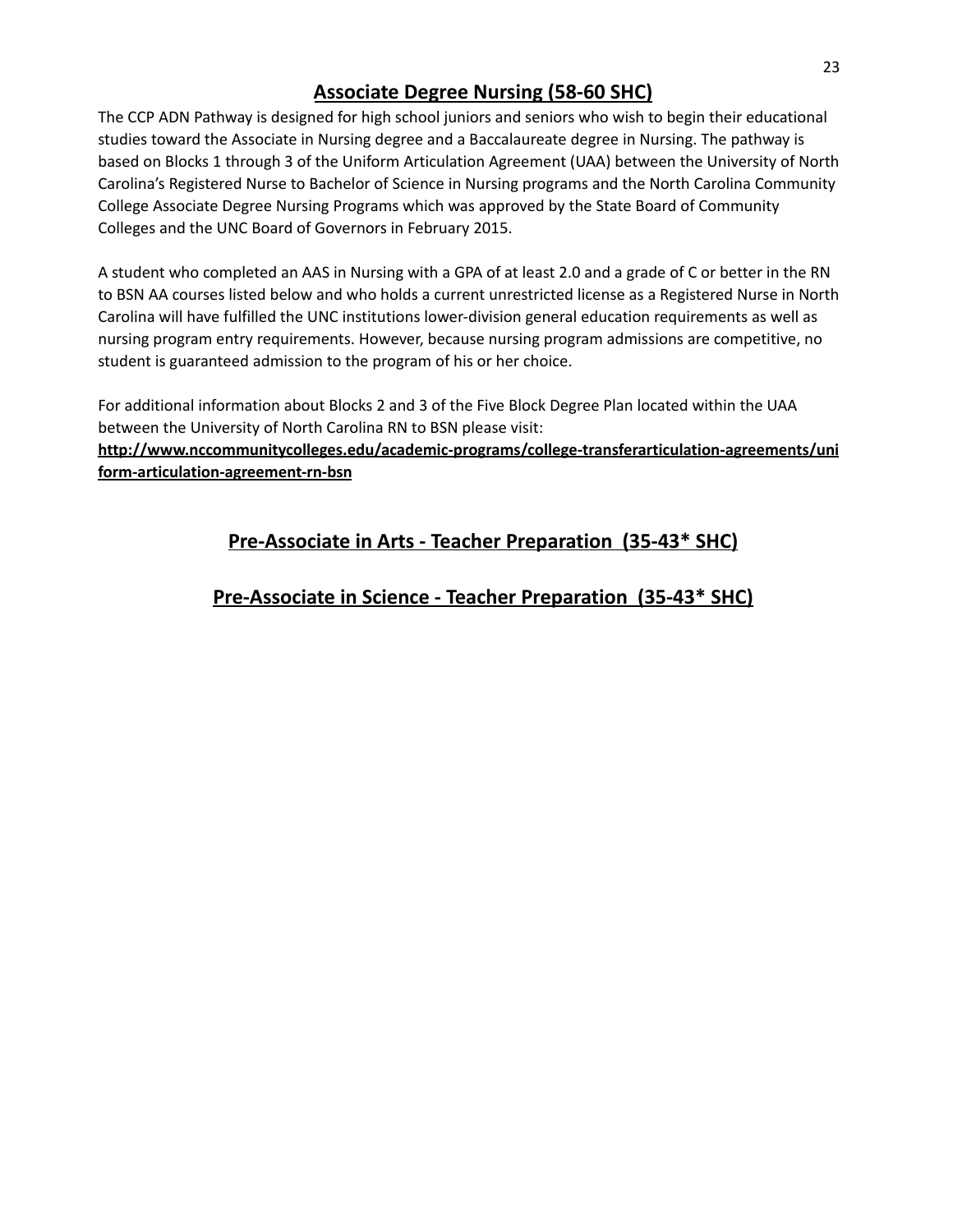## Associate Degree Nursing (58-60 SHC)

The CCP ADN Pathway is designed for high school juniors and seniors who wish to begin their educational studies toward the Associate in Nursing degree and a Baccalaureate degree in Nursing. The pathway is based on Blocks 1 through 3 of the Uniform Articulation Agreement (UAA) between the University of North Carolina's Registered Nurse to Bachelor of Science in Nursing programs and the North Carolina Community College Associate Degree Nursing Programs which was approved by the State Board of Community Colleges and the UNC Board of Governors in February 2015.

A student who completed an AAS in Nursing with a GPA of at least 2.0 and a grade of C or better in the RN to BSN AA courses listed below and who holds a current unrestricted license as a Registered Nurse in North Carolina will have fulfilled the UNC institutions lower-division general education requirements as well as nursing program entry requirements. However, because nursing program admissions are competitive, no student is guaranteed admission to the program of his or her choice.

For additional information about Blocks 2 and 3 of the Five Block Degree Plan located within the UAA between the University of North Carolina RN to BSN please visit:
**http://www.nccommunitycolleges.edu/academic-programs/college-transferarticulation-agreements/uniform-articulation-agreement-rn-bsn**

## Pre-Associate in Arts - Teacher Preparation (35-43* SHC)

## Pre-Associate in Science - Teacher Preparation (35-43* SHC)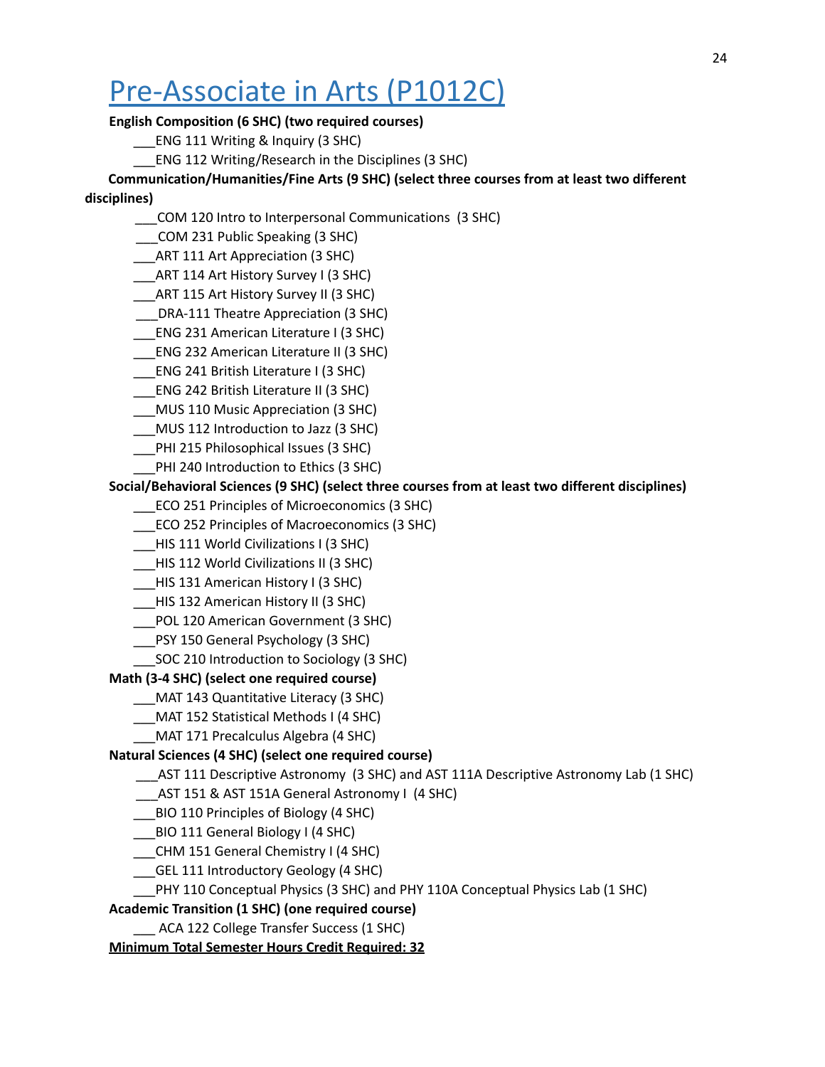# Pre-Associate in Arts (P1012C)

**English Composition (6 SHC) (two required courses)**

___ENG 111 Writing & Inquiry (3 SHC)

___ENG 112 Writing/Research in the Disciplines (3 SHC)

**Communication/Humanities/Fine Arts (9 SHC) (select three courses from at least two different disciplines)**

___COM 120 Intro to Interpersonal Communications (3 SHC)

___COM 231 Public Speaking (3 SHC)

___ART 111 Art Appreciation (3 SHC)

___ART 114 Art History Survey I (3 SHC)

___ART 115 Art History Survey II (3 SHC)

___DRA-111 Theatre Appreciation (3 SHC)

___ENG 231 American Literature I (3 SHC)

___ENG 232 American Literature II (3 SHC)

___ENG 241 British Literature I (3 SHC)

___ENG 242 British Literature II (3 SHC)

___MUS 110 Music Appreciation (3 SHC)

___MUS 112 Introduction to Jazz (3 SHC)

___PHI 215 Philosophical Issues (3 SHC)

___PHI 240 Introduction to Ethics (3 SHC)

**Social/Behavioral Sciences (9 SHC) (select three courses from at least two different disciplines)**

___ECO 251 Principles of Microeconomics (3 SHC)

___ECO 252 Principles of Macroeconomics (3 SHC)

___HIS 111 World Civilizations I (3 SHC)

___HIS 112 World Civilizations II (3 SHC)

___HIS 131 American History I (3 SHC)

___HIS 132 American History II (3 SHC)

___POL 120 American Government (3 SHC)

___PSY 150 General Psychology (3 SHC)

___SOC 210 Introduction to Sociology (3 SHC)

**Math (3-4 SHC) (select one required course)**

___MAT 143 Quantitative Literacy (3 SHC)

___MAT 152 Statistical Methods I (4 SHC)

___MAT 171 Precalculus Algebra (4 SHC)

**Natural Sciences (4 SHC) (select one required course)**

___AST 111 Descriptive Astronomy (3 SHC) and AST 111A Descriptive Astronomy Lab (1 SHC)

___AST 151 & AST 151A General Astronomy I (4 SHC)

___BIO 110 Principles of Biology (4 SHC)

___BIO 111 General Biology I (4 SHC)

___CHM 151 General Chemistry I (4 SHC)

___GEL 111 Introductory Geology (4 SHC)

___PHY 110 Conceptual Physics (3 SHC) and PHY 110A Conceptual Physics Lab (1 SHC)

**Academic Transition (1 SHC) (one required course)**

___ ACA 122 College Transfer Success (1 SHC)

**Minimum Total Semester Hours Credit Required: 32**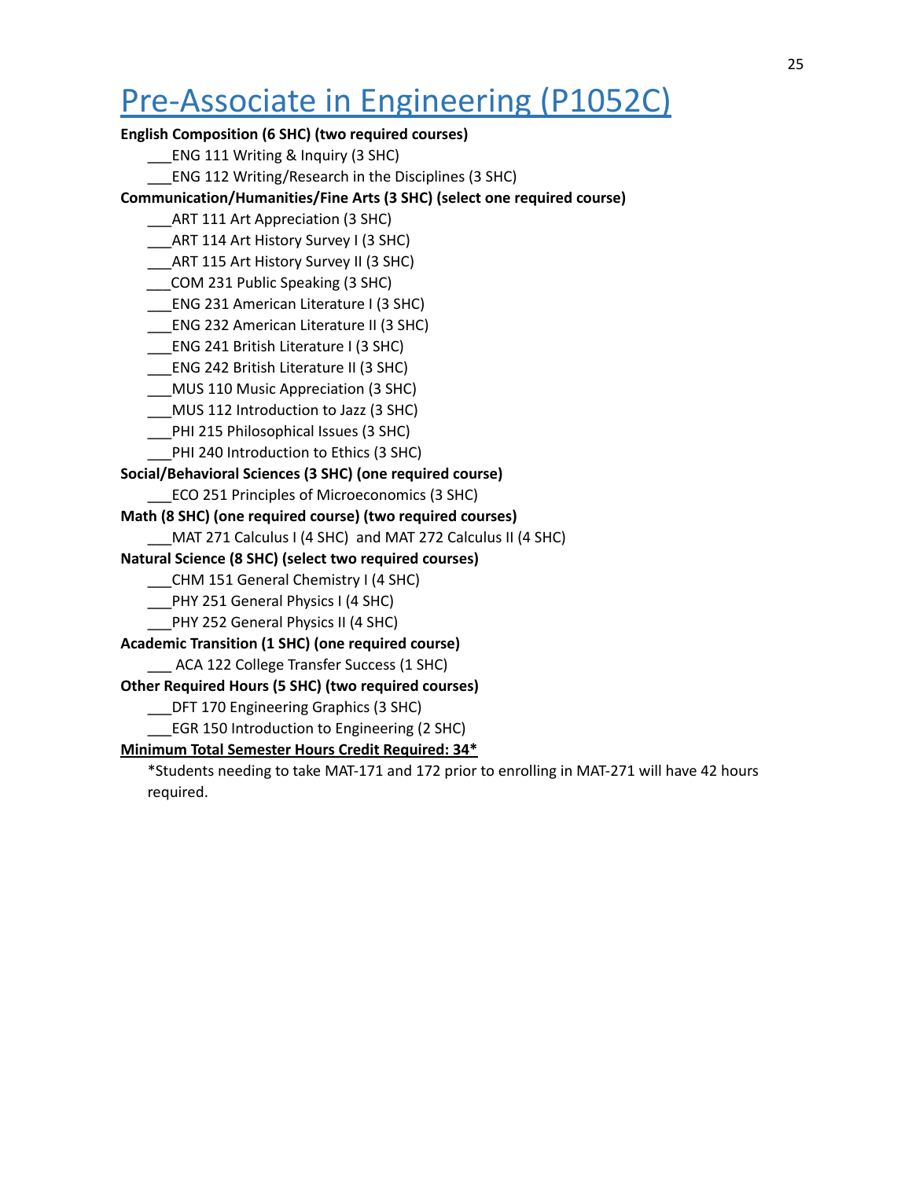# Pre-Associate in Engineering (P1052C)

**English Composition (6 SHC) (two required courses)**

___ENG 111 Writing & Inquiry (3 SHC)

___ENG 112 Writing/Research in the Disciplines (3 SHC)

**Communication/Humanities/Fine Arts (3 SHC) (select one required course)**

___ART 111 Art Appreciation (3 SHC)

___ART 114 Art History Survey I (3 SHC)

___ART 115 Art History Survey II (3 SHC)

___COM 231 Public Speaking (3 SHC)

___ENG 231 American Literature I (3 SHC)

___ENG 232 American Literature II (3 SHC)

___ENG 241 British Literature I (3 SHC)

___ENG 242 British Literature II (3 SHC)

___MUS 110 Music Appreciation (3 SHC)

___MUS 112 Introduction to Jazz (3 SHC)

___PHI 215 Philosophical Issues (3 SHC)

___PHI 240 Introduction to Ethics (3 SHC)

**Social/Behavioral Sciences (3 SHC) (one required course)**

___ECO 251 Principles of Microeconomics (3 SHC)

**Math (8 SHC) (one required course) (two required courses)**

___MAT 271 Calculus I (4 SHC) and MAT 272 Calculus II (4 SHC)

**Natural Science (8 SHC) (select two required courses)**

___CHM 151 General Chemistry I (4 SHC)

___PHY 251 General Physics I (4 SHC)

___PHY 252 General Physics II (4 SHC)

**Academic Transition (1 SHC) (one required course)**

___ ACA 122 College Transfer Success (1 SHC)

**Other Required Hours (5 SHC) (two required courses)**

___DFT 170 Engineering Graphics (3 SHC)

___EGR 150 Introduction to Engineering (2 SHC)

**Minimum Total Semester Hours Credit Required: 34***

*Students needing to take MAT-171 and 172 prior to enrolling in MAT-271 will have 42 hours required.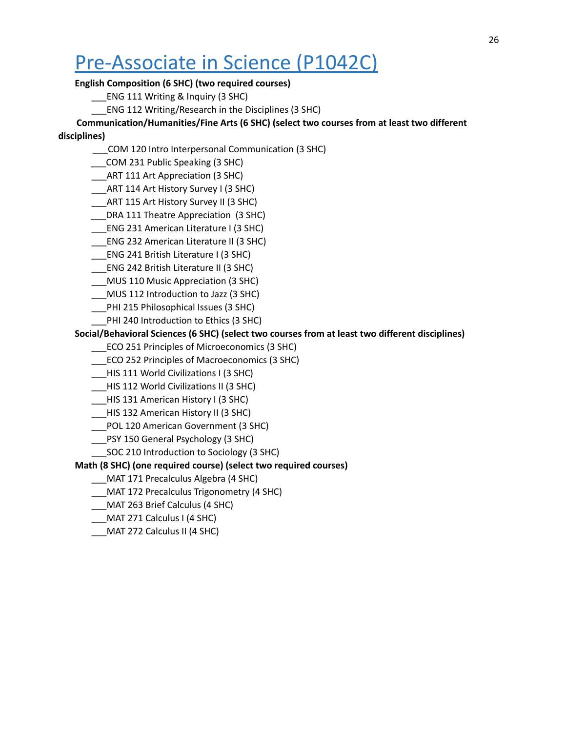# Pre-Associate in Science (P1042C)

**English Composition (6 SHC) (two required courses)**

___ENG 111 Writing & Inquiry (3 SHC)

___ENG 112 Writing/Research in the Disciplines (3 SHC)

**Communication/Humanities/Fine Arts (6 SHC) (select two courses from at least two different disciplines)**

___COM 120 Intro Interpersonal Communication (3 SHC)

___COM 231 Public Speaking (3 SHC)

___ART 111 Art Appreciation (3 SHC)

___ART 114 Art History Survey I (3 SHC)

___ART 115 Art History Survey II (3 SHC)

___DRA 111 Theatre Appreciation (3 SHC)

___ENG 231 American Literature I (3 SHC)

___ENG 232 American Literature II (3 SHC)

___ENG 241 British Literature I (3 SHC)

___ENG 242 British Literature II (3 SHC)

___MUS 110 Music Appreciation (3 SHC)

___MUS 112 Introduction to Jazz (3 SHC)

___PHI 215 Philosophical Issues (3 SHC)

___PHI 240 Introduction to Ethics (3 SHC)

**Social/Behavioral Sciences (6 SHC) (select two courses from at least two different disciplines)**

___ECO 251 Principles of Microeconomics (3 SHC)

___ECO 252 Principles of Macroeconomics (3 SHC)

___HIS 111 World Civilizations I (3 SHC)

___HIS 112 World Civilizations II (3 SHC)

___HIS 131 American History I (3 SHC)

___HIS 132 American History II (3 SHC)

___POL 120 American Government (3 SHC)

___PSY 150 General Psychology (3 SHC)

___SOC 210 Introduction to Sociology (3 SHC)

**Math (8 SHC) (one required course) (select two required courses)**

___MAT 171 Precalculus Algebra (4 SHC)

___MAT 172 Precalculus Trigonometry (4 SHC)

___MAT 263 Brief Calculus (4 SHC)

___MAT 271 Calculus I (4 SHC)

___MAT 272 Calculus II (4 SHC)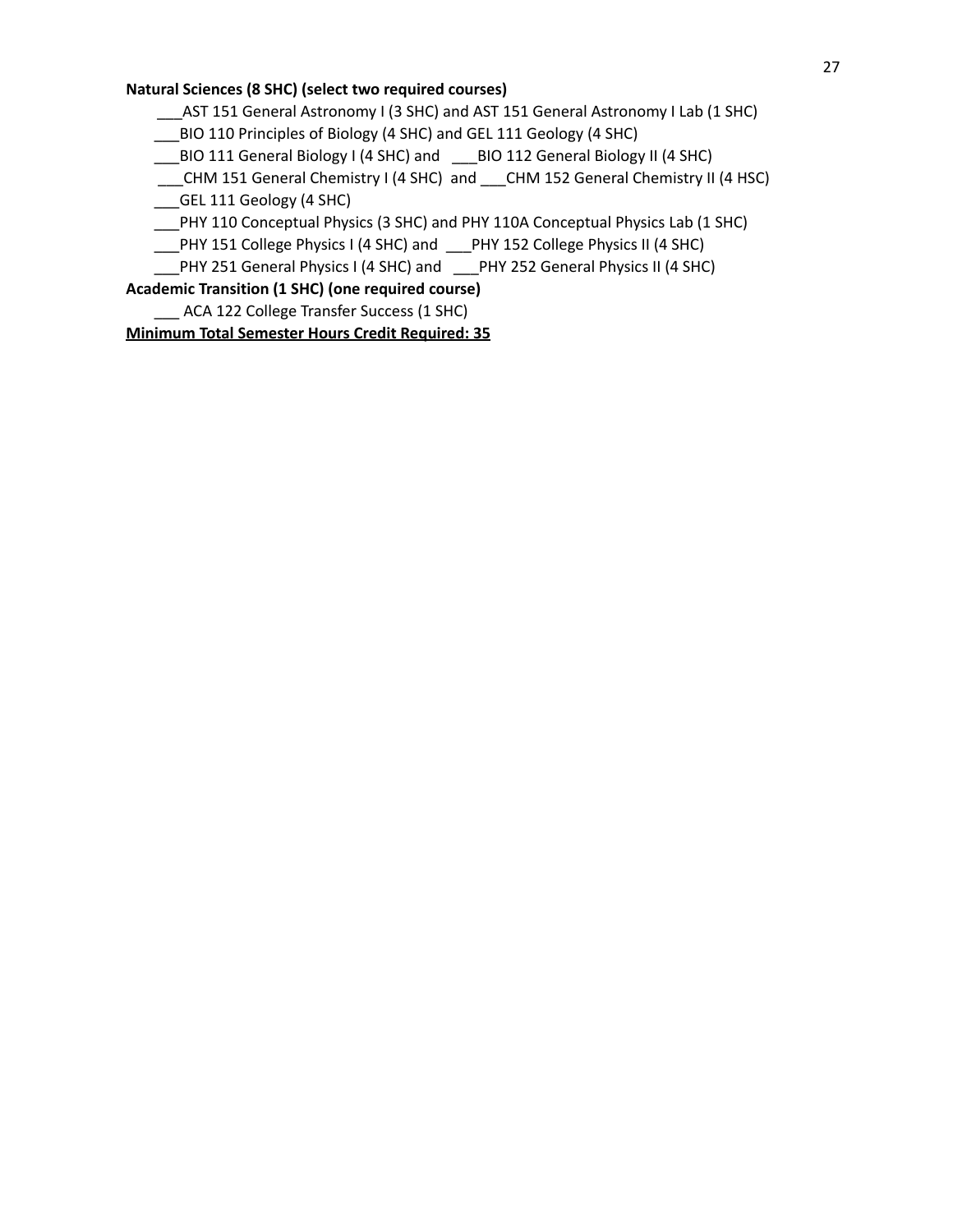**Natural Sciences (8 SHC) (select two required courses)**

___AST 151 General Astronomy I (3 SHC) and AST 151 General Astronomy I Lab (1 SHC)

___BIO 110 Principles of Biology (4 SHC) and GEL 111 Geology (4 SHC)

___BIO 111 General Biology I (4 SHC) and ___BIO 112 General Biology II (4 SHC)

___CHM 151 General Chemistry I (4 SHC) and ___CHM 152 General Chemistry II (4 HSC)

___GEL 111 Geology (4 SHC)

___PHY 110 Conceptual Physics (3 SHC) and PHY 110A Conceptual Physics Lab (1 SHC)

___PHY 151 College Physics I (4 SHC) and ___PHY 152 College Physics II (4 SHC)

___PHY 251 General Physics I (4 SHC) and ___PHY 252 General Physics II (4 SHC)

**Academic Transition (1 SHC) (one required course)**

___ ACA 122 College Transfer Success (1 SHC)

**<u>Minimum Total Semester Hours Credit Required: 35</u>**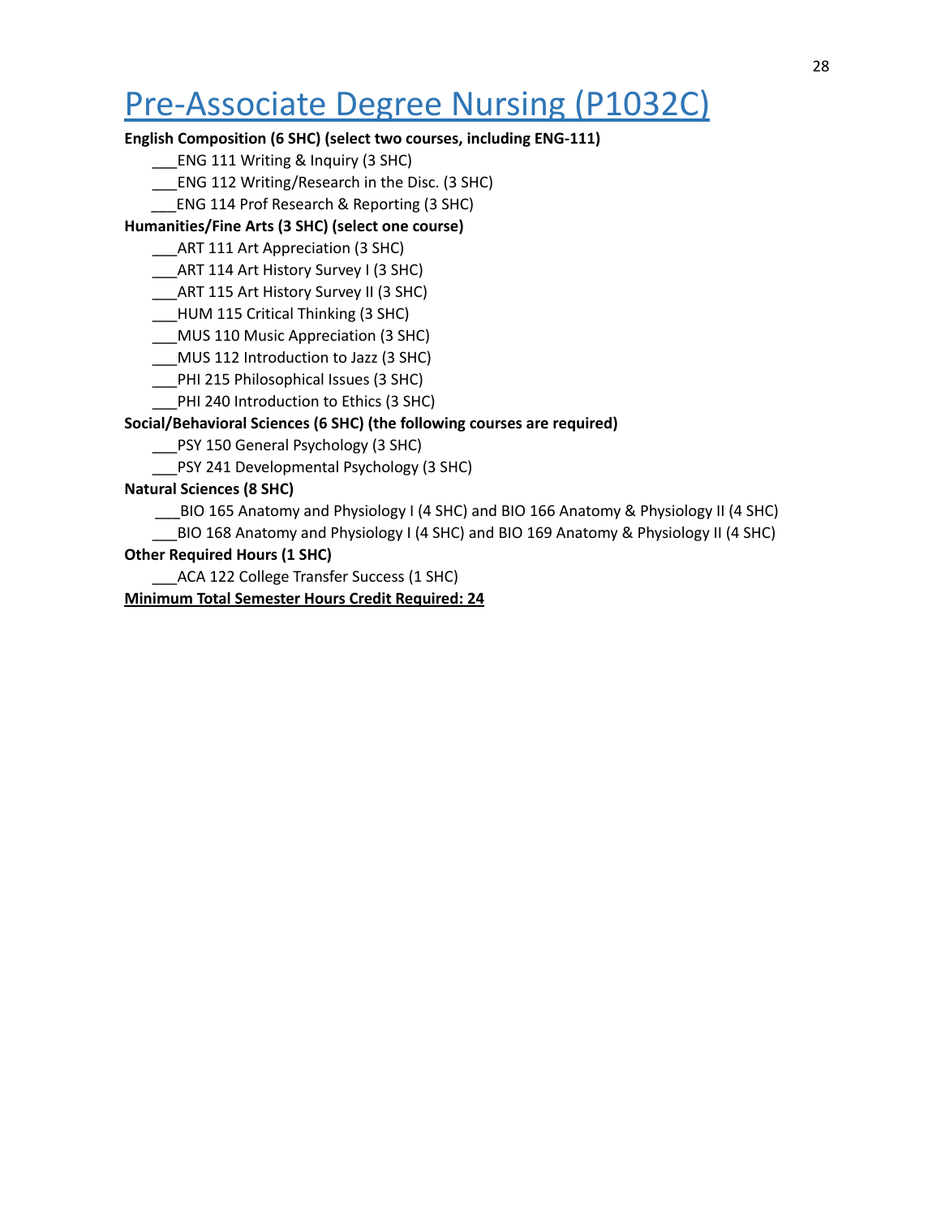# Pre-Associate Degree Nursing (P1032C)

**English Composition (6 SHC) (select two courses, including ENG-111)**

- ___ENG 111 Writing & Inquiry (3 SHC)
- ___ENG 112 Writing/Research in the Disc. (3 SHC)
- ___ENG 114 Prof Research & Reporting (3 SHC)

**Humanities/Fine Arts (3 SHC) (select one course)**

- ___ART 111 Art Appreciation (3 SHC)
- ___ART 114 Art History Survey I (3 SHC)
- ___ART 115 Art History Survey II (3 SHC)
- ___HUM 115 Critical Thinking (3 SHC)
- ___MUS 110 Music Appreciation (3 SHC)
- ___MUS 112 Introduction to Jazz (3 SHC)
- ___PHI 215 Philosophical Issues (3 SHC)
- ___PHI 240 Introduction to Ethics (3 SHC)

**Social/Behavioral Sciences (6 SHC) (the following courses are required)**

- ___PSY 150 General Psychology (3 SHC)
- ___PSY 241 Developmental Psychology (3 SHC)

**Natural Sciences (8 SHC)**

- ___BIO 165 Anatomy and Physiology I (4 SHC) and BIO 166 Anatomy & Physiology II (4 SHC)
- ___BIO 168 Anatomy and Physiology I (4 SHC) and BIO 169 Anatomy & Physiology II (4 SHC)

**Other Required Hours (1 SHC)**

- ___ACA 122 College Transfer Success (1 SHC)

**Minimum Total Semester Hours Credit Required: 24**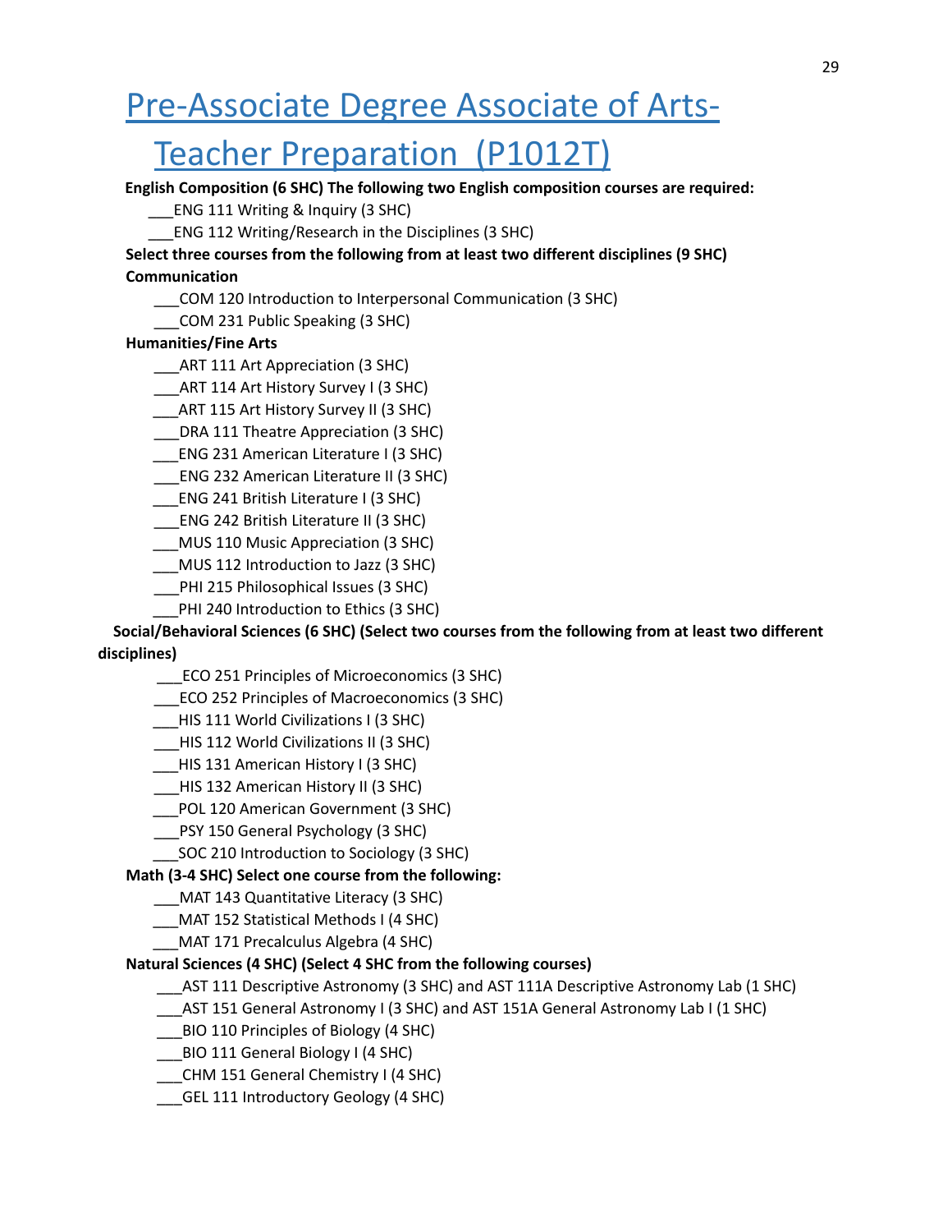# Pre-Associate Degree Associate of Arts-Teacher Preparation (P1012T)

**English Composition (6 SHC) The following two English composition courses are required:**

___ENG 111 Writing & Inquiry (3 SHC)

___ENG 112 Writing/Research in the Disciplines (3 SHC)

**Select three courses from the following from at least two different disciplines (9 SHC)**

**Communication**

___COM 120 Introduction to Interpersonal Communication (3 SHC)

___COM 231 Public Speaking (3 SHC)

**Humanities/Fine Arts**

___ART 111 Art Appreciation (3 SHC)

___ART 114 Art History Survey I (3 SHC)

___ART 115 Art History Survey II (3 SHC)

___DRA 111 Theatre Appreciation (3 SHC)

___ENG 231 American Literature I (3 SHC)

___ENG 232 American Literature II (3 SHC)

___ENG 241 British Literature I (3 SHC)

___ENG 242 British Literature II (3 SHC)

___MUS 110 Music Appreciation (3 SHC)

___MUS 112 Introduction to Jazz (3 SHC)

___PHI 215 Philosophical Issues (3 SHC)

___PHI 240 Introduction to Ethics (3 SHC)

**Social/Behavioral Sciences (6 SHC) (Select two courses from the following from at least two different disciplines)**

___ECO 251 Principles of Microeconomics (3 SHC)

___ECO 252 Principles of Macroeconomics (3 SHC)

___HIS 111 World Civilizations I (3 SHC)

___HIS 112 World Civilizations II (3 SHC)

___HIS 131 American History I (3 SHC)

___HIS 132 American History II (3 SHC)

___POL 120 American Government (3 SHC)

___PSY 150 General Psychology (3 SHC)

___SOC 210 Introduction to Sociology (3 SHC)

**Math (3-4 SHC) Select one course from the following:**

___MAT 143 Quantitative Literacy (3 SHC)

___MAT 152 Statistical Methods I (4 SHC)

___MAT 171 Precalculus Algebra (4 SHC)

**Natural Sciences (4 SHC) (Select 4 SHC from the following courses)**

___AST 111 Descriptive Astronomy (3 SHC) and AST 111A Descriptive Astronomy Lab (1 SHC)

___AST 151 General Astronomy I (3 SHC) and AST 151A General Astronomy Lab I (1 SHC)

___BIO 110 Principles of Biology (4 SHC)

___BIO 111 General Biology I (4 SHC)

___CHM 151 General Chemistry I (4 SHC)

___GEL 111 Introductory Geology (4 SHC)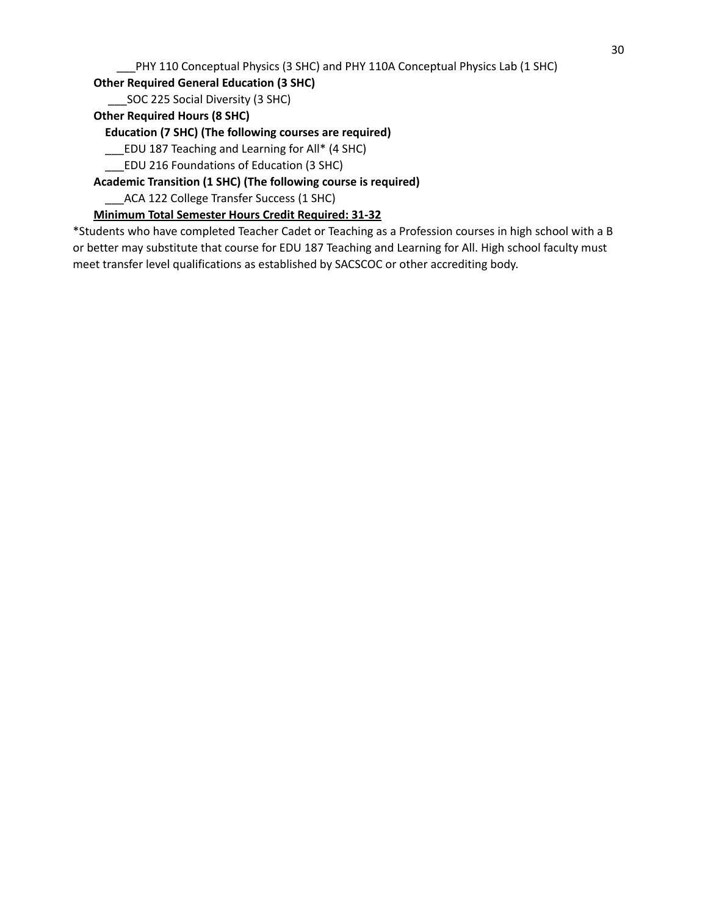___PHY 110 Conceptual Physics (3 SHC) and PHY 110A Conceptual Physics Lab (1 SHC)

**Other Required General Education (3 SHC)**

___SOC 225 Social Diversity (3 SHC)

**Other Required Hours (8 SHC)**

**Education (7 SHC) (The following courses are required)**

___EDU 187 Teaching and Learning for All* (4 SHC)

___EDU 216 Foundations of Education (3 SHC)

**Academic Transition (1 SHC) (The following course is required)**

___ACA 122 College Transfer Success (1 SHC)

<u>**Minimum Total Semester Hours Credit Required: 31-32**</u>

*Students who have completed Teacher Cadet or Teaching as a Profession courses in high school with a B or better may substitute that course for EDU 187 Teaching and Learning for All. High school faculty must meet transfer level qualifications as established by SACSCOC or other accrediting body.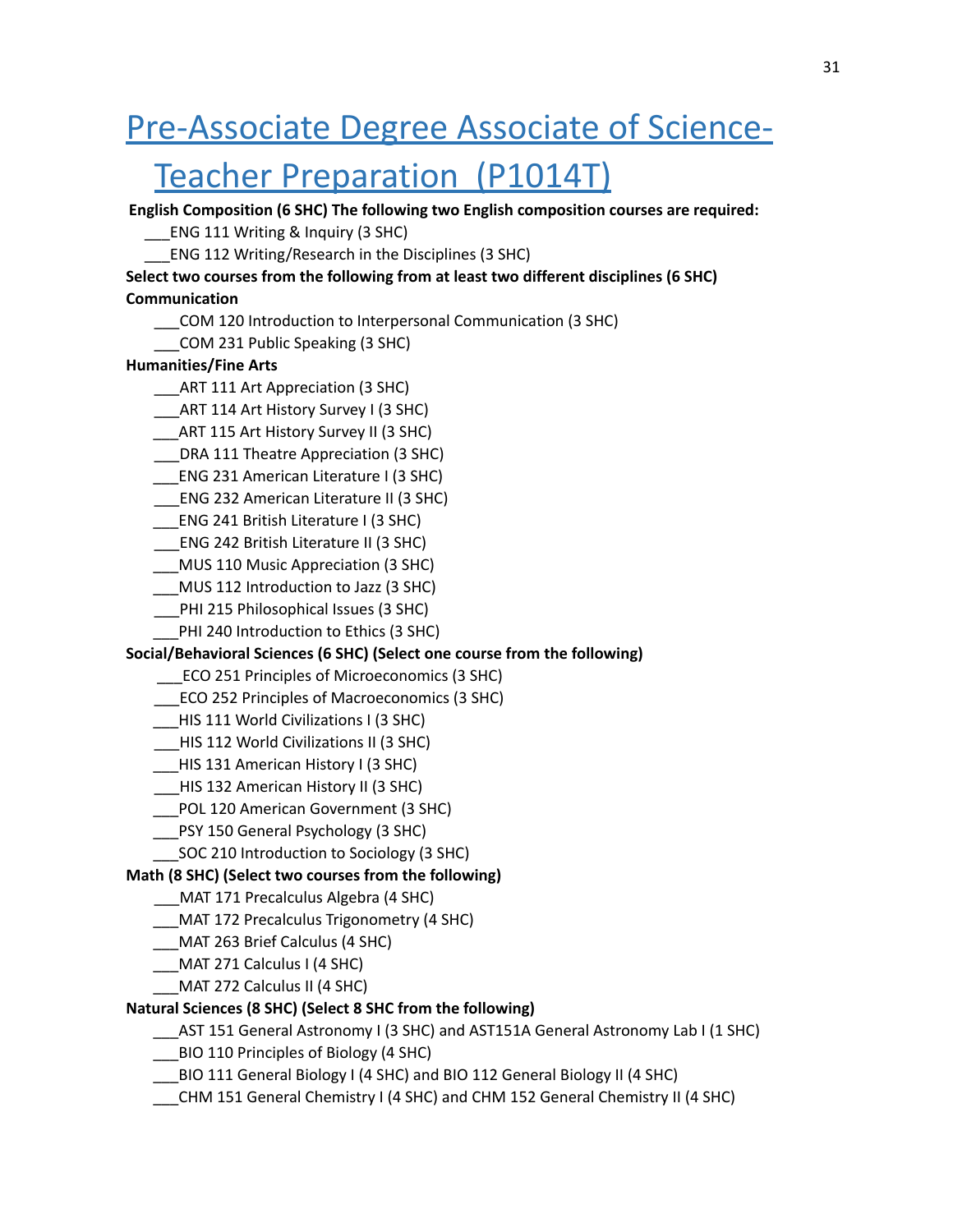# Pre-Associate Degree Associate of Science-Teacher Preparation (P1014T)

**English Composition (6 SHC) The following two English composition courses are required:**

___ENG 111 Writing & Inquiry (3 SHC)

___ENG 112 Writing/Research in the Disciplines (3 SHC)

**Select two courses from the following from at least two different disciplines (6 SHC)**

**Communication**

___COM 120 Introduction to Interpersonal Communication (3 SHC)

___COM 231 Public Speaking (3 SHC)

**Humanities/Fine Arts**

___ART 111 Art Appreciation (3 SHC)

___ART 114 Art History Survey I (3 SHC)

___ART 115 Art History Survey II (3 SHC)

___DRA 111 Theatre Appreciation (3 SHC)

___ENG 231 American Literature I (3 SHC)

___ENG 232 American Literature II (3 SHC)

___ENG 241 British Literature I (3 SHC)

___ENG 242 British Literature II (3 SHC)

___MUS 110 Music Appreciation (3 SHC)

___MUS 112 Introduction to Jazz (3 SHC)

___PHI 215 Philosophical Issues (3 SHC)

___PHI 240 Introduction to Ethics (3 SHC)

**Social/Behavioral Sciences (6 SHC) (Select one course from the following)**

___ECO 251 Principles of Microeconomics (3 SHC)

___ECO 252 Principles of Macroeconomics (3 SHC)

___HIS 111 World Civilizations I (3 SHC)

___HIS 112 World Civilizations II (3 SHC)

___HIS 131 American History I (3 SHC)

___HIS 132 American History II (3 SHC)

___POL 120 American Government (3 SHC)

___PSY 150 General Psychology (3 SHC)

___SOC 210 Introduction to Sociology (3 SHC)

**Math (8 SHC) (Select two courses from the following)**

___MAT 171 Precalculus Algebra (4 SHC)

___MAT 172 Precalculus Trigonometry (4 SHC)

___MAT 263 Brief Calculus (4 SHC)

___MAT 271 Calculus I (4 SHC)

___MAT 272 Calculus II (4 SHC)

**Natural Sciences (8 SHC) (Select 8 SHC from the following)**

___AST 151 General Astronomy I (3 SHC) and AST151A General Astronomy Lab I (1 SHC)

___BIO 110 Principles of Biology (4 SHC)

___BIO 111 General Biology I (4 SHC) and BIO 112 General Biology II (4 SHC)

___CHM 151 General Chemistry I (4 SHC) and CHM 152 General Chemistry II (4 SHC)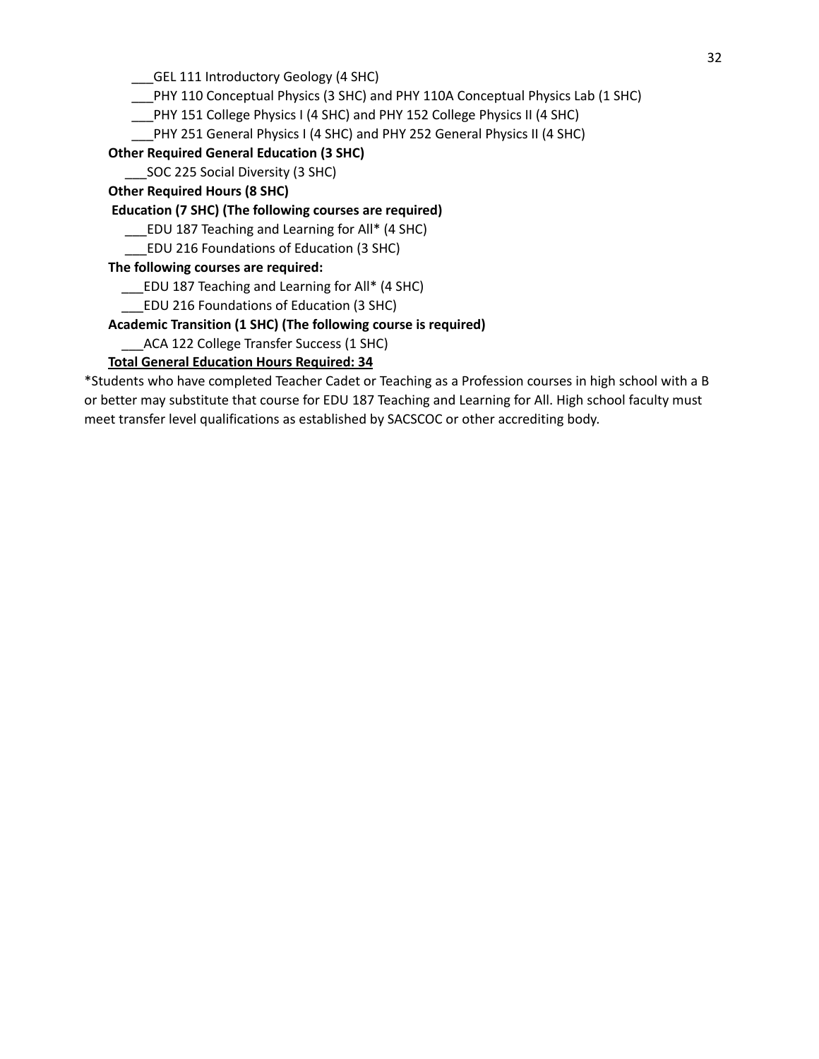___GEL 111 Introductory Geology (4 SHC)

___PHY 110 Conceptual Physics (3 SHC) and PHY 110A Conceptual Physics Lab (1 SHC)

___PHY 151 College Physics I (4 SHC) and PHY 152 College Physics II (4 SHC)

___PHY 251 General Physics I (4 SHC) and PHY 252 General Physics II (4 SHC)

**Other Required General Education (3 SHC)**

___SOC 225 Social Diversity (3 SHC)

**Other Required Hours (8 SHC)**

**Education (7 SHC) (The following courses are required)**

___EDU 187 Teaching and Learning for All* (4 SHC)

___EDU 216 Foundations of Education (3 SHC)

**The following courses are required:**

___EDU 187 Teaching and Learning for All* (4 SHC)

___EDU 216 Foundations of Education (3 SHC)

**Academic Transition (1 SHC) (The following course is required)**

___ACA 122 College Transfer Success (1 SHC)

**<u>Total General Education Hours Required: 34</u>**

*Students who have completed Teacher Cadet or Teaching as a Profession courses in high school with a B or better may substitute that course for EDU 187 Teaching and Learning for All. High school faculty must meet transfer level qualifications as established by SACSCOC or other accrediting body.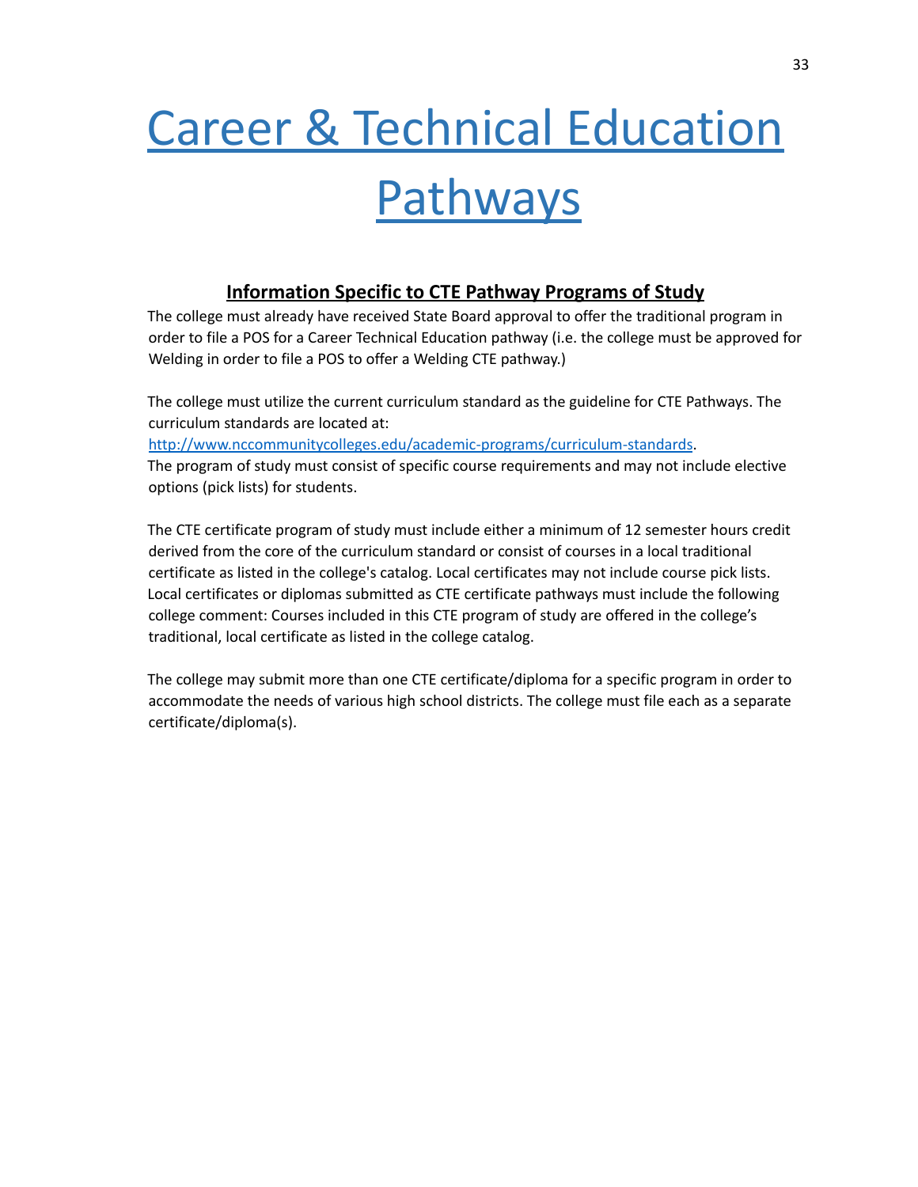# Career & Technical Education Pathways

## Information Specific to CTE Pathway Programs of Study

The college must already have received State Board approval to offer the traditional program in order to file a POS for a Career Technical Education pathway (i.e. the college must be approved for Welding in order to file a POS to offer a Welding CTE pathway.)

The college must utilize the current curriculum standard as the guideline for CTE Pathways. The curriculum standards are located at: http://www.nccommunitycolleges.edu/academic-programs/curriculum-standards.
The program of study must consist of specific course requirements and may not include elective options (pick lists) for students.

The CTE certificate program of study must include either a minimum of 12 semester hours credit derived from the core of the curriculum standard or consist of courses in a local traditional certificate as listed in the college's catalog. Local certificates may not include course pick lists. Local certificates or diplomas submitted as CTE certificate pathways must include the following college comment: Courses included in this CTE program of study are offered in the college's traditional, local certificate as listed in the college catalog.

The college may submit more than one CTE certificate/diploma for a specific program in order to accommodate the needs of various high school districts. The college must file each as a separate certificate/diploma(s).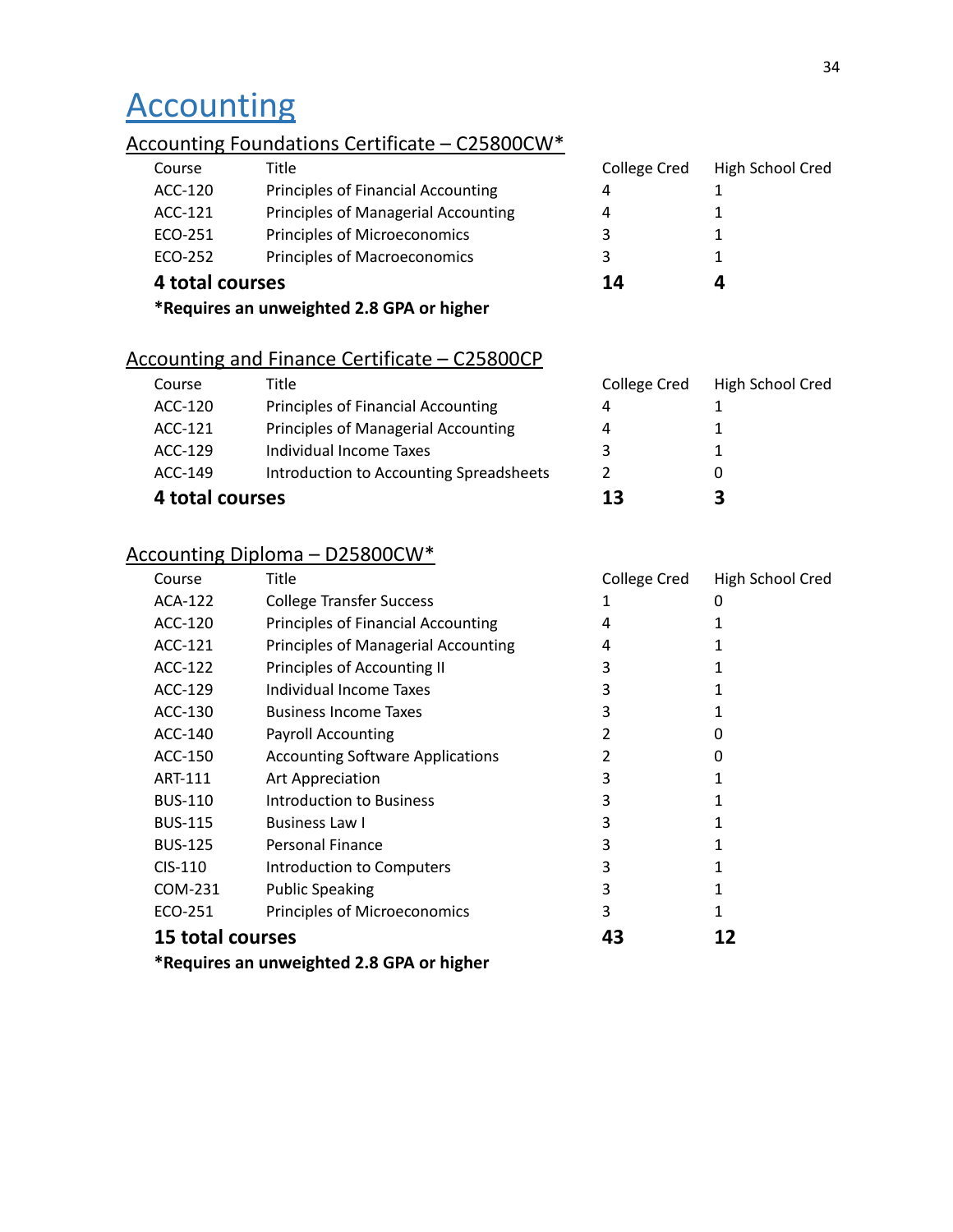# Accounting

## Accounting Foundations Certificate – C25800CW*

| Course | Title | College Cred | High School Cred |
|---|---|---|---|
| ACC-120 | Principles of Financial Accounting | 4 | 1 |
| ACC-121 | Principles of Managerial Accounting | 4 | 1 |
| ECO-251 | Principles of Microeconomics | 3 | 1 |
| ECO-252 | Principles of Macroeconomics | 3 | 1 |
| **4 total courses** | | **14** | **4** |

**\*Requires an unweighted 2.8 GPA or higher**

## Accounting and Finance Certificate – C25800CP

| Course | Title | College Cred | High School Cred |
|---|---|---|---|
| ACC-120 | Principles of Financial Accounting | 4 | 1 |
| ACC-121 | Principles of Managerial Accounting | 4 | 1 |
| ACC-129 | Individual Income Taxes | 3 | 1 |
| ACC-149 | Introduction to Accounting Spreadsheets | 2 | 0 |
| **4 total courses** | | **13** | **3** |

## Accounting Diploma – D25800CW*

| Course | Title | College Cred | High School Cred |
|---|---|---|---|
| ACA-122 | College Transfer Success | 1 | 0 |
| ACC-120 | Principles of Financial Accounting | 4 | 1 |
| ACC-121 | Principles of Managerial Accounting | 4 | 1 |
| ACC-122 | Principles of Accounting II | 3 | 1 |
| ACC-129 | Individual Income Taxes | 3 | 1 |
| ACC-130 | Business Income Taxes | 3 | 1 |
| ACC-140 | Payroll Accounting | 2 | 0 |
| ACC-150 | Accounting Software Applications | 2 | 0 |
| ART-111 | Art Appreciation | 3 | 1 |
| BUS-110 | Introduction to Business | 3 | 1 |
| BUS-115 | Business Law I | 3 | 1 |
| BUS-125 | Personal Finance | 3 | 1 |
| CIS-110 | Introduction to Computers | 3 | 1 |
| COM-231 | Public Speaking | 3 | 1 |
| ECO-251 | Principles of Microeconomics | 3 | 1 |
| **15 total courses** | | **43** | **12** |

**\*Requires an unweighted 2.8 GPA or higher**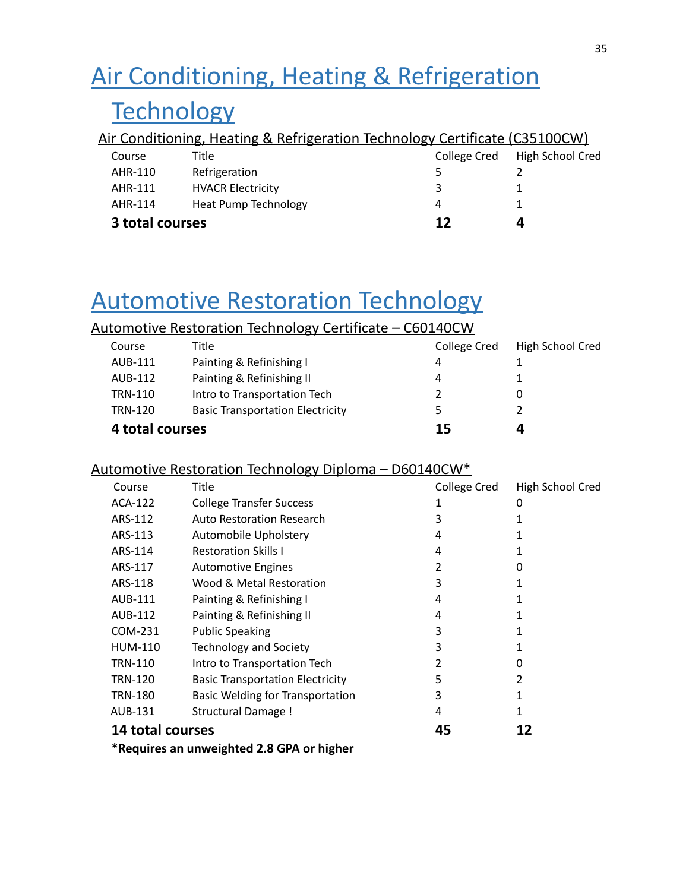# Air Conditioning, Heating & Refrigeration Technology

## Air Conditioning, Heating & Refrigeration Technology Certificate (C35100CW)

| Course | Title | College Cred | High School Cred |
|---|---|---|---|
| AHR-110 | Refrigeration | 5 | 2 |
| AHR-111 | HVACR Electricity | 3 | 1 |
| AHR-114 | Heat Pump Technology | 4 | 1 |
| **3 total courses** | | **12** | **4** |

# Automotive Restoration Technology

## Automotive Restoration Technology Certificate – C60140CW

| Course | Title | College Cred | High School Cred |
|---|---|---|---|
| AUB-111 | Painting & Refinishing I | 4 | 1 |
| AUB-112 | Painting & Refinishing II | 4 | 1 |
| TRN-110 | Intro to Transportation Tech | 2 | 0 |
| TRN-120 | Basic Transportation Electricity | 5 | 2 |
| **4 total courses** | | **15** | **4** |

## Automotive Restoration Technology Diploma – D60140CW*

| Course | Title | College Cred | High School Cred |
|---|---|---|---|
| ACA-122 | College Transfer Success | 1 | 0 |
| ARS-112 | Auto Restoration Research | 3 | 1 |
| ARS-113 | Automobile Upholstery | 4 | 1 |
| ARS-114 | Restoration Skills I | 4 | 1 |
| ARS-117 | Automotive Engines | 2 | 0 |
| ARS-118 | Wood & Metal Restoration | 3 | 1 |
| AUB-111 | Painting & Refinishing I | 4 | 1 |
| AUB-112 | Painting & Refinishing II | 4 | 1 |
| COM-231 | Public Speaking | 3 | 1 |
| HUM-110 | Technology and Society | 3 | 1 |
| TRN-110 | Intro to Transportation Tech | 2 | 0 |
| TRN-120 | Basic Transportation Electricity | 5 | 2 |
| TRN-180 | Basic Welding for Transportation | 3 | 1 |
| AUB-131 | Structural Damage ! | 4 | 1 |
| **14 total courses** | | **45** | **12** |

**\*Requires an unweighted 2.8 GPA or higher**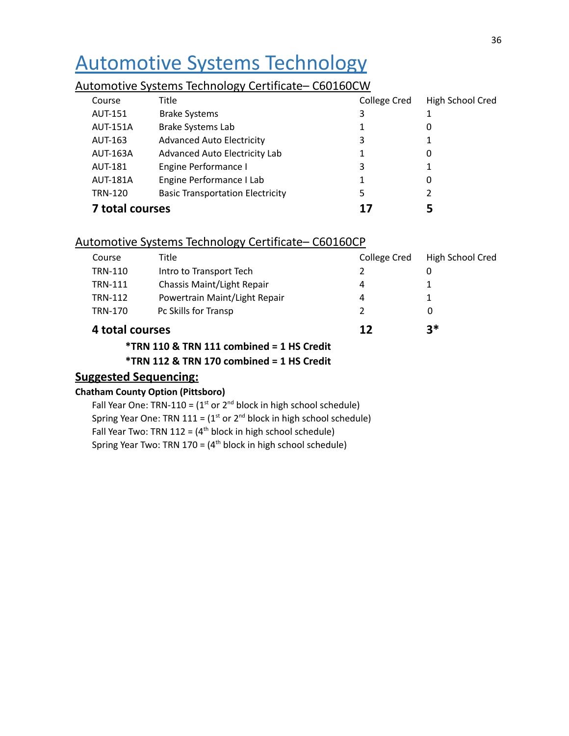# Automotive Systems Technology

## Automotive Systems Technology Certificate– C60160CW

| Course | Title | College Cred | High School Cred |
|---|---|---|---|
| AUT-151 | Brake Systems | 3 | 1 |
| AUT-151A | Brake Systems Lab | 1 | 0 |
| AUT-163 | Advanced Auto Electricity | 3 | 1 |
| AUT-163A | Advanced Auto Electricity Lab | 1 | 0 |
| AUT-181 | Engine Performance I | 3 | 1 |
| AUT-181A | Engine Performance I Lab | 1 | 0 |
| TRN-120 | Basic Transportation Electricity | 5 | 2 |
| **7 total courses** | | **17** | **5** |

## Automotive Systems Technology Certificate– C60160CP

| Course | Title | College Cred | High School Cred |
|---|---|---|---|
| TRN-110 | Intro to Transport Tech | 2 | 0 |
| TRN-111 | Chassis Maint/Light Repair | 4 | 1 |
| TRN-112 | Powertrain Maint/Light Repair | 4 | 1 |
| TRN-170 | Pc Skills for Transp | 2 | 0 |
| **4 total courses** | | **12** | **3*** |

**\*TRN 110 & TRN 111 combined = 1 HS Credit**

**\*TRN 112 & TRN 170 combined = 1 HS Credit**

## Suggested Sequencing:

**Chatham County Option (Pittsboro)**

Fall Year One: TRN-110 = (1st or 2nd block in high school schedule)
Spring Year One: TRN 111 = (1st or 2nd block in high school schedule)
Fall Year Two: TRN 112 = (4th block in high school schedule)
Spring Year Two: TRN 170 = (4th block in high school schedule)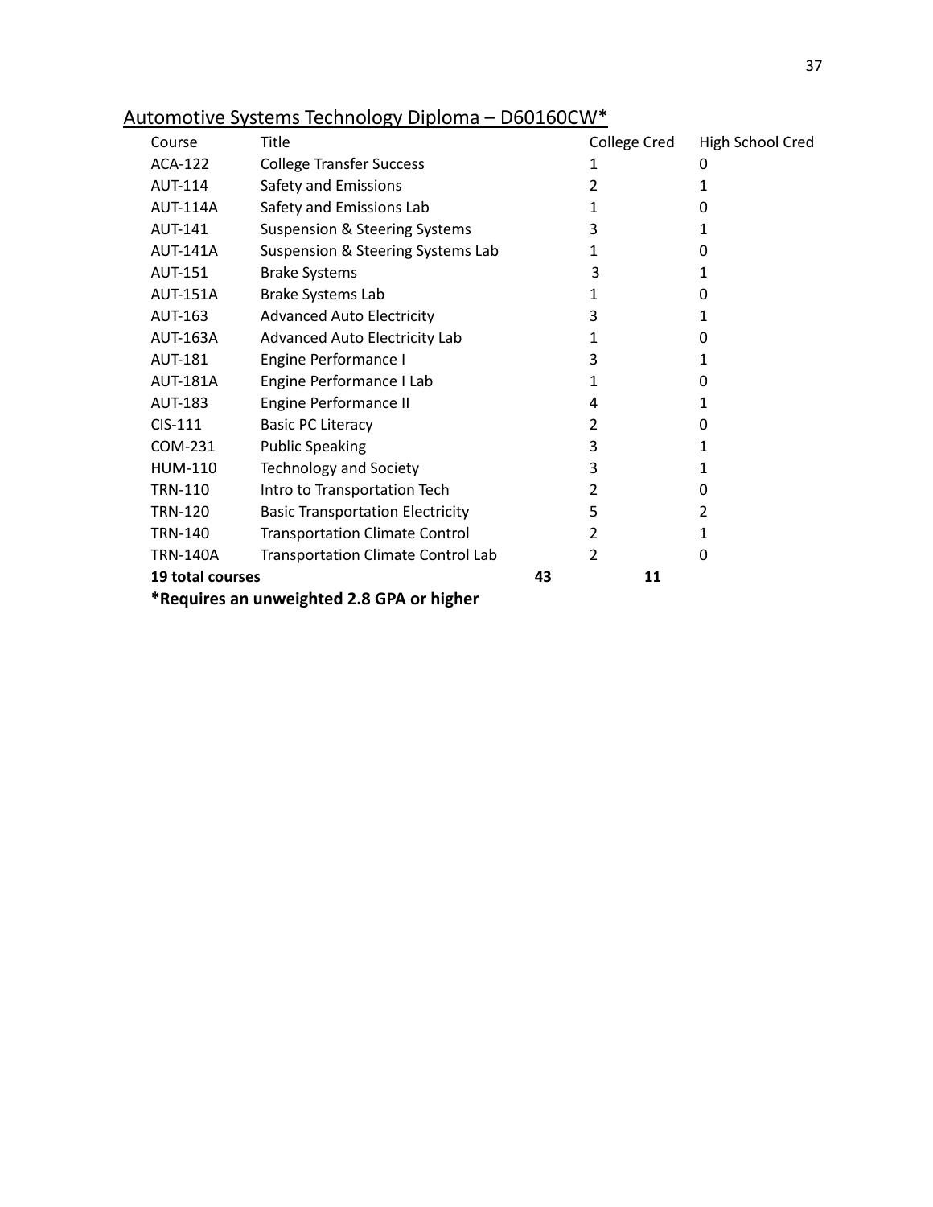Automotive Systems Technology Diploma – D60160CW*

| Course | Title | College Cred | High School Cred |
|---|---|---|---|
| ACA-122 | College Transfer Success | 1 | 0 |
| AUT-114 | Safety and Emissions | 2 | 1 |
| AUT-114A | Safety and Emissions Lab | 1 | 0 |
| AUT-141 | Suspension & Steering Systems | 3 | 1 |
| AUT-141A | Suspension & Steering Systems Lab | 1 | 0 |
| AUT-151 | Brake Systems | 3 | 1 |
| AUT-151A | Brake Systems Lab | 1 | 0 |
| AUT-163 | Advanced Auto Electricity | 3 | 1 |
| AUT-163A | Advanced Auto Electricity Lab | 1 | 0 |
| AUT-181 | Engine Performance I | 3 | 1 |
| AUT-181A | Engine Performance I Lab | 1 | 0 |
| AUT-183 | Engine Performance II | 4 | 1 |
| CIS-111 | Basic PC Literacy | 2 | 0 |
| COM-231 | Public Speaking | 3 | 1 |
| HUM-110 | Technology and Society | 3 | 1 |
| TRN-110 | Intro to Transportation Tech | 2 | 0 |
| TRN-120 | Basic Transportation Electricity | 5 | 2 |
| TRN-140 | Transportation Climate Control | 2 | 1 |
| TRN-140A | Transportation Climate Control Lab | 2 | 0 |
| **19 total courses** | | **43** | **11** |

**\*Requires an unweighted 2.8 GPA or higher**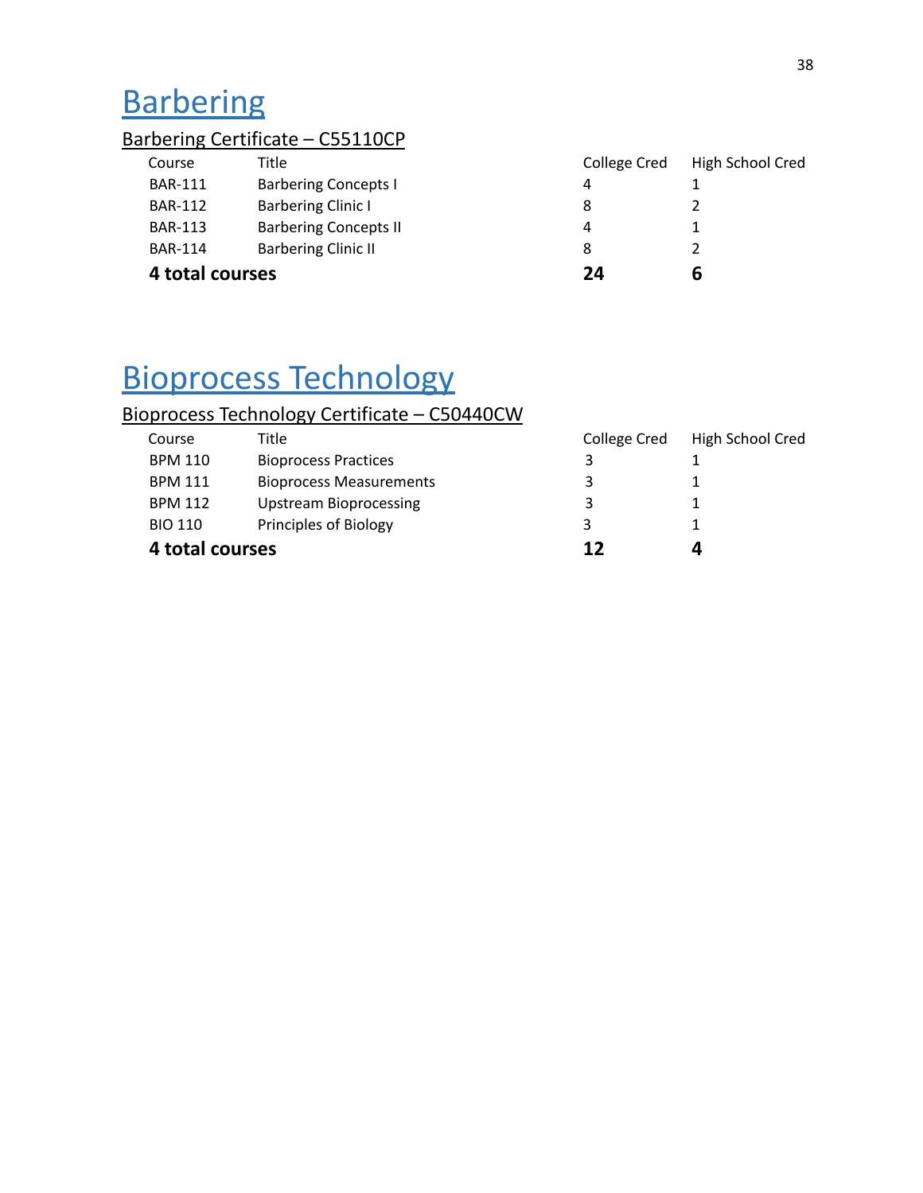# Barbering

## Barbering Certificate – C55110CP

| Course | Title | College Cred | High School Cred |
|---|---|---|---|
| BAR-111 | Barbering Concepts I | 4 | 1 |
| BAR-112 | Barbering Clinic I | 8 | 2 |
| BAR-113 | Barbering Concepts II | 4 | 1 |
| BAR-114 | Barbering Clinic II | 8 | 2 |
| **4 total courses** | | **24** | **6** |

# Bioprocess Technology

## Bioprocess Technology Certificate – C50440CW

| Course | Title | College Cred | High School Cred |
|---|---|---|---|
| BPM 110 | Bioprocess Practices | 3 | 1 |
| BPM 111 | Bioprocess Measurements | 3 | 1 |
| BPM 112 | Upstream Bioprocessing | 3 | 1 |
| BIO 110 | Principles of Biology | 3 | 1 |
| **4 total courses** | | **12** | **4** |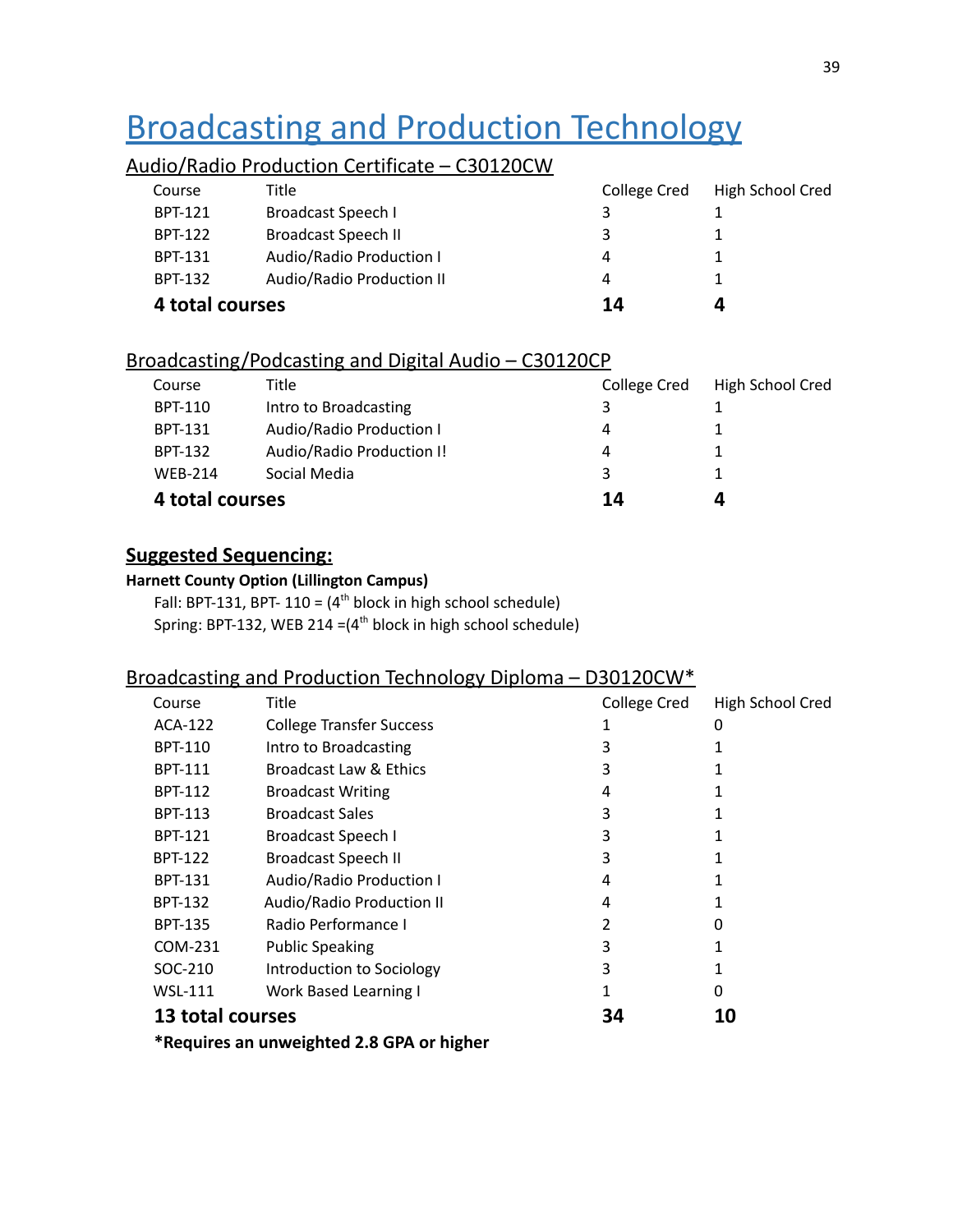# Broadcasting and Production Technology

## Audio/Radio Production Certificate – C30120CW

| Course | Title | College Cred | High School Cred |
|---|---|---|---|
| BPT-121 | Broadcast Speech I | 3 | 1 |
| BPT-122 | Broadcast Speech II | 3 | 1 |
| BPT-131 | Audio/Radio Production I | 4 | 1 |
| BPT-132 | Audio/Radio Production II | 4 | 1 |
| **4 total courses** | | **14** | **4** |

## Broadcasting/Podcasting and Digital Audio – C30120CP

| Course | Title | College Cred | High School Cred |
|---|---|---|---|
| BPT-110 | Intro to Broadcasting | 3 | 1 |
| BPT-131 | Audio/Radio Production I | 4 | 1 |
| BPT-132 | Audio/Radio Production I! | 4 | 1 |
| WEB-214 | Social Media | 3 | 1 |
| **4 total courses** | | **14** | **4** |

**Suggested Sequencing:**

**Harnett County Option (Lillington Campus)**

Fall: BPT-131, BPT- 110 = (4th block in high school schedule)
Spring: BPT-132, WEB 214 =(4th block in high school schedule)

## Broadcasting and Production Technology Diploma – D30120CW*

| Course | Title | College Cred | High School Cred |
|---|---|---|---|
| ACA-122 | College Transfer Success | 1 | 0 |
| BPT-110 | Intro to Broadcasting | 3 | 1 |
| BPT-111 | Broadcast Law & Ethics | 3 | 1 |
| BPT-112 | Broadcast Writing | 4 | 1 |
| BPT-113 | Broadcast Sales | 3 | 1 |
| BPT-121 | Broadcast Speech I | 3 | 1 |
| BPT-122 | Broadcast Speech II | 3 | 1 |
| BPT-131 | Audio/Radio Production I | 4 | 1 |
| BPT-132 | Audio/Radio Production II | 4 | 1 |
| BPT-135 | Radio Performance I | 2 | 0 |
| COM-231 | Public Speaking | 3 | 1 |
| SOC-210 | Introduction to Sociology | 3 | 1 |
| WSL-111 | Work Based Learning I | 1 | 0 |
| **13 total courses** | | **34** | **10** |

***Requires an unweighted 2.8 GPA or higher**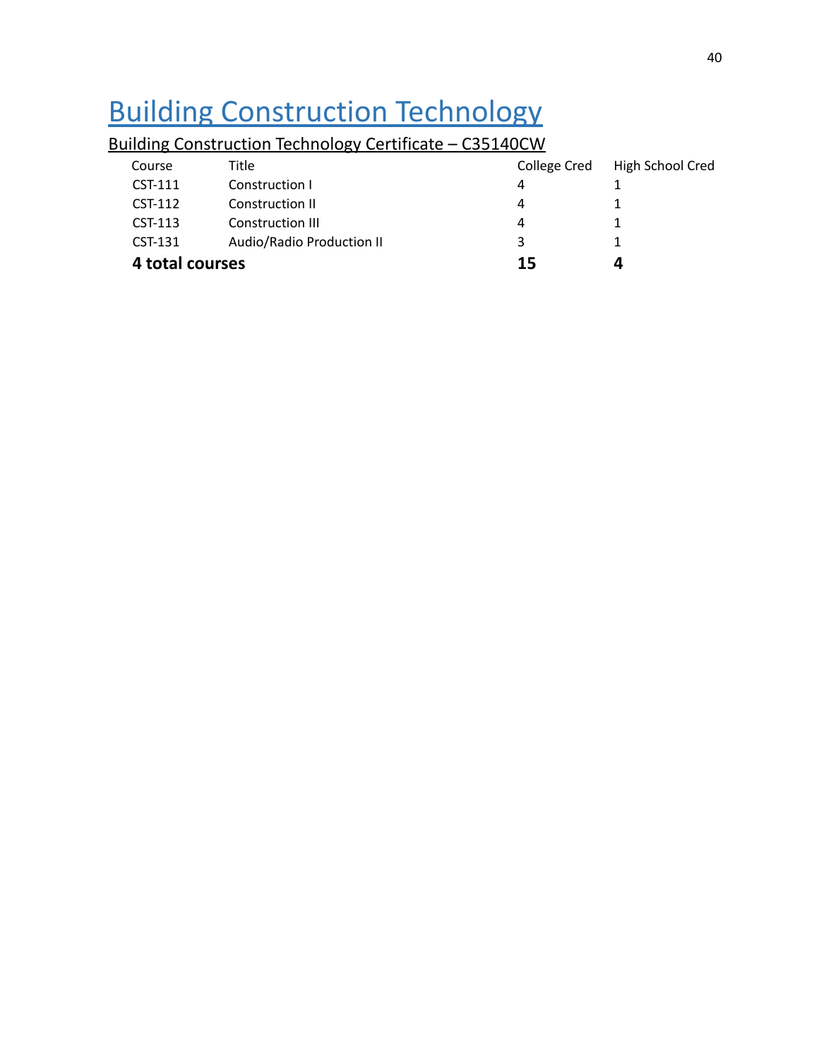# Building Construction Technology

## Building Construction Technology Certificate – C35140CW

| Course | Title | College Cred | High School Cred |
|---|---|---|---|
| CST-111 | Construction I | 4 | 1 |
| CST-112 | Construction II | 4 | 1 |
| CST-113 | Construction III | 4 | 1 |
| CST-131 | Audio/Radio Production II | 3 | 1 |
| **4 total courses** | | **15** | **4** |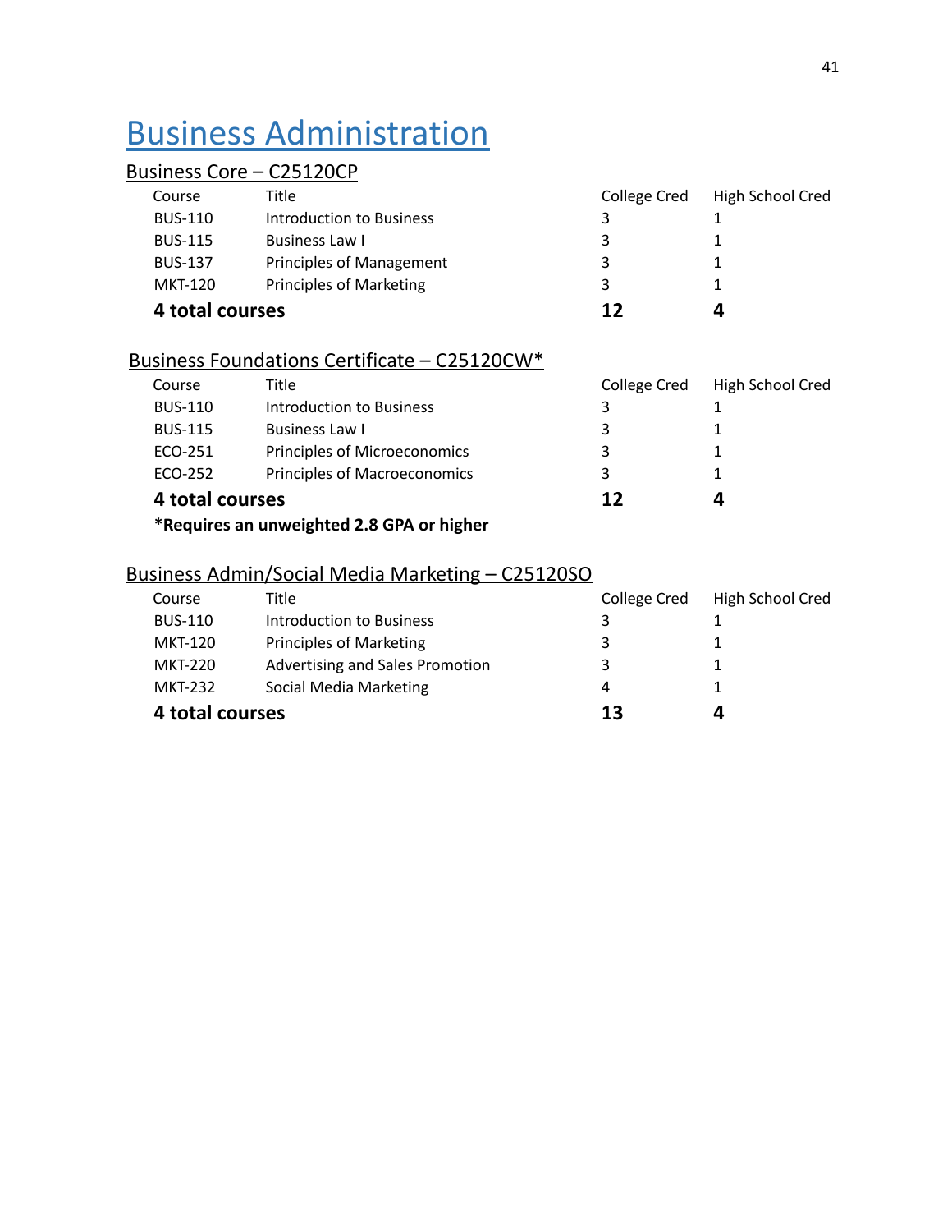# Business Administration

## Business Core – C25120CP

| Course | Title | College Cred | High School Cred |
|---|---|---|---|
| BUS-110 | Introduction to Business | 3 | 1 |
| BUS-115 | Business Law I | 3 | 1 |
| BUS-137 | Principles of Management | 3 | 1 |
| MKT-120 | Principles of Marketing | 3 | 1 |
| **4 total courses** | | **12** | **4** |

## Business Foundations Certificate – C25120CW*

| Course | Title | College Cred | High School Cred |
|---|---|---|---|
| BUS-110 | Introduction to Business | 3 | 1 |
| BUS-115 | Business Law I | 3 | 1 |
| ECO-251 | Principles of Microeconomics | 3 | 1 |
| ECO-252 | Principles of Macroeconomics | 3 | 1 |
| **4 total courses** | | **12** | **4** |

**\*Requires an unweighted 2.8 GPA or higher**

## Business Admin/Social Media Marketing – C25120SO

| Course | Title | College Cred | High School Cred |
|---|---|---|---|
| BUS-110 | Introduction to Business | 3 | 1 |
| MKT-120 | Principles of Marketing | 3 | 1 |
| MKT-220 | Advertising and Sales Promotion | 3 | 1 |
| MKT-232 | Social Media Marketing | 4 | 1 |
| **4 total courses** | | **13** | **4** |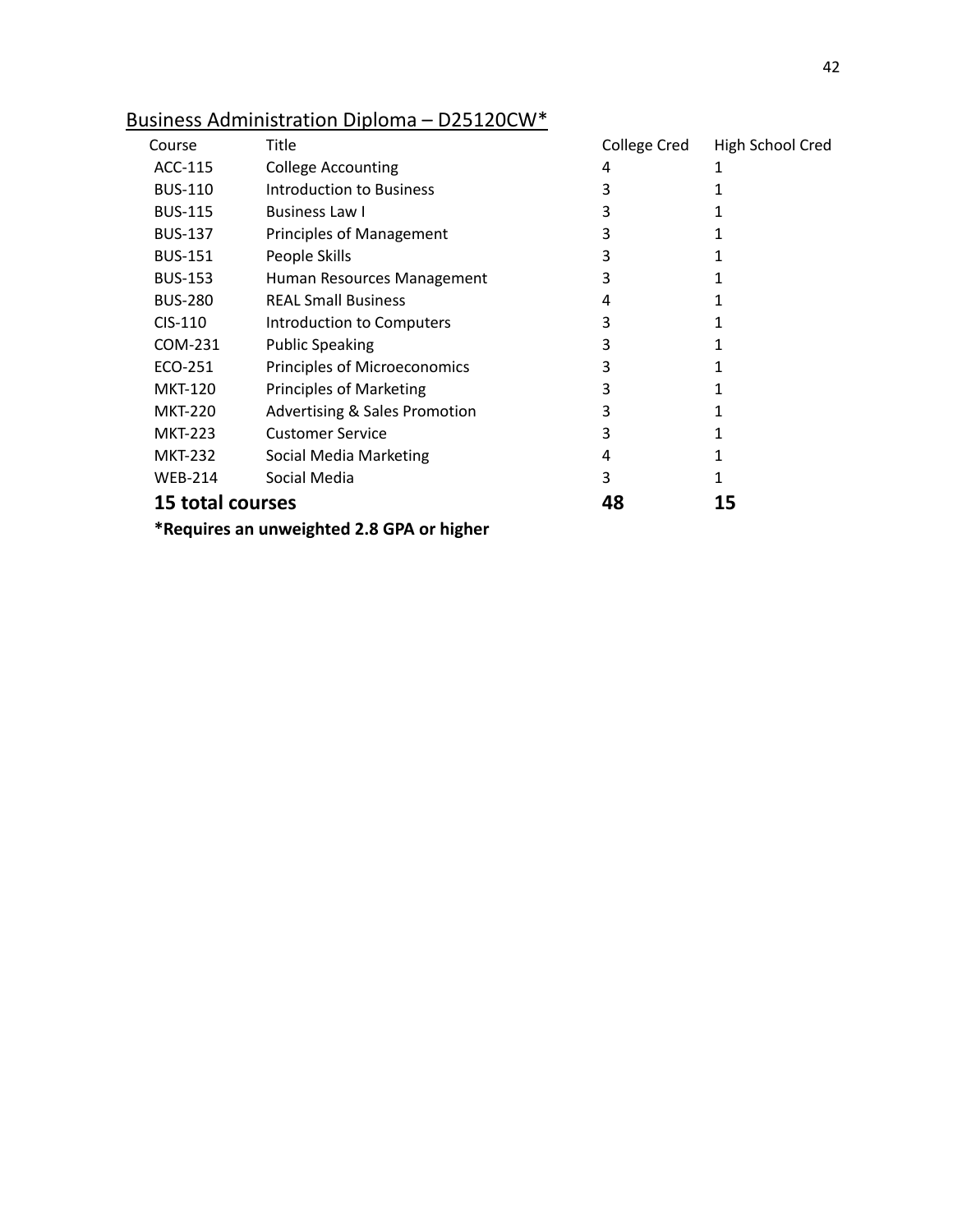## Business Administration Diploma – D25120CW*

| Course | Title | College Cred | High School Cred |
|---|---|---|---|
| ACC-115 | College Accounting | 4 | 1 |
| BUS-110 | Introduction to Business | 3 | 1 |
| BUS-115 | Business Law I | 3 | 1 |
| BUS-137 | Principles of Management | 3 | 1 |
| BUS-151 | People Skills | 3 | 1 |
| BUS-153 | Human Resources Management | 3 | 1 |
| BUS-280 | REAL Small Business | 4 | 1 |
| CIS-110 | Introduction to Computers | 3 | 1 |
| COM-231 | Public Speaking | 3 | 1 |
| ECO-251 | Principles of Microeconomics | 3 | 1 |
| MKT-120 | Principles of Marketing | 3 | 1 |
| MKT-220 | Advertising & Sales Promotion | 3 | 1 |
| MKT-223 | Customer Service | 3 | 1 |
| MKT-232 | Social Media Marketing | 4 | 1 |
| WEB-214 | Social Media | 3 | 1 |
| **15 total courses** | | **48** | **15** |

**\*Requires an unweighted 2.8 GPA or higher**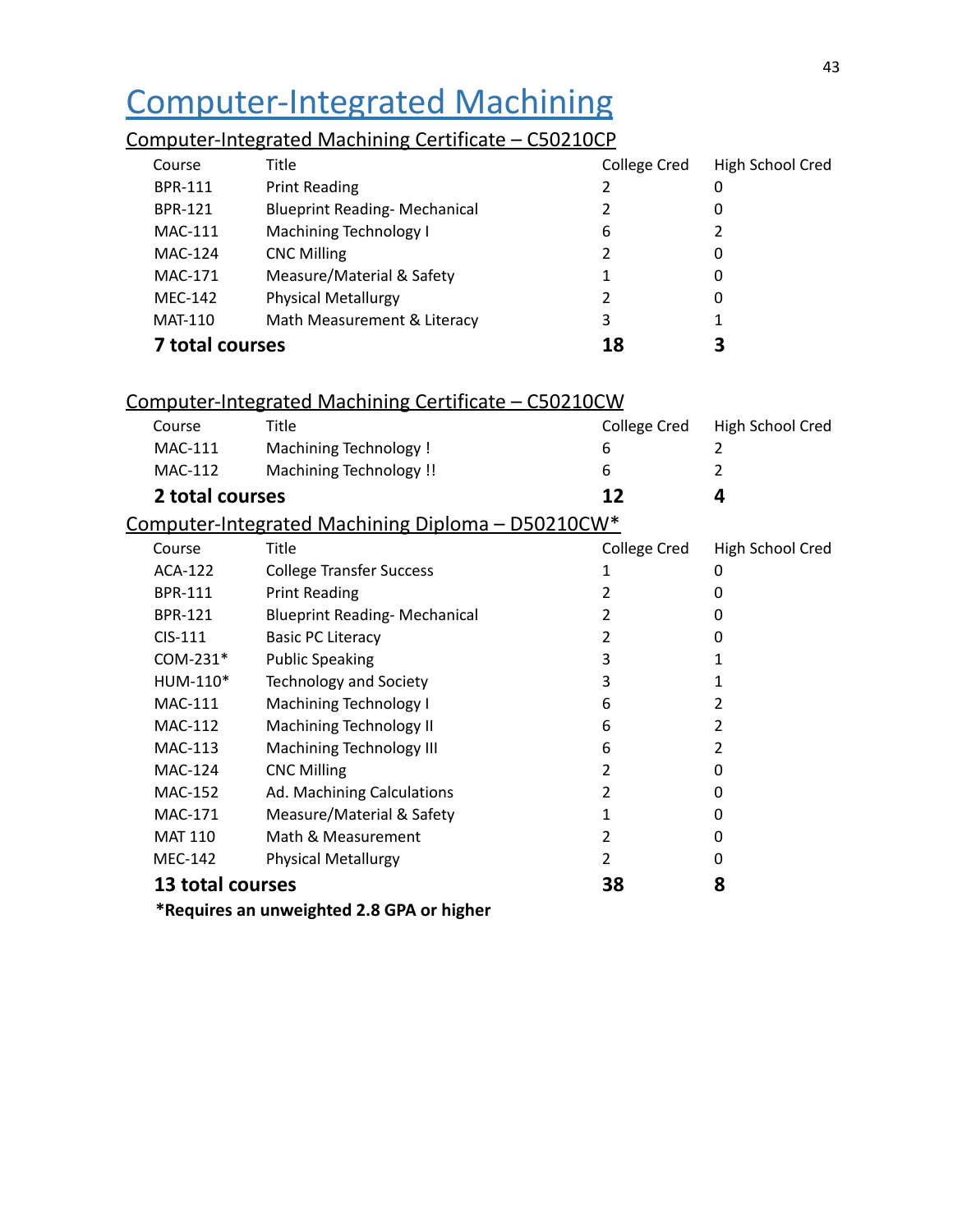# Computer-Integrated Machining

## Computer-Integrated Machining Certificate – C50210CP

| Course | Title | College Cred | High School Cred |
|---|---|---|---|
| BPR-111 | Print Reading | 2 | 0 |
| BPR-121 | Blueprint Reading- Mechanical | 2 | 0 |
| MAC-111 | Machining Technology I | 6 | 2 |
| MAC-124 | CNC Milling | 2 | 0 |
| MAC-171 | Measure/Material & Safety | 1 | 0 |
| MEC-142 | Physical Metallurgy | 2 | 0 |
| MAT-110 | Math Measurement & Literacy | 3 | 1 |
| **7 total courses** | | **18** | **3** |

## Computer-Integrated Machining Certificate – C50210CW

| Course | Title | College Cred | High School Cred |
|---|---|---|---|
| MAC-111 | Machining Technology ! | 6 | 2 |
| MAC-112 | Machining Technology !! | 6 | 2 |
| **2 total courses** | | **12** | **4** |

## Computer-Integrated Machining Diploma – D50210CW*

| Course | Title | College Cred | High School Cred |
|---|---|---|---|
| ACA-122 | College Transfer Success | 1 | 0 |
| BPR-111 | Print Reading | 2 | 0 |
| BPR-121 | Blueprint Reading- Mechanical | 2 | 0 |
| CIS-111 | Basic PC Literacy | 2 | 0 |
| COM-231* | Public Speaking | 3 | 1 |
| HUM-110* | Technology and Society | 3 | 1 |
| MAC-111 | Machining Technology I | 6 | 2 |
| MAC-112 | Machining Technology II | 6 | 2 |
| MAC-113 | Machining Technology III | 6 | 2 |
| MAC-124 | CNC Milling | 2 | 0 |
| MAC-152 | Ad. Machining Calculations | 2 | 0 |
| MAC-171 | Measure/Material & Safety | 1 | 0 |
| MAT 110 | Math & Measurement | 2 | 0 |
| MEC-142 | Physical Metallurgy | 2 | 0 |
| **13 total courses** | | **38** | **8** |

**\*Requires an unweighted 2.8 GPA or higher**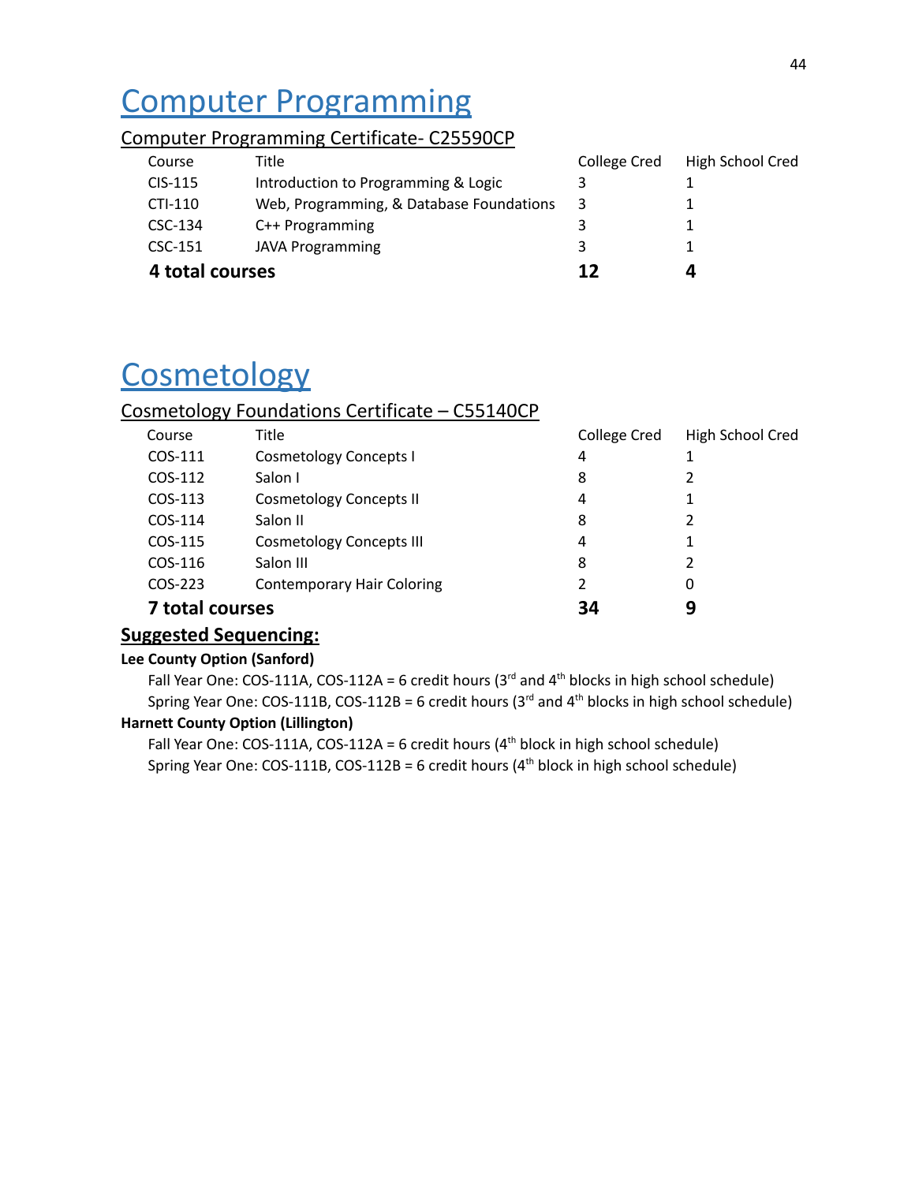# Computer Programming

## Computer Programming Certificate- C25590CP

| Course | Title | College Cred | High School Cred |
|---|---|---|---|
| CIS-115 | Introduction to Programming & Logic | 3 | 1 |
| CTI-110 | Web, Programming, & Database Foundations | 3 | 1 |
| CSC-134 | C++ Programming | 3 | 1 |
| CSC-151 | JAVA Programming | 3 | 1 |
| **4 total courses** | | **12** | **4** |

# Cosmetology

## Cosmetology Foundations Certificate – C55140CP

| Course | Title | College Cred | High School Cred |
|---|---|---|---|
| COS-111 | Cosmetology Concepts I | 4 | 1 |
| COS-112 | Salon I | 8 | 2 |
| COS-113 | Cosmetology Concepts II | 4 | 1 |
| COS-114 | Salon II | 8 | 2 |
| COS-115 | Cosmetology Concepts III | 4 | 1 |
| COS-116 | Salon III | 8 | 2 |
| COS-223 | Contemporary Hair Coloring | 2 | 0 |
| **7 total courses** | | **34** | **9** |

**Suggested Sequencing:**

**Lee County Option (Sanford)**

Fall Year One: COS-111A, COS-112A = 6 credit hours (3rd and 4th blocks in high school schedule)
Spring Year One: COS-111B, COS-112B = 6 credit hours (3rd and 4th blocks in high school schedule)

**Harnett County Option (Lillington)**

Fall Year One: COS-111A, COS-112A = 6 credit hours (4th block in high school schedule)
Spring Year One: COS-111B, COS-112B = 6 credit hours (4th block in high school schedule)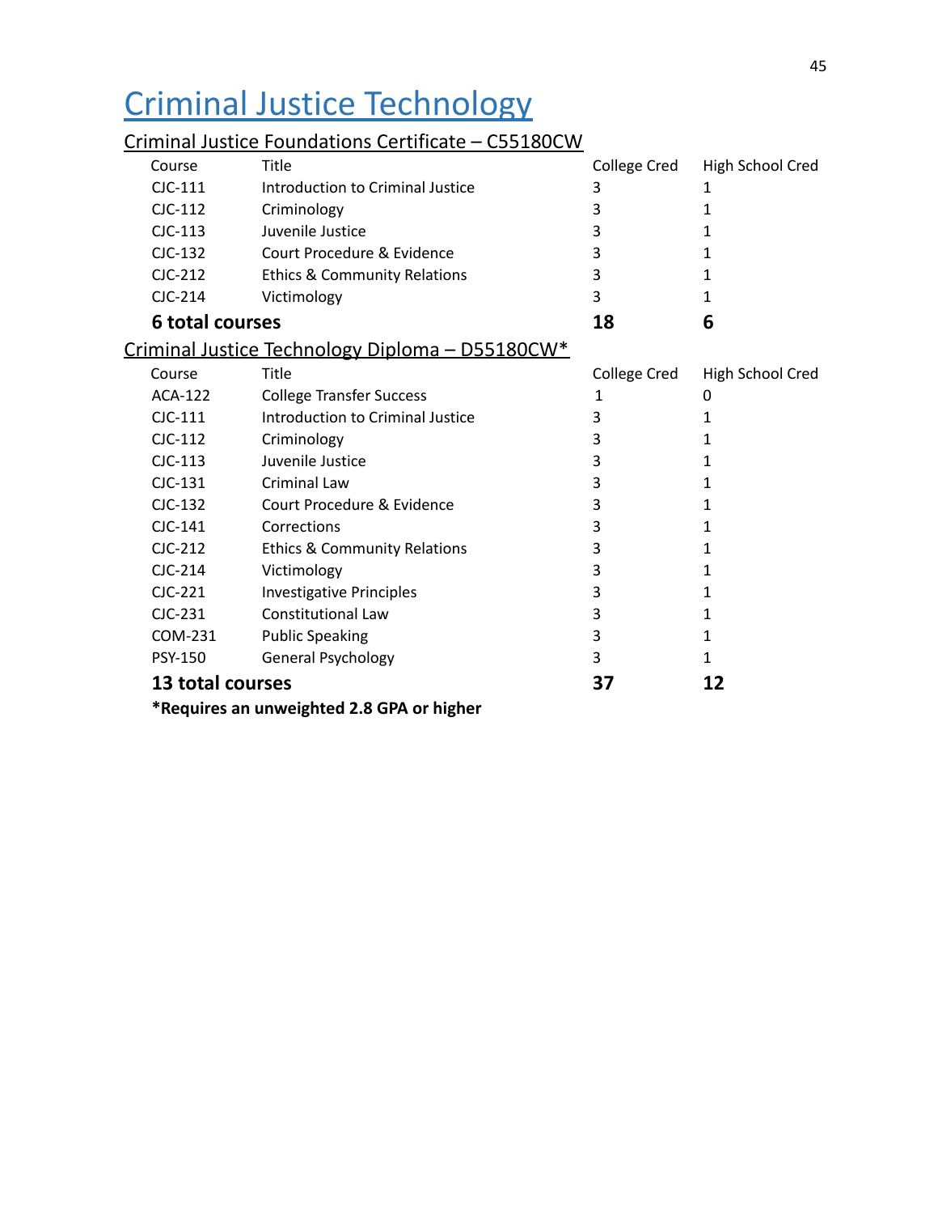# Criminal Justice Technology

## Criminal Justice Foundations Certificate – C55180CW

| Course | Title | College Cred | High School Cred |
|---|---|---|---|
| CJC-111 | Introduction to Criminal Justice | 3 | 1 |
| CJC-112 | Criminology | 3 | 1 |
| CJC-113 | Juvenile Justice | 3 | 1 |
| CJC-132 | Court Procedure & Evidence | 3 | 1 |
| CJC-212 | Ethics & Community Relations | 3 | 1 |
| CJC-214 | Victimology | 3 | 1 |
| **6 total courses** | | **18** | **6** |

## Criminal Justice Technology Diploma – D55180CW*

| Course | Title | College Cred | High School Cred |
|---|---|---|---|
| ACA-122 | College Transfer Success | 1 | 0 |
| CJC-111 | Introduction to Criminal Justice | 3 | 1 |
| CJC-112 | Criminology | 3 | 1 |
| CJC-113 | Juvenile Justice | 3 | 1 |
| CJC-131 | Criminal Law | 3 | 1 |
| CJC-132 | Court Procedure & Evidence | 3 | 1 |
| CJC-141 | Corrections | 3 | 1 |
| CJC-212 | Ethics & Community Relations | 3 | 1 |
| CJC-214 | Victimology | 3 | 1 |
| CJC-221 | Investigative Principles | 3 | 1 |
| CJC-231 | Constitutional Law | 3 | 1 |
| COM-231 | Public Speaking | 3 | 1 |
| PSY-150 | General Psychology | 3 | 1 |
| **13 total courses** | | **37** | **12** |

**\*Requires an unweighted 2.8 GPA or higher**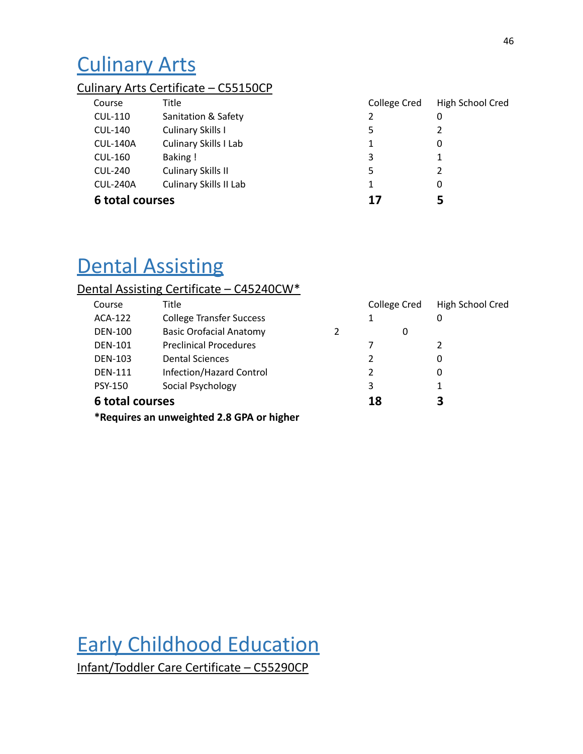# Culinary Arts

## Culinary Arts Certificate – C55150CP

| Course | Title | College Cred | High School Cred |
|---|---|---|---|
| CUL-110 | Sanitation & Safety | 2 | 0 |
| CUL-140 | Culinary Skills I | 5 | 2 |
| CUL-140A | Culinary Skills I Lab | 1 | 0 |
| CUL-160 | Baking ! | 3 | 1 |
| CUL-240 | Culinary Skills II | 5 | 2 |
| CUL-240A | Culinary Skills II Lab | 1 | 0 |
| **6 total courses** | | **17** | **5** |

# Dental Assisting

## Dental Assisting Certificate – C45240CW*

| Course | Title | College Cred | High School Cred |
|---|---|---|---|
| ACA-122 | College Transfer Success | 1 | 0 |
| DEN-100 | Basic Orofacial Anatomy | 2 | 0 |
| DEN-101 | Preclinical Procedures | 7 | 2 |
| DEN-103 | Dental Sciences | 2 | 0 |
| DEN-111 | Infection/Hazard Control | 2 | 0 |
| PSY-150 | Social Psychology | 3 | 1 |
| **6 total courses** | | **18** | **3** |

**\*Requires an unweighted 2.8 GPA or higher**

# Early Childhood Education

## Infant/Toddler Care Certificate – C55290CP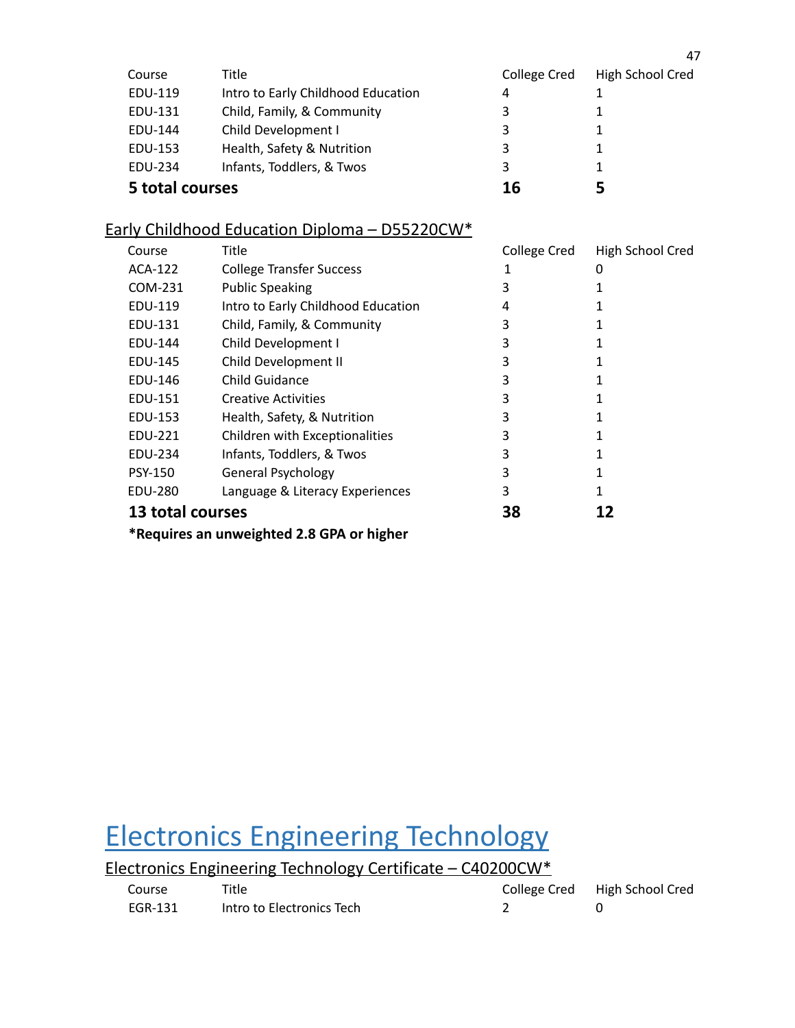| Course | Title | College Cred | High School Cred |
|---|---|---|---|
| EDU-119 | Intro to Early Childhood Education | 4 | 1 |
| EDU-131 | Child, Family, & Community | 3 | 1 |
| EDU-144 | Child Development I | 3 | 1 |
| EDU-153 | Health, Safety & Nutrition | 3 | 1 |
| EDU-234 | Infants, Toddlers, & Twos | 3 | 1 |
| **5 total courses** | | **16** | **5** |

### Early Childhood Education Diploma – D55220CW*

| Course | Title | College Cred | High School Cred |
|---|---|---|---|
| ACA-122 | College Transfer Success | 1 | 0 |
| COM-231 | Public Speaking | 3 | 1 |
| EDU-119 | Intro to Early Childhood Education | 4 | 1 |
| EDU-131 | Child, Family, & Community | 3 | 1 |
| EDU-144 | Child Development I | 3 | 1 |
| EDU-145 | Child Development II | 3 | 1 |
| EDU-146 | Child Guidance | 3 | 1 |
| EDU-151 | Creative Activities | 3 | 1 |
| EDU-153 | Health, Safety, & Nutrition | 3 | 1 |
| EDU-221 | Children with Exceptionalities | 3 | 1 |
| EDU-234 | Infants, Toddlers, & Twos | 3 | 1 |
| PSY-150 | General Psychology | 3 | 1 |
| EDU-280 | Language & Literacy Experiences | 3 | 1 |
| **13 total courses** | | **38** | **12** |

**\*Requires an unweighted 2.8 GPA or higher**

# Electronics Engineering Technology

### Electronics Engineering Technology Certificate – C40200CW*

| Course | Title | College Cred | High School Cred |
|---|---|---|---|
| EGR-131 | Intro to Electronics Tech | 2 | 0 |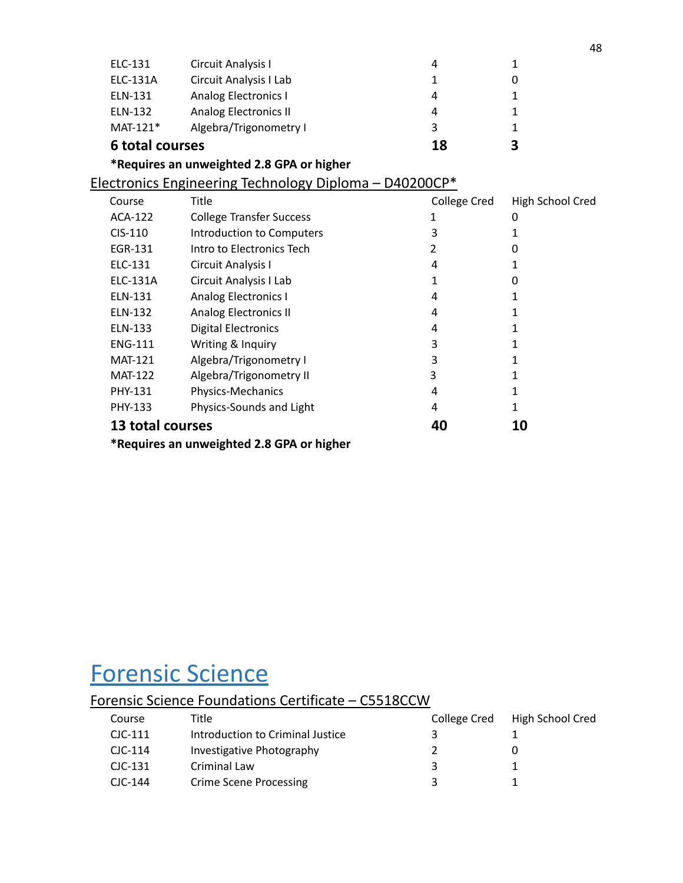| | | | |
|---|---|---|---|
| ELC-131 | Circuit Analysis I | 4 | 1 |
| ELC-131A | Circuit Analysis I Lab | 1 | 0 |
| ELN-131 | Analog Electronics I | 4 | 1 |
| ELN-132 | Analog Electronics II | 4 | 1 |
| MAT-121* | Algebra/Trigonometry I | 3 | 1 |
| **6 total courses** | | **18** | **3** |

**\*Requires an unweighted 2.8 GPA or higher**

### Electronics Engineering Technology Diploma – D40200CP*

| Course | Title | College Cred | High School Cred |
|---|---|---|---|
| ACA-122 | College Transfer Success | 1 | 0 |
| CIS-110 | Introduction to Computers | 3 | 1 |
| EGR-131 | Intro to Electronics Tech | 2 | 0 |
| ELC-131 | Circuit Analysis I | 4 | 1 |
| ELC-131A | Circuit Analysis I Lab | 1 | 0 |
| ELN-131 | Analog Electronics I | 4 | 1 |
| ELN-132 | Analog Electronics II | 4 | 1 |
| ELN-133 | Digital Electronics | 4 | 1 |
| ENG-111 | Writing & Inquiry | 3 | 1 |
| MAT-121 | Algebra/Trigonometry I | 3 | 1 |
| MAT-122 | Algebra/Trigonometry II | 3 | 1 |
| PHY-131 | Physics-Mechanics | 4 | 1 |
| PHY-133 | Physics-Sounds and Light | 4 | 1 |
| **13 total courses** | | **40** | **10** |

**\*Requires an unweighted 2.8 GPA or higher**

# Forensic Science

### Forensic Science Foundations Certificate – C5518CCW

| Course | Title | College Cred | High School Cred |
|---|---|---|---|
| CJC-111 | Introduction to Criminal Justice | 3 | 1 |
| CJC-114 | Investigative Photography | 2 | 0 |
| CJC-131 | Criminal Law | 3 | 1 |
| CJC-144 | Crime Scene Processing | 3 | 1 |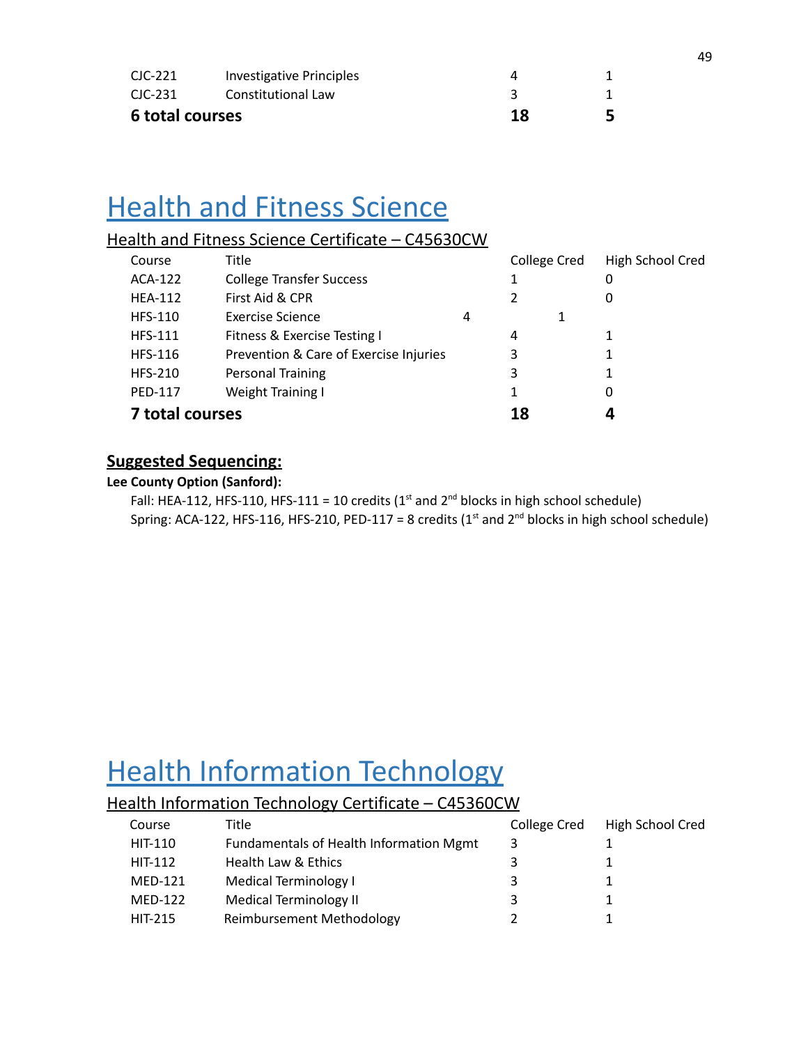| | | | |
|---|---|---|---|
| CJC-221 | Investigative Principles | 4 | 1 |
| CJC-231 | Constitutional Law | 3 | 1 |
| **6 total courses** | | **18** | **5** |

# Health and Fitness Science

## Health and Fitness Science Certificate – C45630CW

| Course | Title | College Cred | High School Cred |
|---|---|---|---|
| ACA-122 | College Transfer Success | 1 | 0 |
| HEA-112 | First Aid & CPR | 2 | 0 |
| HFS-110 | Exercise Science | 4 | 1 |
| HFS-111 | Fitness & Exercise Testing I | 4 | 1 |
| HFS-116 | Prevention & Care of Exercise Injuries | 3 | 1 |
| HFS-210 | Personal Training | 3 | 1 |
| PED-117 | Weight Training I | 1 | 0 |
| **7 total courses** | | **18** | **4** |

### Suggested Sequencing:

**Lee County Option (Sanford):**

Fall: HEA-112, HFS-110, HFS-111 = 10 credits (1st and 2nd blocks in high school schedule)
Spring: ACA-122, HFS-116, HFS-210, PED-117 = 8 credits (1st and 2nd blocks in high school schedule)

# Health Information Technology

## Health Information Technology Certificate – C45360CW

| Course | Title | College Cred | High School Cred |
|---|---|---|---|
| HIT-110 | Fundamentals of Health Information Mgmt | 3 | 1 |
| HIT-112 | Health Law & Ethics | 3 | 1 |
| MED-121 | Medical Terminology I | 3 | 1 |
| MED-122 | Medical Terminology II | 3 | 1 |
| HIT-215 | Reimbursement Methodology | 2 | 1 |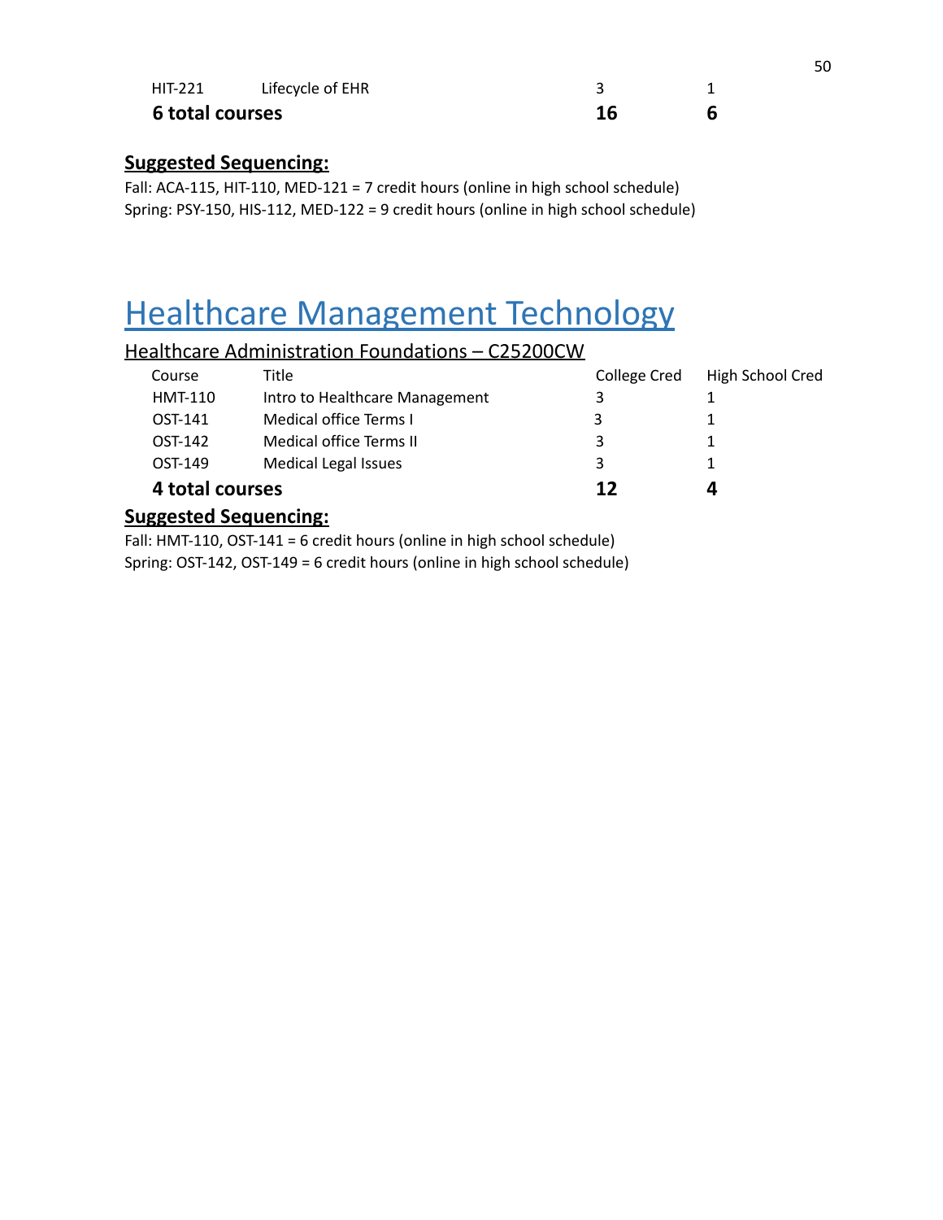| | | | |
|---|---|---|---|
| HIT-221 | Lifecycle of EHR | 3 | 1 |
| **6 total courses** | | **16** | **6** |

**Suggested Sequencing:**

Fall: ACA-115, HIT-110, MED-121 = 7 credit hours (online in high school schedule)
Spring: PSY-150, HIS-112, MED-122 = 9 credit hours (online in high school schedule)

# Healthcare Management Technology

## Healthcare Administration Foundations – C25200CW

| Course | Title | College Cred | High School Cred |
|---|---|---|---|
| HMT-110 | Intro to Healthcare Management | 3 | 1 |
| OST-141 | Medical office Terms I | 3 | 1 |
| OST-142 | Medical office Terms II | 3 | 1 |
| OST-149 | Medical Legal Issues | 3 | 1 |
| **4 total courses** | | **12** | **4** |

**Suggested Sequencing:**

Fall: HMT-110, OST-141 = 6 credit hours (online in high school schedule)
Spring: OST-142, OST-149 = 6 credit hours (online in high school schedule)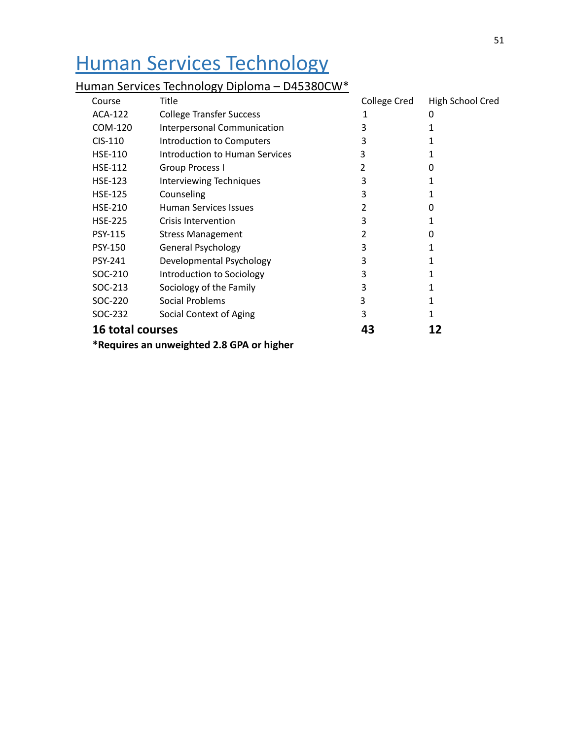# Human Services Technology

## Human Services Technology Diploma – D45380CW*

| Course | Title | College Cred | High School Cred |
|---|---|---|---|
| ACA-122 | College Transfer Success | 1 | 0 |
| COM-120 | Interpersonal Communication | 3 | 1 |
| CIS-110 | Introduction to Computers | 3 | 1 |
| HSE-110 | Introduction to Human Services | 3 | 1 |
| HSE-112 | Group Process I | 2 | 0 |
| HSE-123 | Interviewing Techniques | 3 | 1 |
| HSE-125 | Counseling | 3 | 1 |
| HSE-210 | Human Services Issues | 2 | 0 |
| HSE-225 | Crisis Intervention | 3 | 1 |
| PSY-115 | Stress Management | 2 | 0 |
| PSY-150 | General Psychology | 3 | 1 |
| PSY-241 | Developmental Psychology | 3 | 1 |
| SOC-210 | Introduction to Sociology | 3 | 1 |
| SOC-213 | Sociology of the Family | 3 | 1 |
| SOC-220 | Social Problems | 3 | 1 |
| SOC-232 | Social Context of Aging | 3 | 1 |
| **16 total courses** | | **43** | **12** |

**\*Requires an unweighted 2.8 GPA or higher**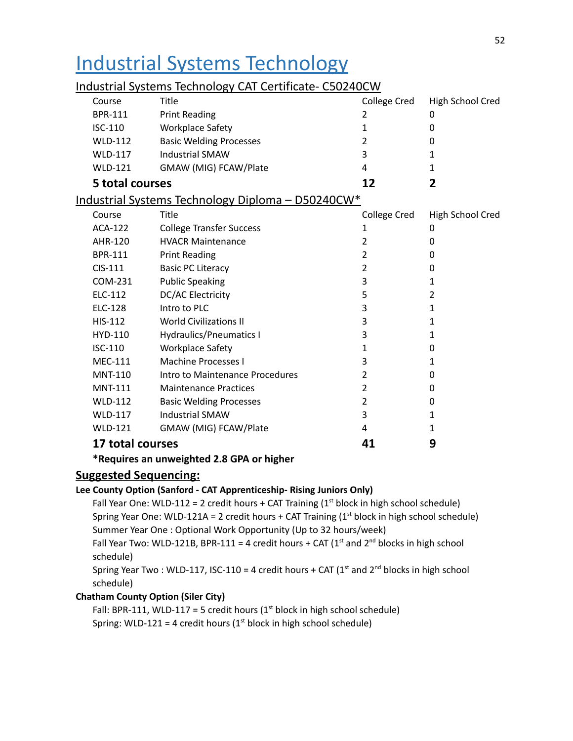# Industrial Systems Technology

## Industrial Systems Technology CAT Certificate- C50240CW

| Course | Title | College Cred | High School Cred |
|---|---|---|---|
| BPR-111 | Print Reading | 2 | 0 |
| ISC-110 | Workplace Safety | 1 | 0 |
| WLD-112 | Basic Welding Processes | 2 | 0 |
| WLD-117 | Industrial SMAW | 3 | 1 |
| WLD-121 | GMAW (MIG) FCAW/Plate | 4 | 1 |
| **5 total courses** | | **12** | **2** |

## Industrial Systems Technology Diploma – D50240CW*

| Course | Title | College Cred | High School Cred |
|---|---|---|---|
| ACA-122 | College Transfer Success | 1 | 0 |
| AHR-120 | HVACR Maintenance | 2 | 0 |
| BPR-111 | Print Reading | 2 | 0 |
| CIS-111 | Basic PC Literacy | 2 | 0 |
| COM-231 | Public Speaking | 3 | 1 |
| ELC-112 | DC/AC Electricity | 5 | 2 |
| ELC-128 | Intro to PLC | 3 | 1 |
| HIS-112 | World Civilizations II | 3 | 1 |
| HYD-110 | Hydraulics/Pneumatics I | 3 | 1 |
| ISC-110 | Workplace Safety | 1 | 0 |
| MEC-111 | Machine Processes I | 3 | 1 |
| MNT-110 | Intro to Maintenance Procedures | 2 | 0 |
| MNT-111 | Maintenance Practices | 2 | 0 |
| WLD-112 | Basic Welding Processes | 2 | 0 |
| WLD-117 | Industrial SMAW | 3 | 1 |
| WLD-121 | GMAW (MIG) FCAW/Plate | 4 | 1 |
| **17 total courses** | | **41** | **9** |

**\*Requires an unweighted 2.8 GPA or higher**

### Suggested Sequencing:

**Lee County Option (Sanford - CAT Apprenticeship- Rising Juniors Only)**

Fall Year One: WLD-112 = 2 credit hours + CAT Training (1st block in high school schedule)
Spring Year One: WLD-121A = 2 credit hours + CAT Training (1st block in high school schedule)
Summer Year One : Optional Work Opportunity (Up to 32 hours/week)
Fall Year Two: WLD-121B, BPR-111 = 4 credit hours + CAT (1st and 2nd blocks in high school schedule)
Spring Year Two : WLD-117, ISC-110 = 4 credit hours + CAT (1st and 2nd blocks in high school schedule)

**Chatham County Option (Siler City)**

Fall: BPR-111, WLD-117 = 5 credit hours (1st block in high school schedule)
Spring: WLD-121 = 4 credit hours (1st block in high school schedule)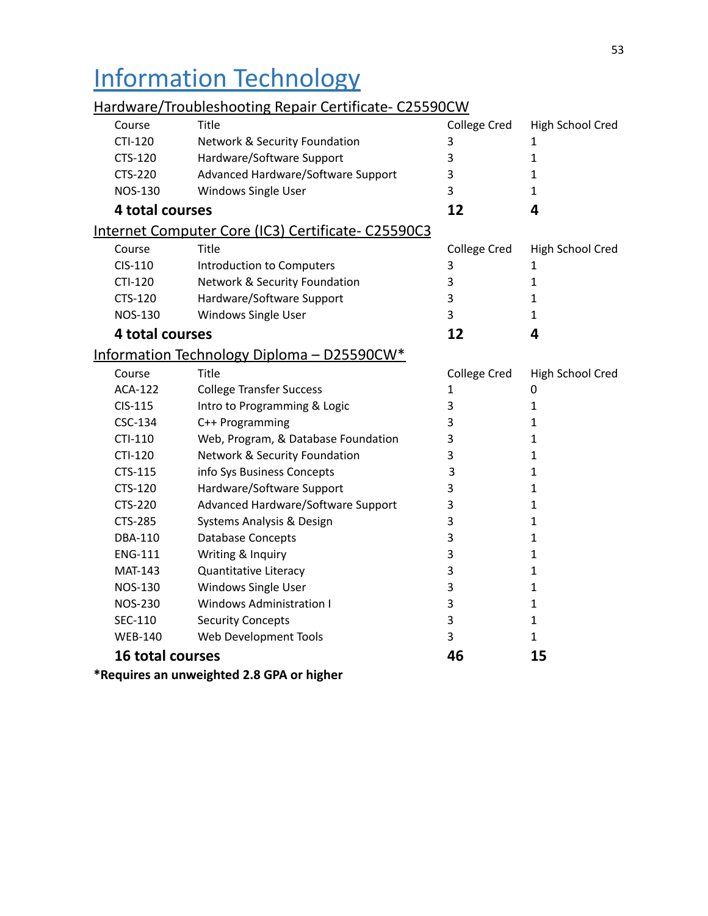# Information Technology

## Hardware/Troubleshooting Repair Certificate- C25590CW

| Course | Title | College Cred | High School Cred |
|---|---|---|---|
| CTI-120 | Network & Security Foundation | 3 | 1 |
| CTS-120 | Hardware/Software Support | 3 | 1 |
| CTS-220 | Advanced Hardware/Software Support | 3 | 1 |
| NOS-130 | Windows Single User | 3 | 1 |
| **4 total courses** | | **12** | **4** |

## Internet Computer Core (IC3) Certificate- C25590C3

| Course | Title | College Cred | High School Cred |
|---|---|---|---|
| CIS-110 | Introduction to Computers | 3 | 1 |
| CTI-120 | Network & Security Foundation | 3 | 1 |
| CTS-120 | Hardware/Software Support | 3 | 1 |
| NOS-130 | Windows Single User | 3 | 1 |
| **4 total courses** | | **12** | **4** |

## Information Technology Diploma – D25590CW*

| Course | Title | College Cred | High School Cred |
|---|---|---|---|
| ACA-122 | College Transfer Success | 1 | 0 |
| CIS-115 | Intro to Programming & Logic | 3 | 1 |
| CSC-134 | C++ Programming | 3 | 1 |
| CTI-110 | Web, Program, & Database Foundation | 3 | 1 |
| CTI-120 | Network & Security Foundation | 3 | 1 |
| CTS-115 | info Sys Business Concepts | 3 | 1 |
| CTS-120 | Hardware/Software Support | 3 | 1 |
| CTS-220 | Advanced Hardware/Software Support | 3 | 1 |
| CTS-285 | Systems Analysis & Design | 3 | 1 |
| DBA-110 | Database Concepts | 3 | 1 |
| ENG-111 | Writing & Inquiry | 3 | 1 |
| MAT-143 | Quantitative Literacy | 3 | 1 |
| NOS-130 | Windows Single User | 3 | 1 |
| NOS-230 | Windows Administration I | 3 | 1 |
| SEC-110 | Security Concepts | 3 | 1 |
| WEB-140 | Web Development Tools | 3 | 1 |
| **16 total courses** | | **46** | **15** |

**\*Requires an unweighted 2.8 GPA or higher**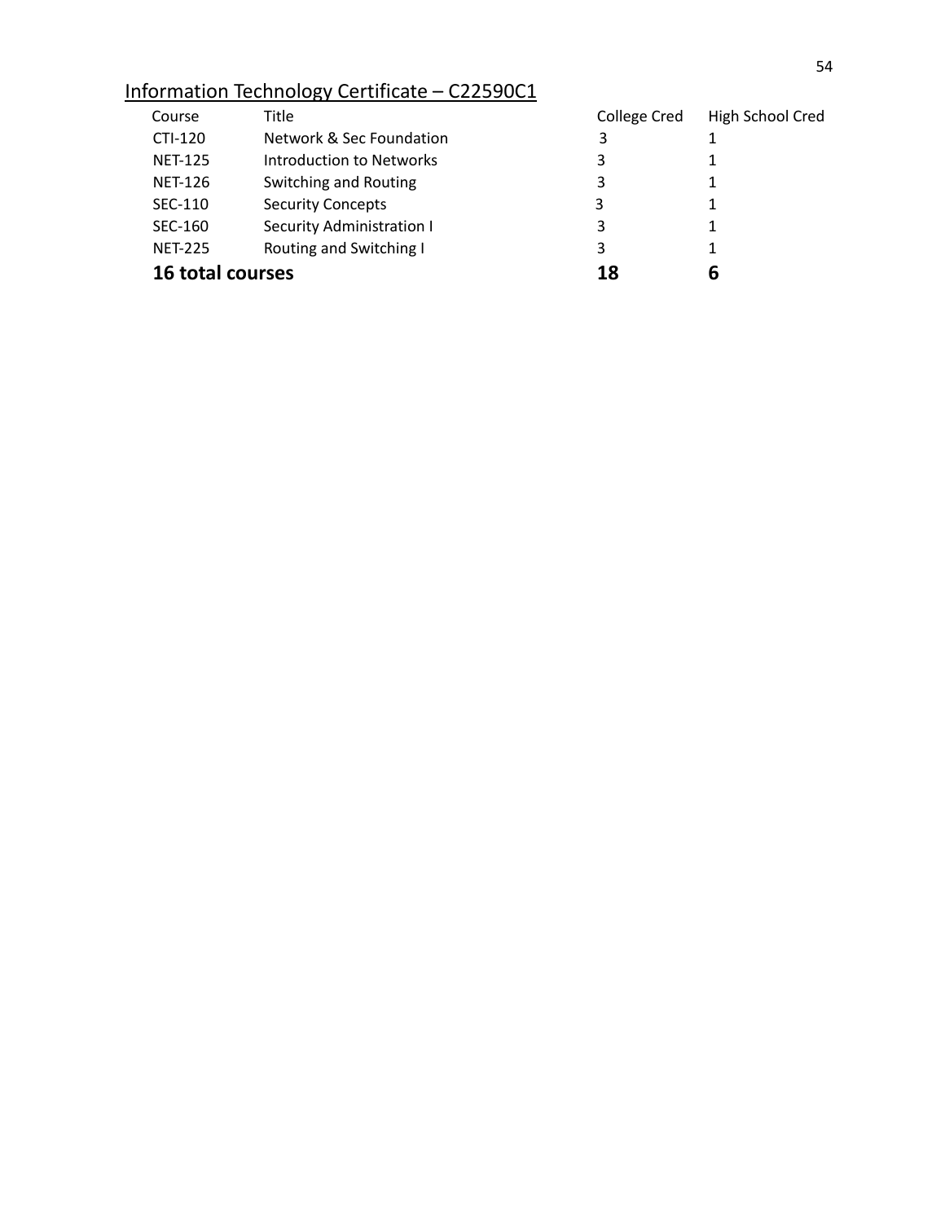Information Technology Certificate – C22590C1

| Course | Title | College Cred | High School Cred |
|---|---|---|---|
| CTI-120 | Network & Sec Foundation | 3 | 1 |
| NET-125 | Introduction to Networks | 3 | 1 |
| NET-126 | Switching and Routing | 3 | 1 |
| SEC-110 | Security Concepts | 3 | 1 |
| SEC-160 | Security Administration I | 3 | 1 |
| NET-225 | Routing and Switching I | 3 | 1 |
| **16 total courses** | | **18** | **6** |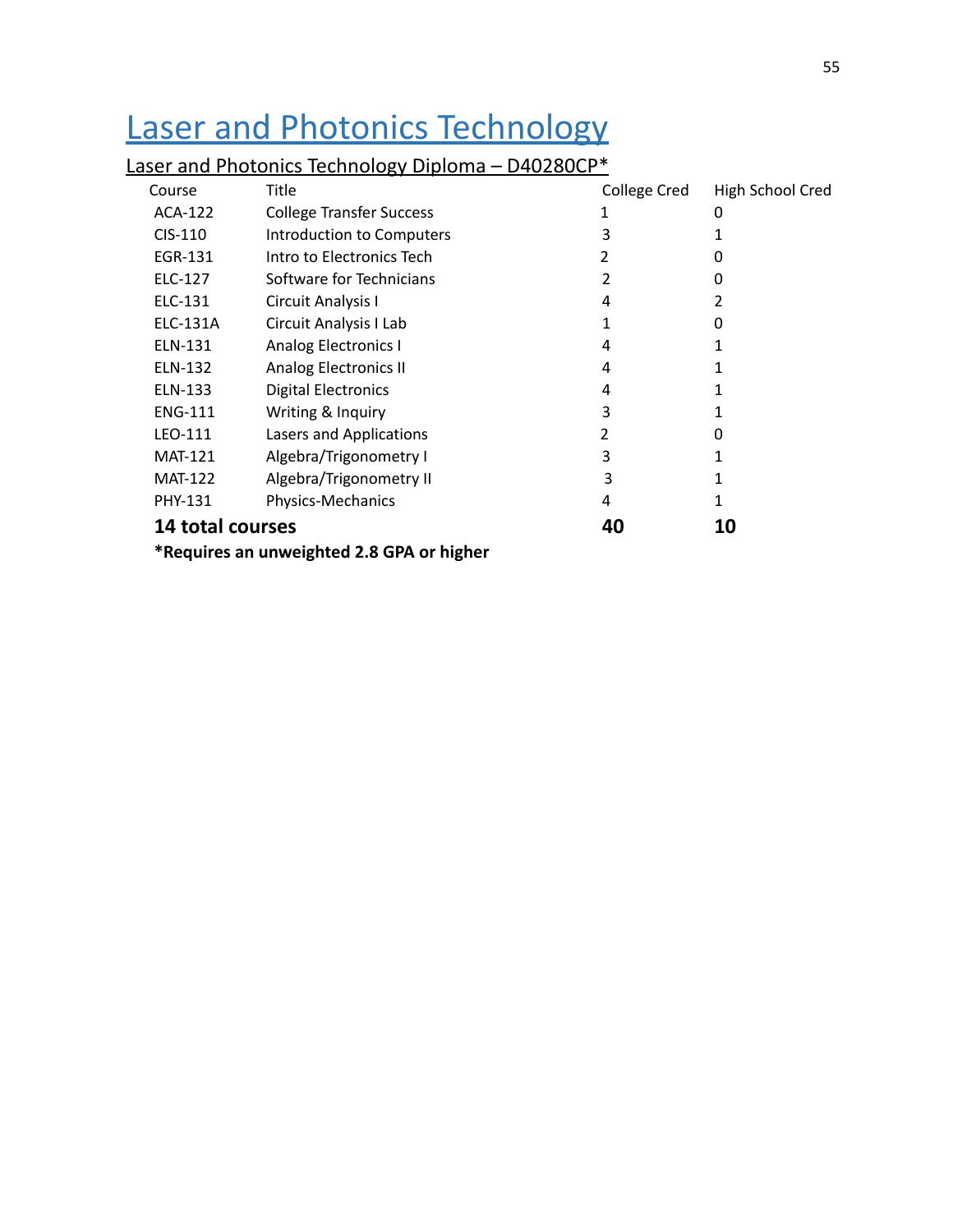# Laser and Photonics Technology

## Laser and Photonics Technology Diploma – D40280CP*

| Course | Title | College Cred | High School Cred |
|---|---|---|---|
| ACA-122 | College Transfer Success | 1 | 0 |
| CIS-110 | Introduction to Computers | 3 | 1 |
| EGR-131 | Intro to Electronics Tech | 2 | 0 |
| ELC-127 | Software for Technicians | 2 | 0 |
| ELC-131 | Circuit Analysis I | 4 | 2 |
| ELC-131A | Circuit Analysis I Lab | 1 | 0 |
| ELN-131 | Analog Electronics I | 4 | 1 |
| ELN-132 | Analog Electronics II | 4 | 1 |
| ELN-133 | Digital Electronics | 4 | 1 |
| ENG-111 | Writing & Inquiry | 3 | 1 |
| LEO-111 | Lasers and Applications | 2 | 0 |
| MAT-121 | Algebra/Trigonometry I | 3 | 1 |
| MAT-122 | Algebra/Trigonometry II | 3 | 1 |
| PHY-131 | Physics-Mechanics | 4 | 1 |
| **14 total courses** | | **40** | **10** |

**\*Requires an unweighted 2.8 GPA or higher**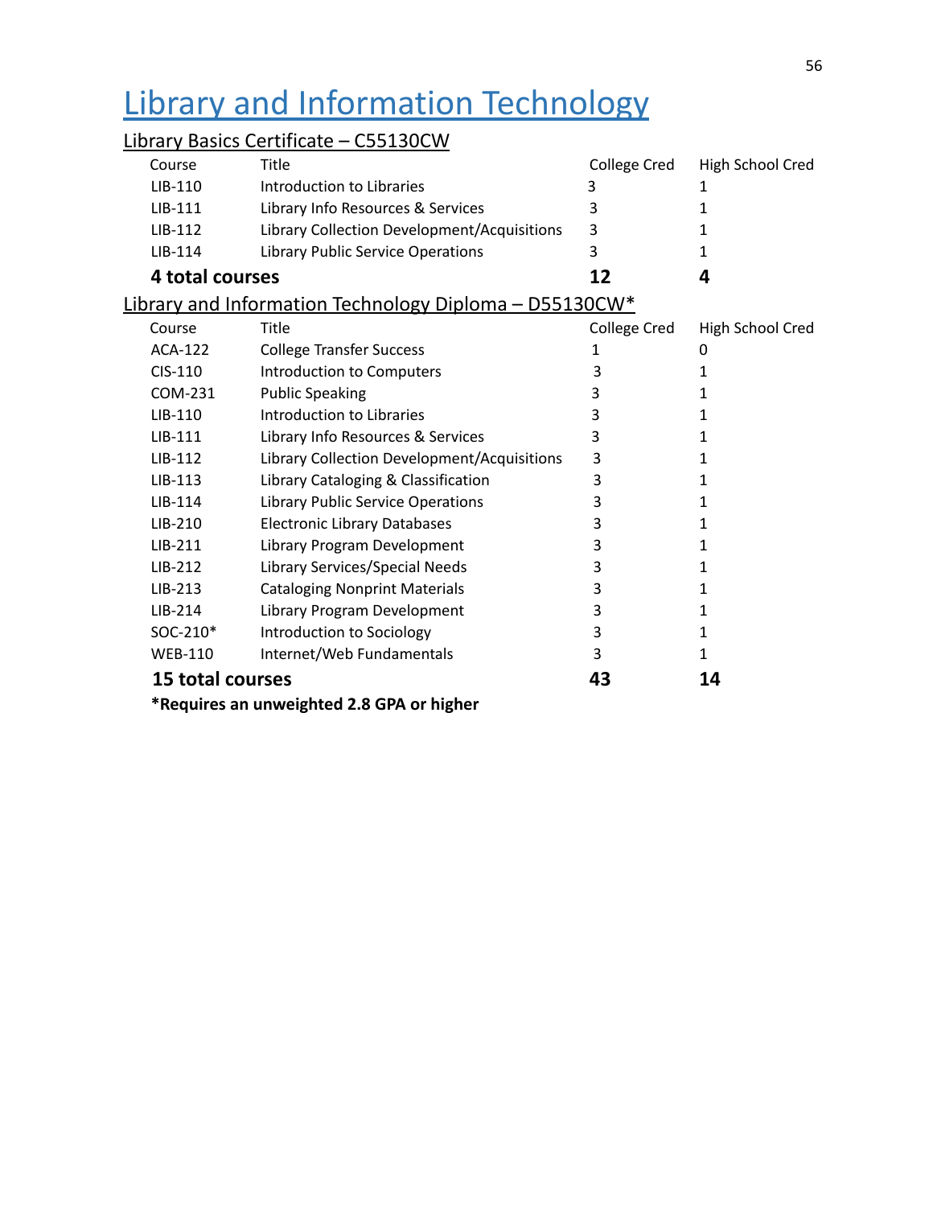# Library and Information Technology

## Library Basics Certificate – C55130CW

| Course | Title | College Cred | High School Cred |
|---|---|---|---|
| LIB-110 | Introduction to Libraries | 3 | 1 |
| LIB-111 | Library Info Resources & Services | 3 | 1 |
| LIB-112 | Library Collection Development/Acquisitions | 3 | 1 |
| LIB-114 | Library Public Service Operations | 3 | 1 |
| **4 total courses** | | **12** | **4** |

## Library and Information Technology Diploma – D55130CW*

| Course | Title | College Cred | High School Cred |
|---|---|---|---|
| ACA-122 | College Transfer Success | 1 | 0 |
| CIS-110 | Introduction to Computers | 3 | 1 |
| COM-231 | Public Speaking | 3 | 1 |
| LIB-110 | Introduction to Libraries | 3 | 1 |
| LIB-111 | Library Info Resources & Services | 3 | 1 |
| LIB-112 | Library Collection Development/Acquisitions | 3 | 1 |
| LIB-113 | Library Cataloging & Classification | 3 | 1 |
| LIB-114 | Library Public Service Operations | 3 | 1 |
| LIB-210 | Electronic Library Databases | 3 | 1 |
| LIB-211 | Library Program Development | 3 | 1 |
| LIB-212 | Library Services/Special Needs | 3 | 1 |
| LIB-213 | Cataloging Nonprint Materials | 3 | 1 |
| LIB-214 | Library Program Development | 3 | 1 |
| SOC-210* | Introduction to Sociology | 3 | 1 |
| WEB-110 | Internet/Web Fundamentals | 3 | 1 |
| **15 total courses** | | **43** | **14** |

**\*Requires an unweighted 2.8 GPA or higher**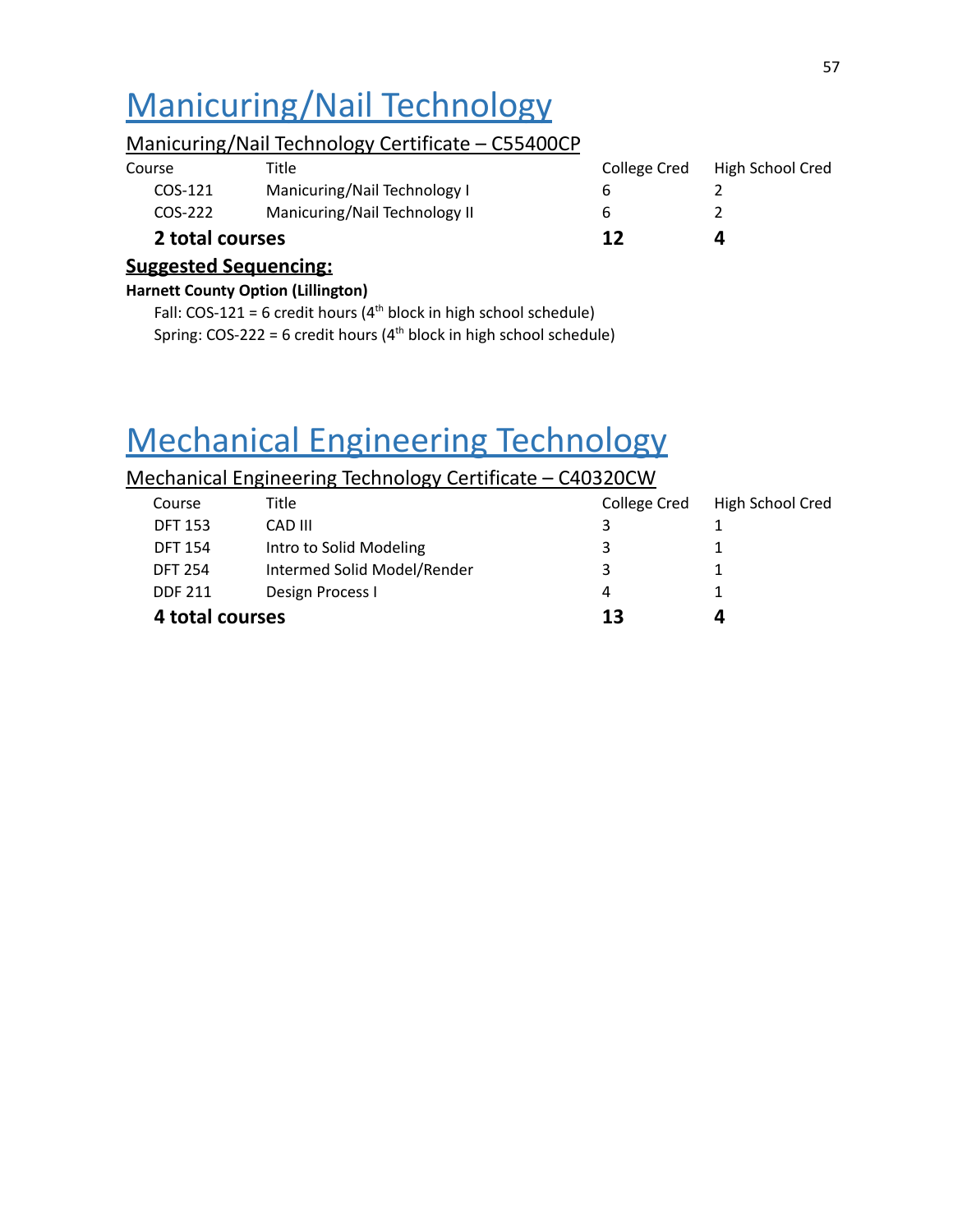# Manicuring/Nail Technology

## Manicuring/Nail Technology Certificate – C55400CP

| Course | Title | College Cred | High School Cred |
|---|---|---|---|
| COS-121 | Manicuring/Nail Technology I | 6 | 2 |
| COS-222 | Manicuring/Nail Technology II | 6 | 2 |
| **2 total courses** | | **12** | **4** |

**Suggested Sequencing:**

**Harnett County Option (Lillington)**

Fall: COS-121 = 6 credit hours (4th block in high school schedule)
Spring: COS-222 = 6 credit hours (4th block in high school schedule)

# Mechanical Engineering Technology

## Mechanical Engineering Technology Certificate – C40320CW

| Course | Title | College Cred | High School Cred |
|---|---|---|---|
| DFT 153 | CAD III | 3 | 1 |
| DFT 154 | Intro to Solid Modeling | 3 | 1 |
| DFT 254 | Intermed Solid Model/Render | 3 | 1 |
| DDF 211 | Design Process I | 4 | 1 |
| **4 total courses** | | **13** | **4** |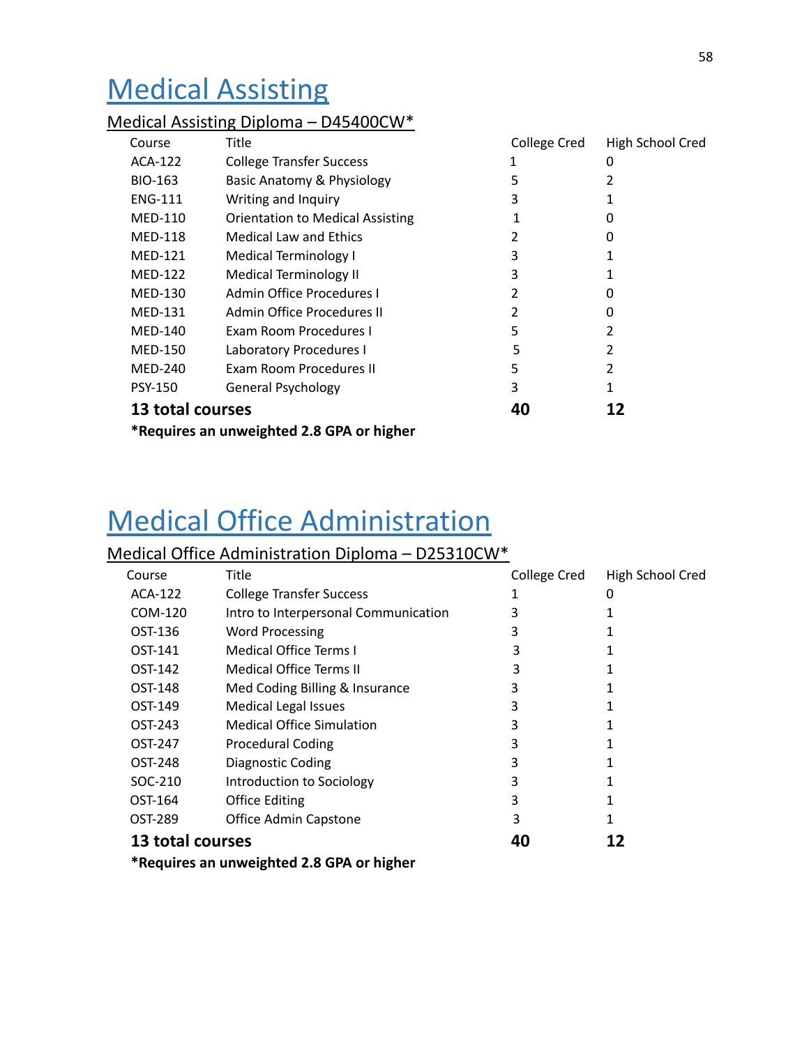# Medical Assisting

## Medical Assisting Diploma – D45400CW*

| Course | Title | College Cred | High School Cred |
|---|---|---|---|
| ACA-122 | College Transfer Success | 1 | 0 |
| BIO-163 | Basic Anatomy & Physiology | 5 | 2 |
| ENG-111 | Writing and Inquiry | 3 | 1 |
| MED-110 | Orientation to Medical Assisting | 1 | 0 |
| MED-118 | Medical Law and Ethics | 2 | 0 |
| MED-121 | Medical Terminology I | 3 | 1 |
| MED-122 | Medical Terminology II | 3 | 1 |
| MED-130 | Admin Office Procedures I | 2 | 0 |
| MED-131 | Admin Office Procedures II | 2 | 0 |
| MED-140 | Exam Room Procedures I | 5 | 2 |
| MED-150 | Laboratory Procedures I | 5 | 2 |
| MED-240 | Exam Room Procedures II | 5 | 2 |
| PSY-150 | General Psychology | 3 | 1 |
| **13 total courses** | | **40** | **12** |

**\*Requires an unweighted 2.8 GPA or higher**

# Medical Office Administration

## Medical Office Administration Diploma – D25310CW*

| Course | Title | College Cred | High School Cred |
|---|---|---|---|
| ACA-122 | College Transfer Success | 1 | 0 |
| COM-120 | Intro to Interpersonal Communication | 3 | 1 |
| OST-136 | Word Processing | 3 | 1 |
| OST-141 | Medical Office Terms I | 3 | 1 |
| OST-142 | Medical Office Terms II | 3 | 1 |
| OST-148 | Med Coding Billing & Insurance | 3 | 1 |
| OST-149 | Medical Legal Issues | 3 | 1 |
| OST-243 | Medical Office Simulation | 3 | 1 |
| OST-247 | Procedural Coding | 3 | 1 |
| OST-248 | Diagnostic Coding | 3 | 1 |
| SOC-210 | Introduction to Sociology | 3 | 1 |
| OST-164 | Office Editing | 3 | 1 |
| OST-289 | Office Admin Capstone | 3 | 1 |
| **13 total courses** | | **40** | **12** |

**\*Requires an unweighted 2.8 GPA or higher**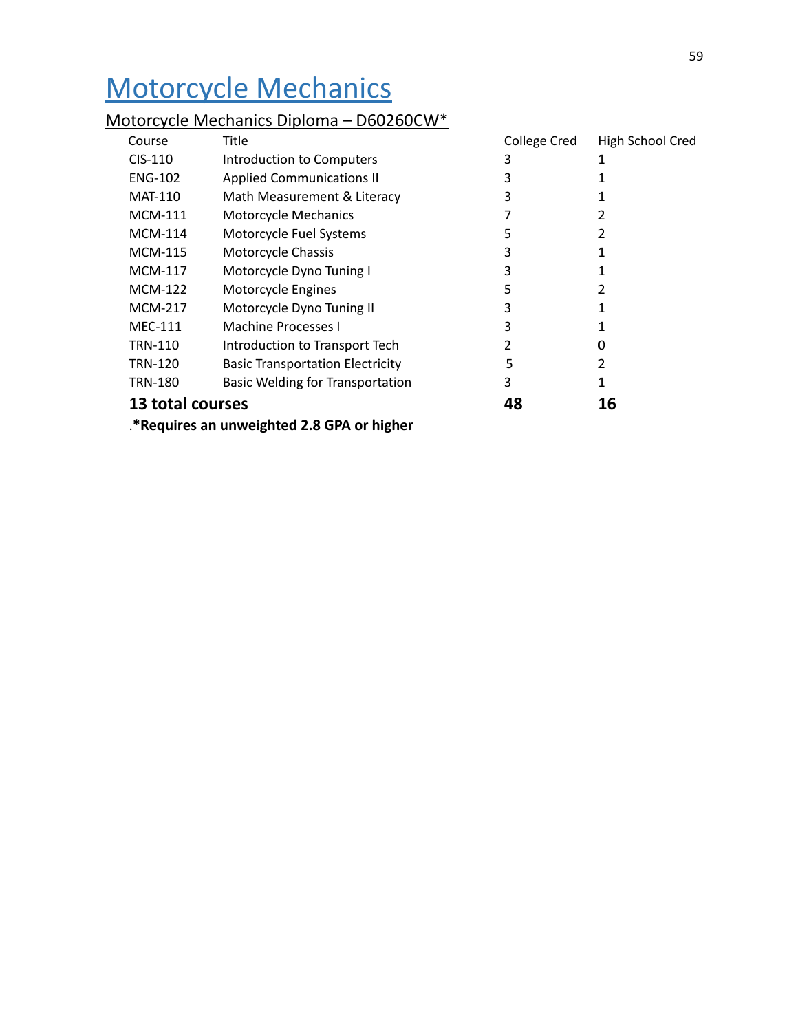# Motorcycle Mechanics

## Motorcycle Mechanics Diploma – D60260CW*

| Course | Title | College Cred | High School Cred |
|---|---|---|---|
| CIS-110 | Introduction to Computers | 3 | 1 |
| ENG-102 | Applied Communications II | 3 | 1 |
| MAT-110 | Math Measurement & Literacy | 3 | 1 |
| MCM-111 | Motorcycle Mechanics | 7 | 2 |
| MCM-114 | Motorcycle Fuel Systems | 5 | 2 |
| MCM-115 | Motorcycle Chassis | 3 | 1 |
| MCM-117 | Motorcycle Dyno Tuning I | 3 | 1 |
| MCM-122 | Motorcycle Engines | 5 | 2 |
| MCM-217 | Motorcycle Dyno Tuning II | 3 | 1 |
| MEC-111 | Machine Processes I | 3 | 1 |
| TRN-110 | Introduction to Transport Tech | 2 | 0 |
| TRN-120 | Basic Transportation Electricity | 5 | 2 |
| TRN-180 | Basic Welding for Transportation | 3 | 1 |
| **13 total courses** | | **48** | **16** |

.***Requires an unweighted 2.8 GPA or higher**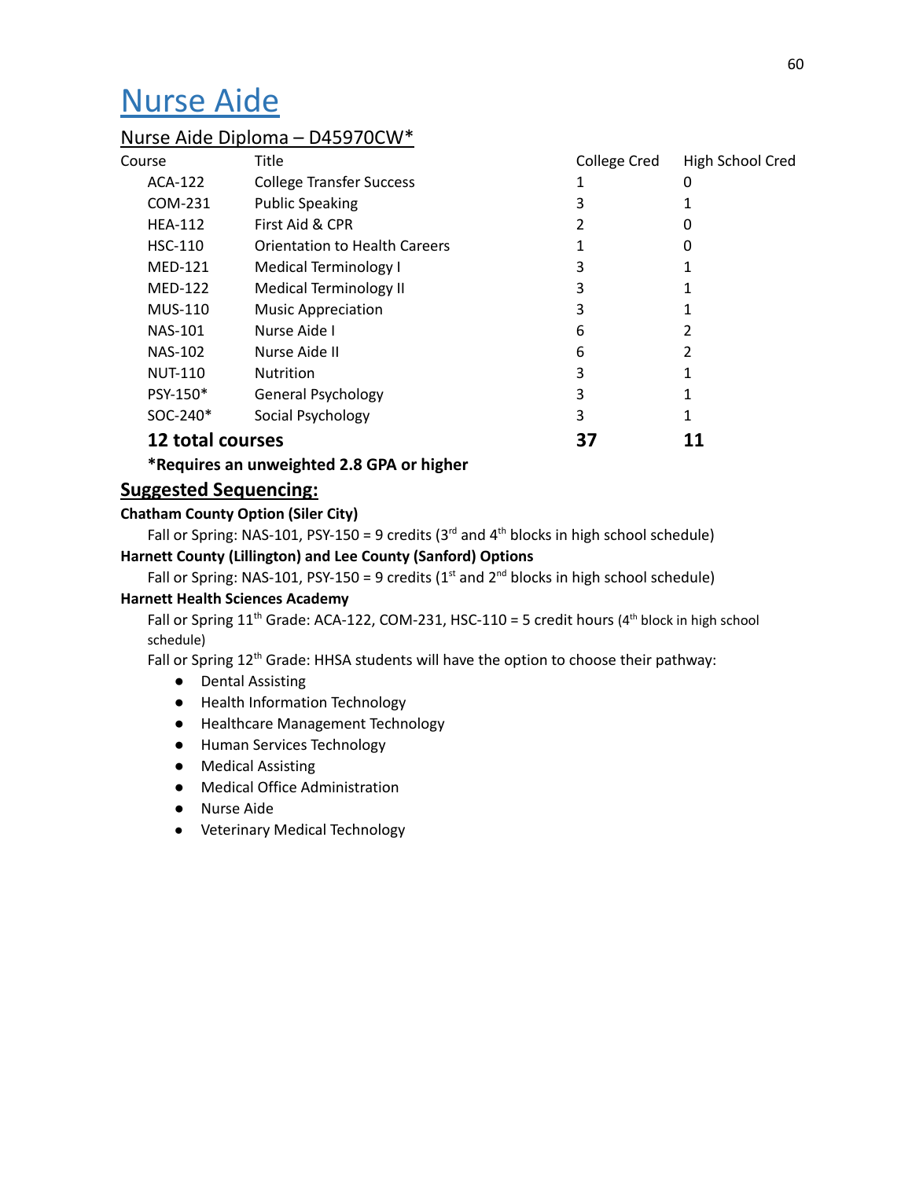# Nurse Aide

## Nurse Aide Diploma – D45970CW*

| Course | Title | College Cred | High School Cred |
|---|---|---|---|
| ACA-122 | College Transfer Success | 1 | 0 |
| COM-231 | Public Speaking | 3 | 1 |
| HEA-112 | First Aid & CPR | 2 | 0 |
| HSC-110 | Orientation to Health Careers | 1 | 0 |
| MED-121 | Medical Terminology I | 3 | 1 |
| MED-122 | Medical Terminology II | 3 | 1 |
| MUS-110 | Music Appreciation | 3 | 1 |
| NAS-101 | Nurse Aide I | 6 | 2 |
| NAS-102 | Nurse Aide II | 6 | 2 |
| NUT-110 | Nutrition | 3 | 1 |
| PSY-150* | General Psychology | 3 | 1 |
| SOC-240* | Social Psychology | 3 | 1 |
| **12 total courses** | | **37** | **11** |

**\*Requires an unweighted 2.8 GPA or higher**

## Suggested Sequencing:

**Chatham County Option (Siler City)**

Fall or Spring: NAS-101, PSY-150 = 9 credits (3rd and 4th blocks in high school schedule)

**Harnett County (Lillington) and Lee County (Sanford) Options**

Fall or Spring: NAS-101, PSY-150 = 9 credits (1st and 2nd blocks in high school schedule)

**Harnett Health Sciences Academy**

Fall or Spring 11th Grade: ACA-122, COM-231, HSC-110 = 5 credit hours (4th block in high school schedule)

Fall or Spring 12th Grade: HHSA students will have the option to choose their pathway:

- Dental Assisting
- Health Information Technology
- Healthcare Management Technology
- Human Services Technology
- Medical Assisting
- Medical Office Administration
- Nurse Aide
- Veterinary Medical Technology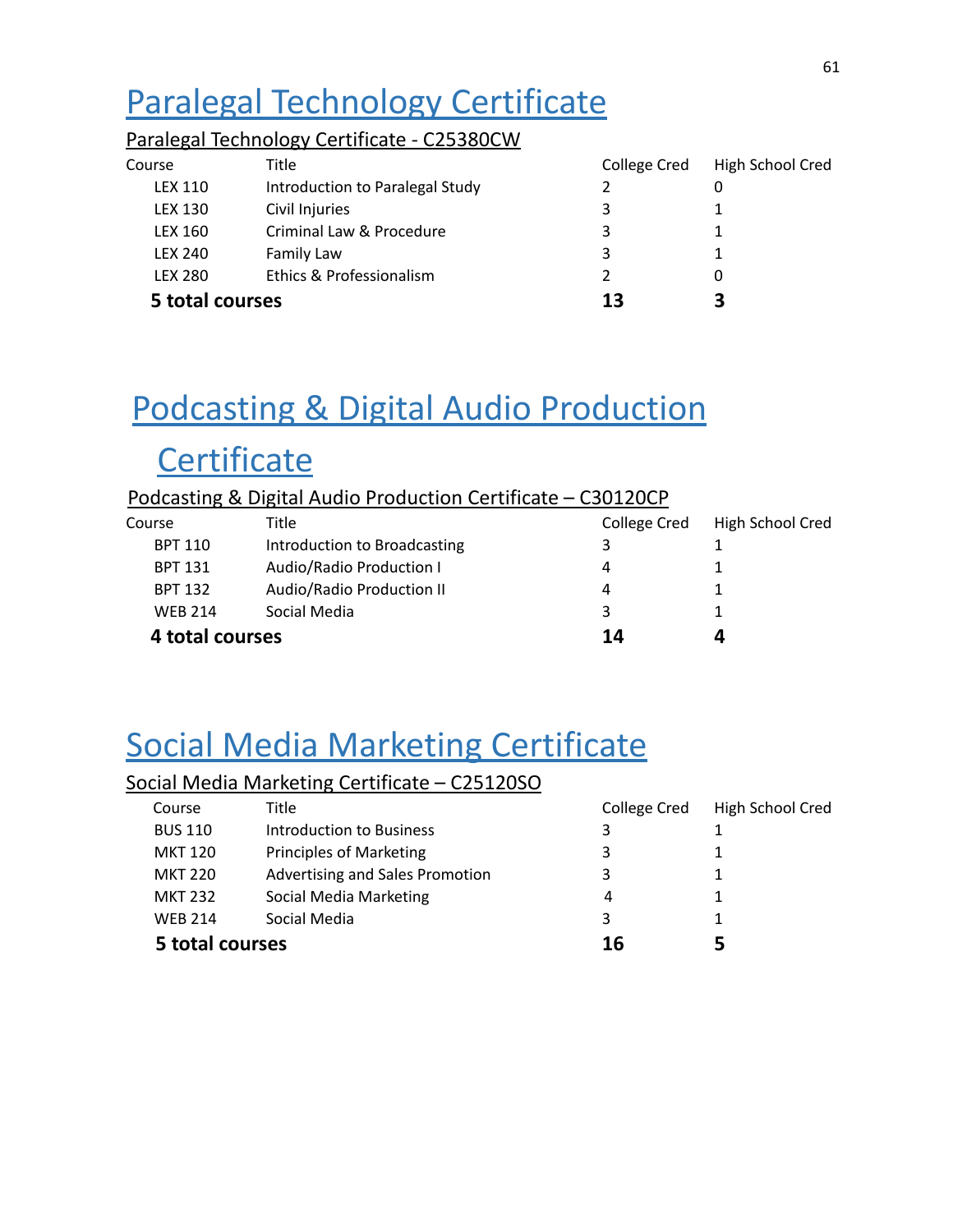# Paralegal Technology Certificate

## Paralegal Technology Certificate - C25380CW

| Course | Title | College Cred | High School Cred |
|---|---|---|---|
| LEX 110 | Introduction to Paralegal Study | 2 | 0 |
| LEX 130 | Civil Injuries | 3 | 1 |
| LEX 160 | Criminal Law & Procedure | 3 | 1 |
| LEX 240 | Family Law | 3 | 1 |
| LEX 280 | Ethics & Professionalism | 2 | 0 |
| **5 total courses** | | **13** | **3** |

# Podcasting & Digital Audio Production Certificate

## Podcasting & Digital Audio Production Certificate – C30120CP

| Course | Title | College Cred | High School Cred |
|---|---|---|---|
| BPT 110 | Introduction to Broadcasting | 3 | 1 |
| BPT 131 | Audio/Radio Production I | 4 | 1 |
| BPT 132 | Audio/Radio Production II | 4 | 1 |
| WEB 214 | Social Media | 3 | 1 |
| **4 total courses** | | **14** | **4** |

# Social Media Marketing Certificate

## Social Media Marketing Certificate – C25120SO

| Course | Title | College Cred | High School Cred |
|---|---|---|---|
| BUS 110 | Introduction to Business | 3 | 1 |
| MKT 120 | Principles of Marketing | 3 | 1 |
| MKT 220 | Advertising and Sales Promotion | 3 | 1 |
| MKT 232 | Social Media Marketing | 4 | 1 |
| WEB 214 | Social Media | 3 | 1 |
| **5 total courses** | | **16** | **5** |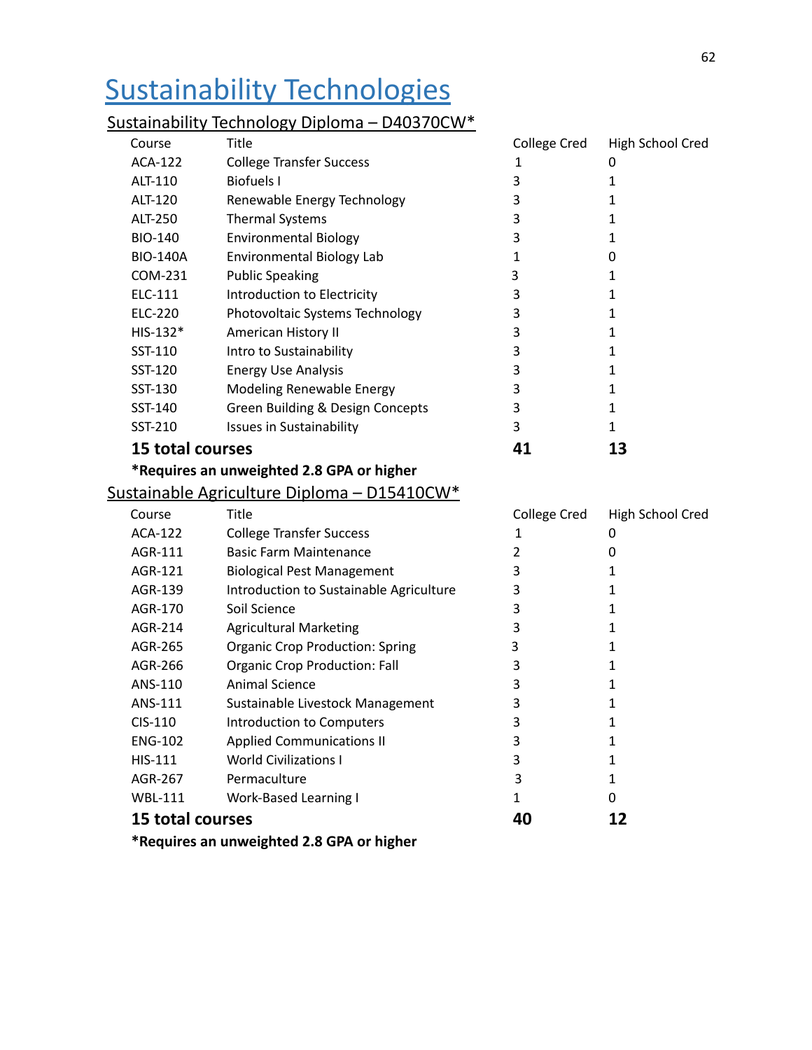# Sustainability Technologies

## Sustainability Technology Diploma – D40370CW*

| Course | Title | College Cred | High School Cred |
|---|---|---|---|
| ACA-122 | College Transfer Success | 1 | 0 |
| ALT-110 | Biofuels I | 3 | 1 |
| ALT-120 | Renewable Energy Technology | 3 | 1 |
| ALT-250 | Thermal Systems | 3 | 1 |
| BIO-140 | Environmental Biology | 3 | 1 |
| BIO-140A | Environmental Biology Lab | 1 | 0 |
| COM-231 | Public Speaking | 3 | 1 |
| ELC-111 | Introduction to Electricity | 3 | 1 |
| ELC-220 | Photovoltaic Systems Technology | 3 | 1 |
| HIS-132* | American History II | 3 | 1 |
| SST-110 | Intro to Sustainability | 3 | 1 |
| SST-120 | Energy Use Analysis | 3 | 1 |
| SST-130 | Modeling Renewable Energy | 3 | 1 |
| SST-140 | Green Building & Design Concepts | 3 | 1 |
| SST-210 | Issues in Sustainability | 3 | 1 |
| **15 total courses** | | **41** | **13** |

**\*Requires an unweighted 2.8 GPA or higher**

## Sustainable Agriculture Diploma – D15410CW*

| Course | Title | College Cred | High School Cred |
|---|---|---|---|
| ACA-122 | College Transfer Success | 1 | 0 |
| AGR-111 | Basic Farm Maintenance | 2 | 0 |
| AGR-121 | Biological Pest Management | 3 | 1 |
| AGR-139 | Introduction to Sustainable Agriculture | 3 | 1 |
| AGR-170 | Soil Science | 3 | 1 |
| AGR-214 | Agricultural Marketing | 3 | 1 |
| AGR-265 | Organic Crop Production: Spring | 3 | 1 |
| AGR-266 | Organic Crop Production: Fall | 3 | 1 |
| ANS-110 | Animal Science | 3 | 1 |
| ANS-111 | Sustainable Livestock Management | 3 | 1 |
| CIS-110 | Introduction to Computers | 3 | 1 |
| ENG-102 | Applied Communications II | 3 | 1 |
| HIS-111 | World Civilizations I | 3 | 1 |
| AGR-267 | Permaculture | 3 | 1 |
| WBL-111 | Work-Based Learning I | 1 | 0 |
| **15 total courses** | | **40** | **12** |

**\*Requires an unweighted 2.8 GPA or higher**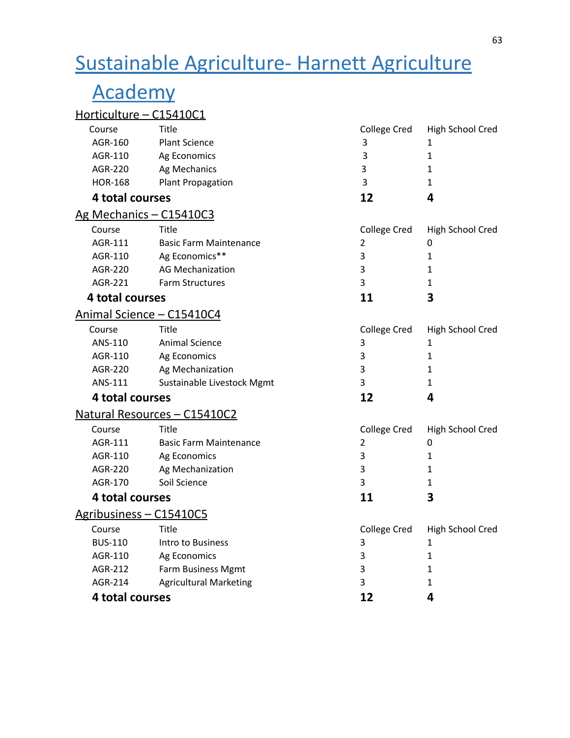# Sustainable Agriculture- Harnett Agriculture Academy

## Horticulture – C15410C1

| Course | Title | College Cred | High School Cred |
|---|---|---|---|
| AGR-160 | Plant Science | 3 | 1 |
| AGR-110 | Ag Economics | 3 | 1 |
| AGR-220 | Ag Mechanics | 3 | 1 |
| HOR-168 | Plant Propagation | 3 | 1 |
| **4 total courses** | | **12** | **4** |

## Ag Mechanics – C15410C3

| Course | Title | College Cred | High School Cred |
|---|---|---|---|
| AGR-111 | Basic Farm Maintenance | 2 | 0 |
| AGR-110 | Ag Economics** | 3 | 1 |
| AGR-220 | AG Mechanization | 3 | 1 |
| AGR-221 | Farm Structures | 3 | 1 |
| **4 total courses** | | **11** | **3** |

## Animal Science – C15410C4

| Course | Title | College Cred | High School Cred |
|---|---|---|---|
| ANS-110 | Animal Science | 3 | 1 |
| AGR-110 | Ag Economics | 3 | 1 |
| AGR-220 | Ag Mechanization | 3 | 1 |
| ANS-111 | Sustainable Livestock Mgmt | 3 | 1 |
| **4 total courses** | | **12** | **4** |

## Natural Resources – C15410C2

| Course | Title | College Cred | High School Cred |
|---|---|---|---|
| AGR-111 | Basic Farm Maintenance | 2 | 0 |
| AGR-110 | Ag Economics | 3 | 1 |
| AGR-220 | Ag Mechanization | 3 | 1 |
| AGR-170 | Soil Science | 3 | 1 |
| **4 total courses** | | **11** | **3** |

## Agribusiness – C15410C5

| Course | Title | College Cred | High School Cred |
|---|---|---|---|
| BUS-110 | Intro to Business | 3 | 1 |
| AGR-110 | Ag Economics | 3 | 1 |
| AGR-212 | Farm Business Mgmt | 3 | 1 |
| AGR-214 | Agricultural Marketing | 3 | 1 |
| **4 total courses** | | **12** | **4** |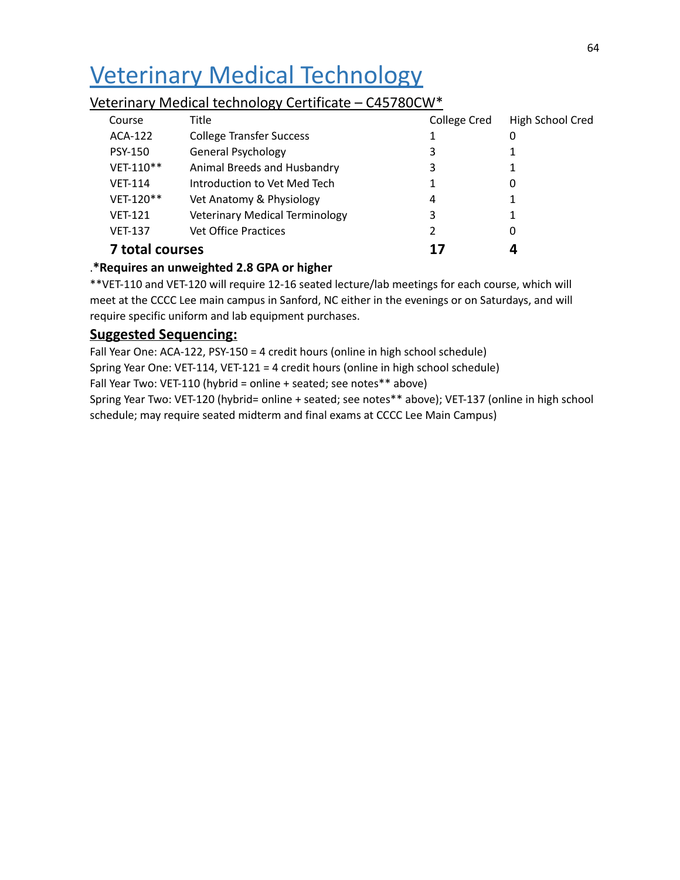# Veterinary Medical Technology

## Veterinary Medical technology Certificate – C45780CW*

| Course | Title | College Cred | High School Cred |
|---|---|---|---|
| ACA-122 | College Transfer Success | 1 | 0 |
| PSY-150 | General Psychology | 3 | 1 |
| VET-110** | Animal Breeds and Husbandry | 3 | 1 |
| VET-114 | Introduction to Vet Med Tech | 1 | 0 |
| VET-120** | Vet Anatomy & Physiology | 4 | 1 |
| VET-121 | Veterinary Medical Terminology | 3 | 1 |
| VET-137 | Vet Office Practices | 2 | 0 |
| **7 total courses** | | **17** | **4** |

.***Requires an unweighted 2.8 GPA or higher**

**VET-110 and VET-120 will require 12-16 seated lecture/lab meetings for each course, which will meet at the CCCC Lee main campus in Sanford, NC either in the evenings or on Saturdays, and will require specific uniform and lab equipment purchases.

### Suggested Sequencing:

Fall Year One: ACA-122, PSY-150 = 4 credit hours (online in high school schedule)

Spring Year One: VET-114, VET-121 = 4 credit hours (online in high school schedule)

Fall Year Two: VET-110 (hybrid = online + seated; see notes** above)

Spring Year Two: VET-120 (hybrid= online + seated; see notes** above); VET-137 (online in high school schedule; may require seated midterm and final exams at CCCC Lee Main Campus)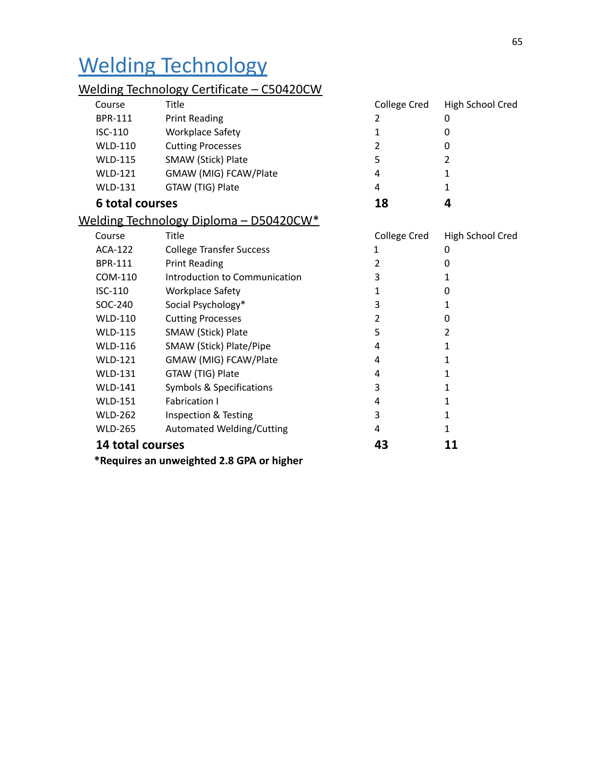# Welding Technology

## Welding Technology Certificate – C50420CW

| Course | Title | College Cred | High School Cred |
|---|---|---|---|
| BPR-111 | Print Reading | 2 | 0 |
| ISC-110 | Workplace Safety | 1 | 0 |
| WLD-110 | Cutting Processes | 2 | 0 |
| WLD-115 | SMAW (Stick) Plate | 5 | 2 |
| WLD-121 | GMAW (MIG) FCAW/Plate | 4 | 1 |
| WLD-131 | GTAW (TIG) Plate | 4 | 1 |
| **6 total courses** | | **18** | **4** |

## Welding Technology Diploma – D50420CW*

| Course | Title | College Cred | High School Cred |
|---|---|---|---|
| ACA-122 | College Transfer Success | 1 | 0 |
| BPR-111 | Print Reading | 2 | 0 |
| COM-110 | Introduction to Communication | 3 | 1 |
| ISC-110 | Workplace Safety | 1 | 0 |
| SOC-240 | Social Psychology* | 3 | 1 |
| WLD-110 | Cutting Processes | 2 | 0 |
| WLD-115 | SMAW (Stick) Plate | 5 | 2 |
| WLD-116 | SMAW (Stick) Plate/Pipe | 4 | 1 |
| WLD-121 | GMAW (MIG) FCAW/Plate | 4 | 1 |
| WLD-131 | GTAW (TIG) Plate | 4 | 1 |
| WLD-141 | Symbols & Specifications | 3 | 1 |
| WLD-151 | Fabrication I | 4 | 1 |
| WLD-262 | Inspection & Testing | 3 | 1 |
| WLD-265 | Automated Welding/Cutting | 4 | 1 |
| **14 total courses** | | **43** | **11** |

**\*Requires an unweighted 2.8 GPA or higher**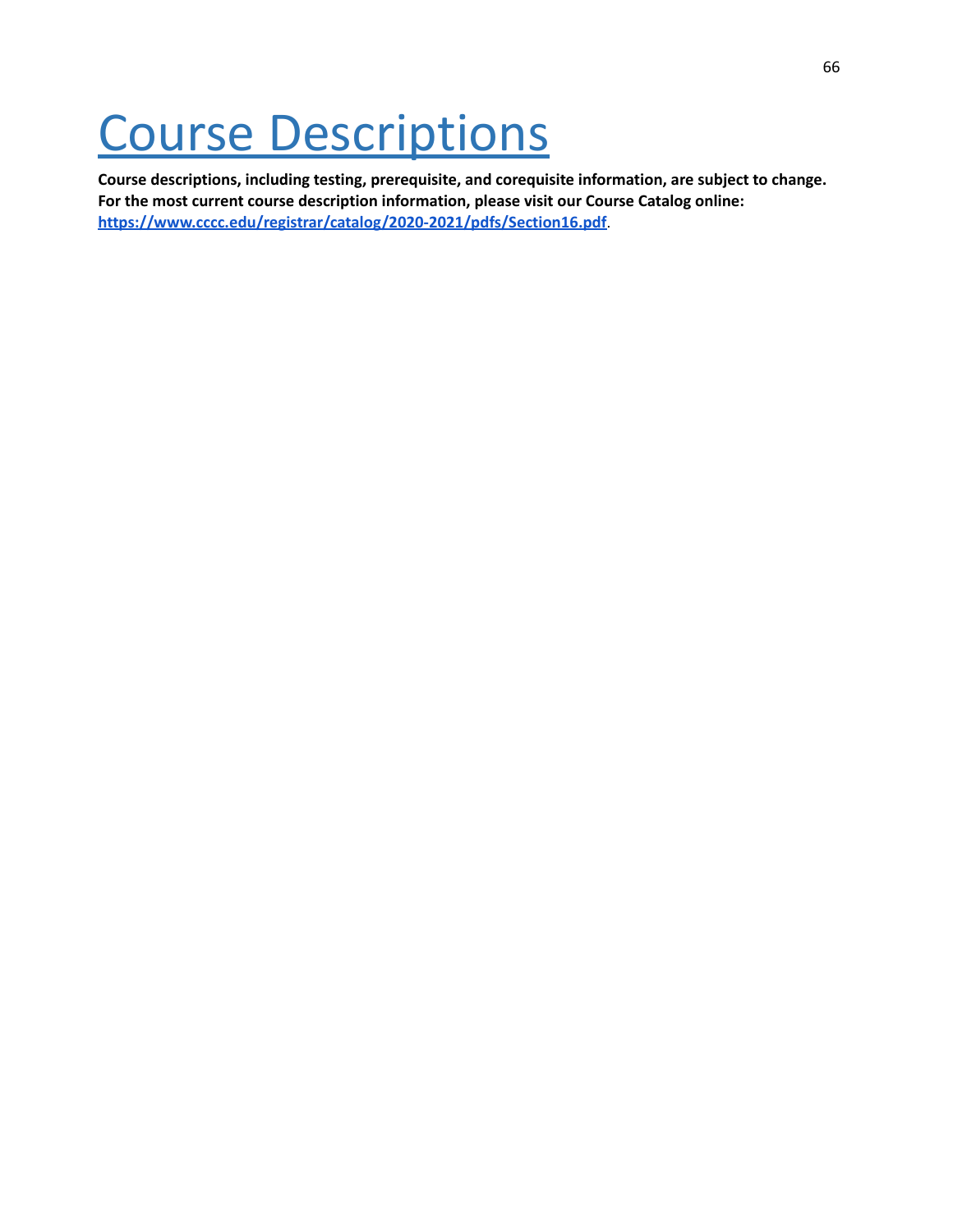# Course Descriptions

**Course descriptions, including testing, prerequisite, and corequisite information, are subject to change. For the most current course description information, please visit our Course Catalog online: https://www.cccc.edu/registrar/catalog/2020-2021/pdfs/Section16.pdf**.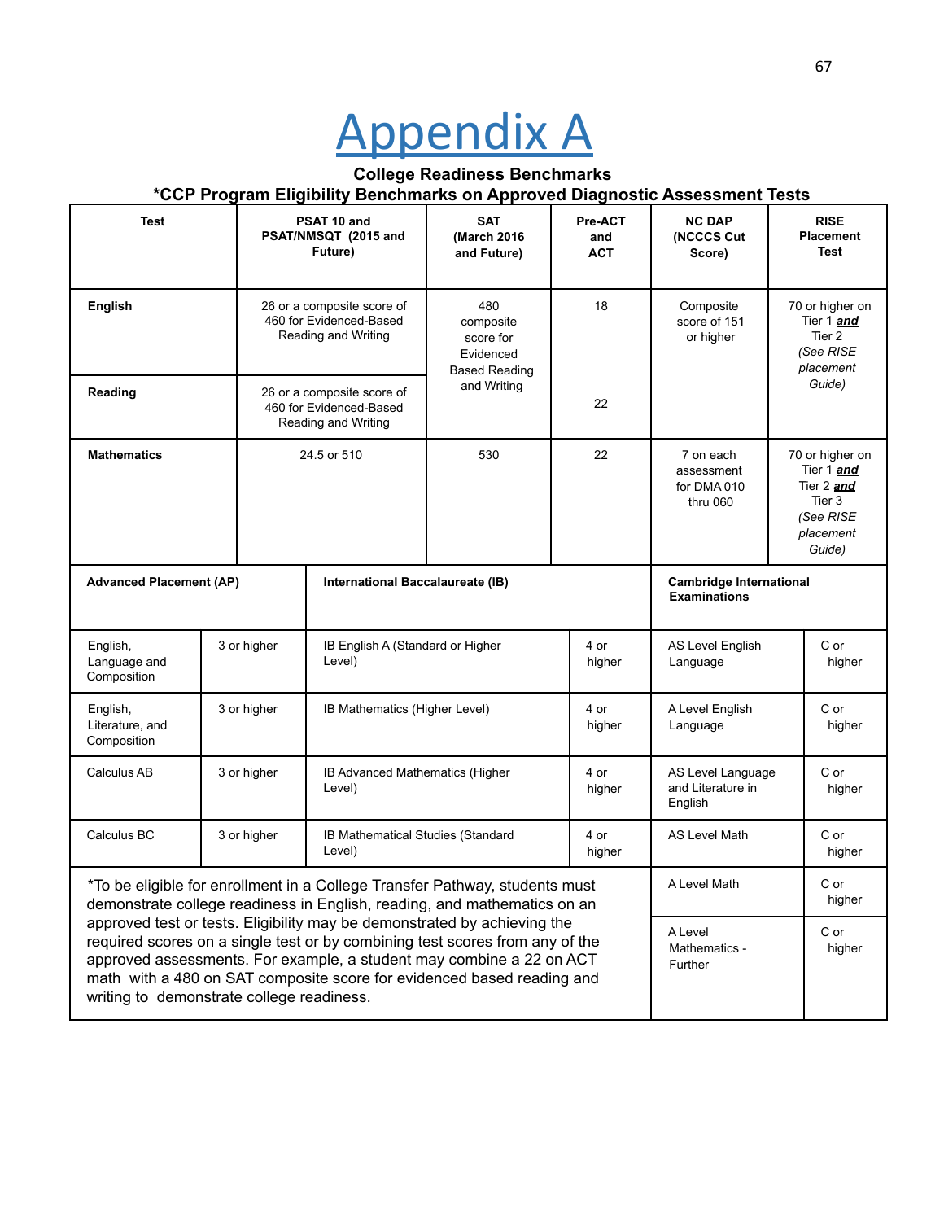# Appendix A

**College Readiness Benchmarks**
**\*CCP Program Eligibility Benchmarks on Approved Diagnostic Assessment Tests**

| Test | PSAT 10 and PSAT/NMSQT (2015 and Future) | SAT (March 2016 and Future) | Pre-ACT and ACT | NC DAP (NCCCS Cut Score) | RISE Placement Test |
|---|---|---|---|---|---|
| **English** | 26 or a composite score of 460 for Evidenced-Based Reading and Writing | 480 composite score for Evidenced Based Reading and Writing | 18 | Composite score of 151 or higher | 70 or higher on Tier 1 ***and*** Tier 2 *(See RISE placement Guide)* |
| **Reading** | 26 or a composite score of 460 for Evidenced-Based Reading and Writing | | 22 | | |
| **Mathematics** | 24.5 or 510 | 530 | 22 | 7 on each assessment for DMA 010 thru 060 | 70 or higher on Tier 1 ***and*** Tier 2 ***and*** Tier 3 *(See RISE placement Guide)* |

| Advanced Placement (AP) | | International Baccalaureate (IB) | | Cambridge International Examinations | |
|---|---|---|---|---|---|
| English, Language and Composition | 3 or higher | IB English A (Standard or Higher Level) | 4 or higher | AS Level English Language | C or higher |
| English, Literature, and Composition | 3 or higher | IB Mathematics (Higher Level) | 4 or higher | A Level English Language | C or higher |
| Calculus AB | 3 or higher | IB Advanced Mathematics (Higher Level) | 4 or higher | AS Level Language and Literature in English | C or higher |
| Calculus BC | 3 or higher | IB Mathematical Studies (Standard Level) | 4 or higher | AS Level Math | C or higher |
| | | | | A Level Math | C or higher |
| | | | | A Level Mathematics - Further | C or higher |

\*To be eligible for enrollment in a College Transfer Pathway, students must demonstrate college readiness in English, reading, and mathematics on an approved test or tests. Eligibility may be demonstrated by achieving the required scores on a single test or by combining test scores from any of the approved assessments. For example, a student may combine a 22 on ACT math with a 480 on SAT composite score for evidenced based reading and writing to demonstrate college readiness.